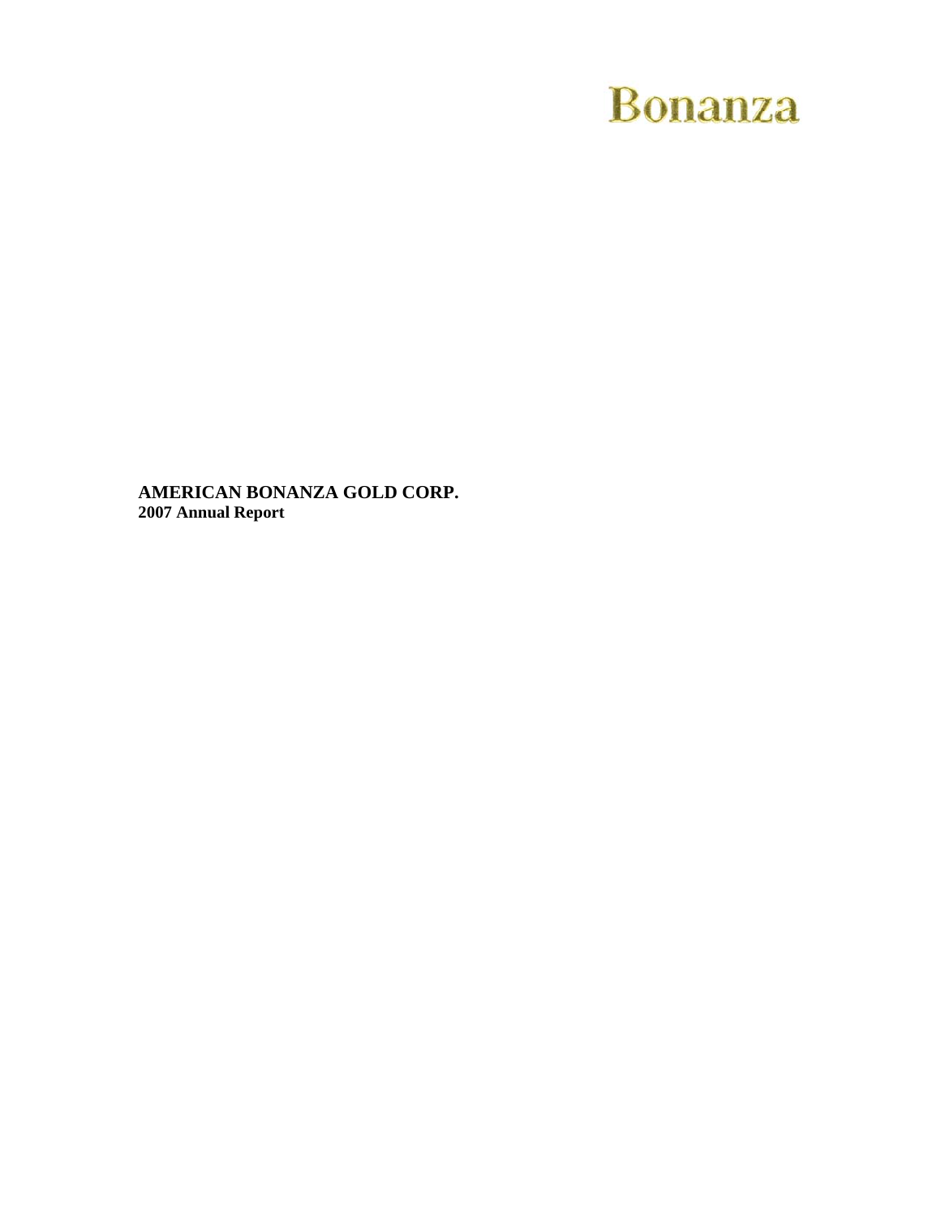# Bonanza

**AMERICAN BONANZA GOLD CORP.**
**2007 Annual Report**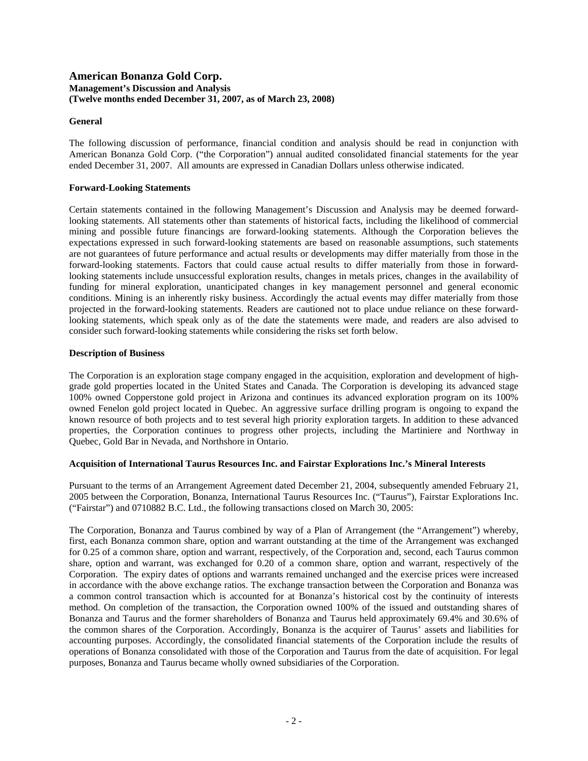# American Bonanza Gold Corp.

**Management's Discussion and Analysis**
**(Twelve months ended December 31, 2007, as of March 23, 2008)**

## General

The following discussion of performance, financial condition and analysis should be read in conjunction with American Bonanza Gold Corp. ("the Corporation") annual audited consolidated financial statements for the year ended December 31, 2007. All amounts are expressed in Canadian Dollars unless otherwise indicated.

## Forward-Looking Statements

Certain statements contained in the following Management's Discussion and Analysis may be deemed forward-looking statements. All statements other than statements of historical facts, including the likelihood of commercial mining and possible future financings are forward-looking statements. Although the Corporation believes the expectations expressed in such forward-looking statements are based on reasonable assumptions, such statements are not guarantees of future performance and actual results or developments may differ materially from those in the forward-looking statements. Factors that could cause actual results to differ materially from those in forward-looking statements include unsuccessful exploration results, changes in metals prices, changes in the availability of funding for mineral exploration, unanticipated changes in key management personnel and general economic conditions. Mining is an inherently risky business. Accordingly the actual events may differ materially from those projected in the forward-looking statements. Readers are cautioned not to place undue reliance on these forward-looking statements, which speak only as of the date the statements were made, and readers are also advised to consider such forward-looking statements while considering the risks set forth below.

## Description of Business

The Corporation is an exploration stage company engaged in the acquisition, exploration and development of high-grade gold properties located in the United States and Canada. The Corporation is developing its advanced stage 100% owned Copperstone gold project in Arizona and continues its advanced exploration program on its 100% owned Fenelon gold project located in Quebec. An aggressive surface drilling program is ongoing to expand the known resource of both projects and to test several high priority exploration targets. In addition to these advanced properties, the Corporation continues to progress other projects, including the Martiniere and Northway in Quebec, Gold Bar in Nevada, and Northshore in Ontario.

## Acquisition of International Taurus Resources Inc. and Fairstar Explorations Inc.'s Mineral Interests

Pursuant to the terms of an Arrangement Agreement dated December 21, 2004, subsequently amended February 21, 2005 between the Corporation, Bonanza, International Taurus Resources Inc. ("Taurus"), Fairstar Explorations Inc. ("Fairstar") and 0710882 B.C. Ltd., the following transactions closed on March 30, 2005:

The Corporation, Bonanza and Taurus combined by way of a Plan of Arrangement (the "Arrangement") whereby, first, each Bonanza common share, option and warrant outstanding at the time of the Arrangement was exchanged for 0.25 of a common share, option and warrant, respectively, of the Corporation and, second, each Taurus common share, option and warrant, was exchanged for 0.20 of a common share, option and warrant, respectively of the Corporation. The expiry dates of options and warrants remained unchanged and the exercise prices were increased in accordance with the above exchange ratios. The exchange transaction between the Corporation and Bonanza was a common control transaction which is accounted for at Bonanza's historical cost by the continuity of interests method. On completion of the transaction, the Corporation owned 100% of the issued and outstanding shares of Bonanza and Taurus and the former shareholders of Bonanza and Taurus held approximately 69.4% and 30.6% of the common shares of the Corporation. Accordingly, Bonanza is the acquirer of Taurus' assets and liabilities for accounting purposes. Accordingly, the consolidated financial statements of the Corporation include the results of operations of Bonanza consolidated with those of the Corporation and Taurus from the date of acquisition. For legal purposes, Bonanza and Taurus became wholly owned subsidiaries of the Corporation.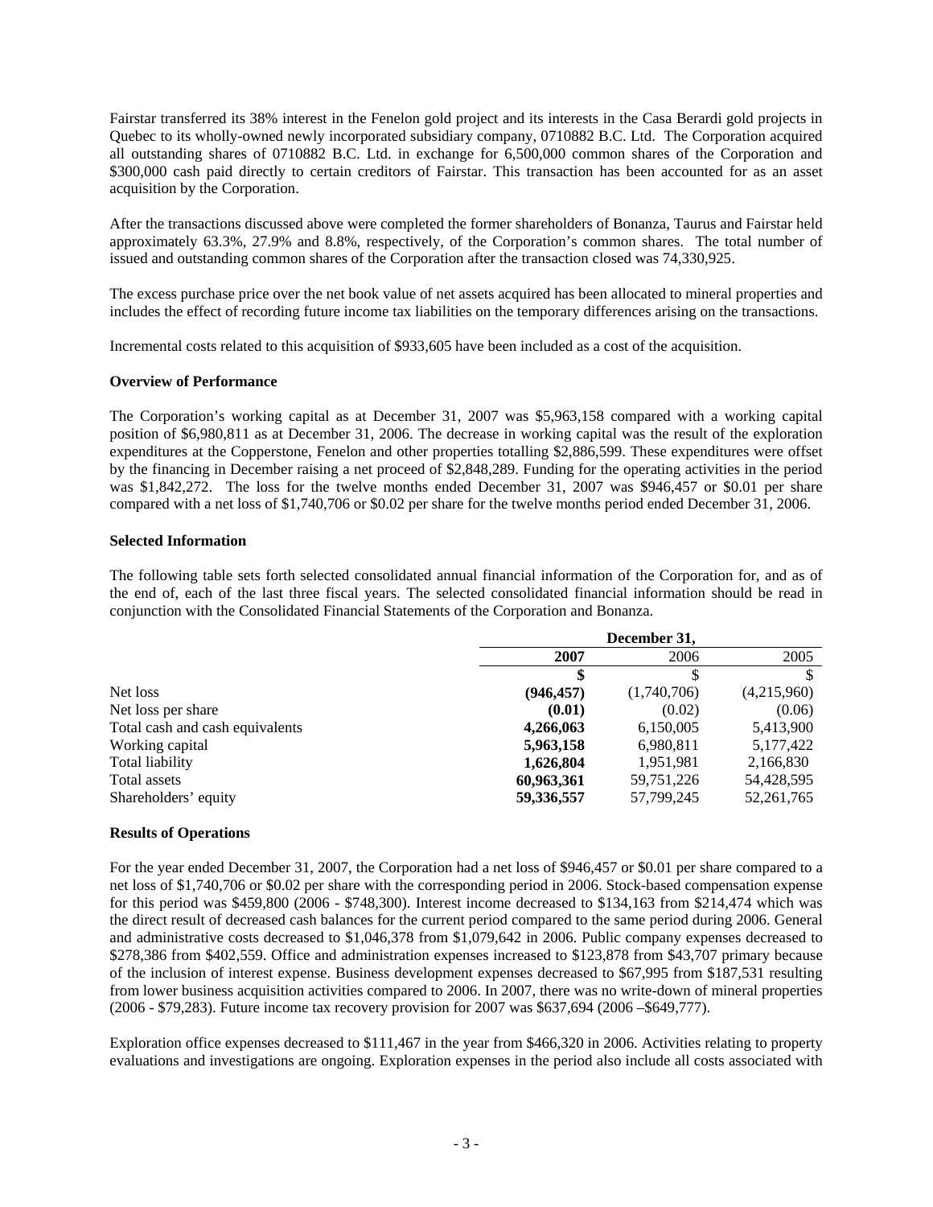Fairstar transferred its 38% interest in the Fenelon gold project and its interests in the Casa Berardi gold projects in Quebec to its wholly-owned newly incorporated subsidiary company, 0710882 B.C. Ltd. The Corporation acquired all outstanding shares of 0710882 B.C. Ltd. in exchange for 6,500,000 common shares of the Corporation and $300,000 cash paid directly to certain creditors of Fairstar. This transaction has been accounted for as an asset acquisition by the Corporation.

After the transactions discussed above were completed the former shareholders of Bonanza, Taurus and Fairstar held approximately 63.3%, 27.9% and 8.8%, respectively, of the Corporation's common shares. The total number of issued and outstanding common shares of the Corporation after the transaction closed was 74,330,925.

The excess purchase price over the net book value of net assets acquired has been allocated to mineral properties and includes the effect of recording future income tax liabilities on the temporary differences arising on the transactions.

Incremental costs related to this acquisition of $933,605 have been included as a cost of the acquisition.

**Overview of Performance**

The Corporation's working capital as at December 31, 2007 was $5,963,158 compared with a working capital position of $6,980,811 as at December 31, 2006. The decrease in working capital was the result of the exploration expenditures at the Copperstone, Fenelon and other properties totalling $2,886,599. These expenditures were offset by the financing in December raising a net proceed of $2,848,289. Funding for the operating activities in the period was $1,842,272. The loss for the twelve months ended December 31, 2007 was $946,457 or $0.01 per share compared with a net loss of $1,740,706 or $0.02 per share for the twelve months period ended December 31, 2006.

**Selected Information**

The following table sets forth selected consolidated annual financial information of the Corporation for, and as of the end of, each of the last three fiscal years. The selected consolidated financial information should be read in conjunction with the Consolidated Financial Statements of the Corporation and Bonanza.

| | **December 31,** | | |
|---|---|---|---|
| | **2007** | 2006 | 2005 |
| | **$** | $ | $ |
| Net loss | **(946,457)** | (1,740,706) | (4,215,960) |
| Net loss per share | **(0.01)** | (0.02) | (0.06) |
| Total cash and cash equivalents | **4,266,063** | 6,150,005 | 5,413,900 |
| Working capital | **5,963,158** | 6,980,811 | 5,177,422 |
| Total liability | **1,626,804** | 1,951,981 | 2,166,830 |
| Total assets | **60,963,361** | 59,751,226 | 54,428,595 |
| Shareholders' equity | **59,336,557** | 57,799,245 | 52,261,765 |

**Results of Operations**

For the year ended December 31, 2007, the Corporation had a net loss of $946,457 or $0.01 per share compared to a net loss of $1,740,706 or $0.02 per share with the corresponding period in 2006. Stock-based compensation expense for this period was $459,800 (2006 - $748,300). Interest income decreased to $134,163 from $214,474 which was the direct result of decreased cash balances for the current period compared to the same period during 2006. General and administrative costs decreased to $1,046,378 from $1,079,642 in 2006. Public company expenses decreased to $278,386 from $402,559. Office and administration expenses increased to $123,878 from $43,707 primary because of the inclusion of interest expense. Business development expenses decreased to $67,995 from $187,531 resulting from lower business acquisition activities compared to 2006. In 2007, there was no write-down of mineral properties (2006 - $79,283). Future income tax recovery provision for 2007 was $637,694 (2006 –$649,777).

Exploration office expenses decreased to $111,467 in the year from $466,320 in 2006. Activities relating to property evaluations and investigations are ongoing. Exploration expenses in the period also include all costs associated with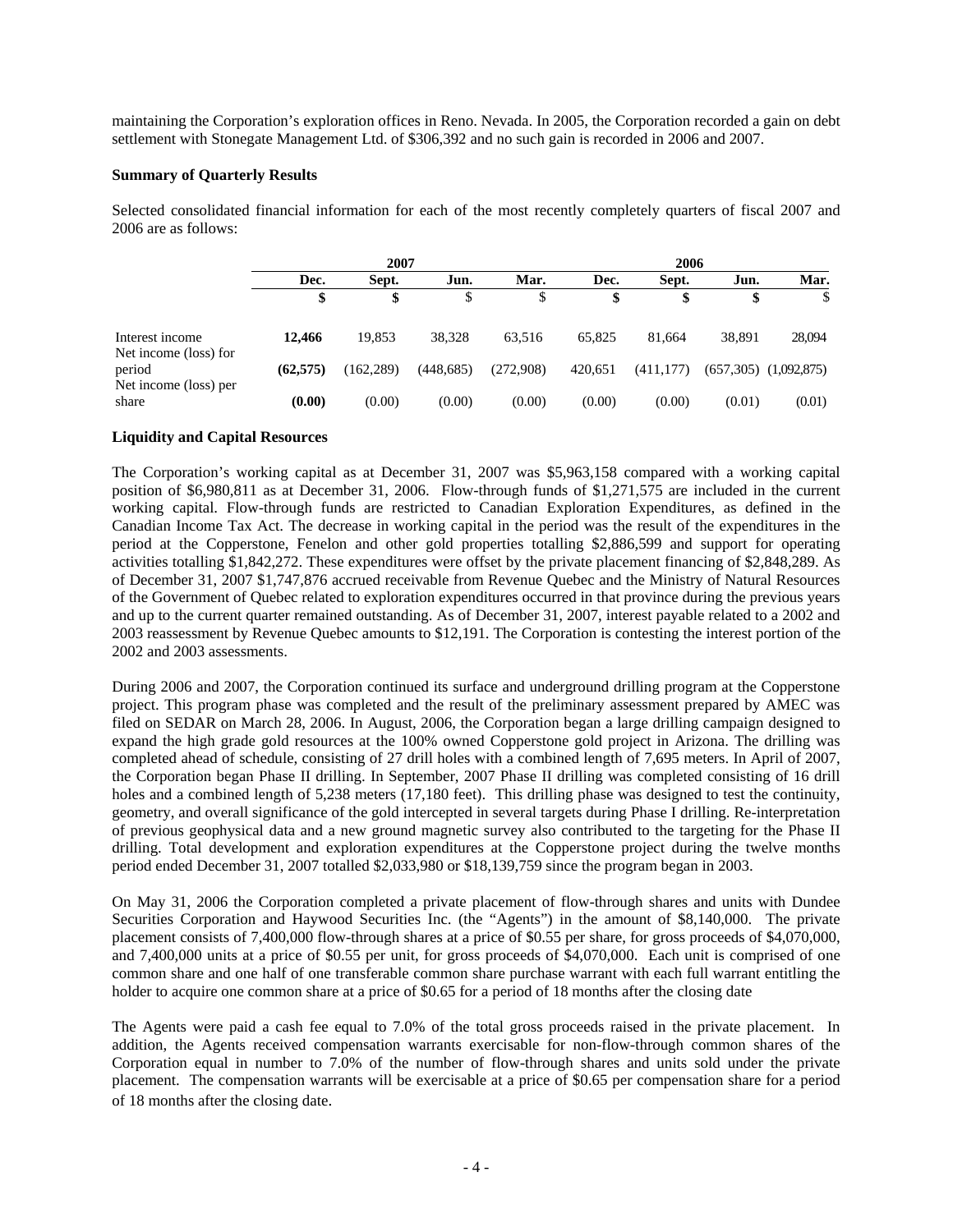maintaining the Corporation's exploration offices in Reno. Nevada. In 2005, the Corporation recorded a gain on debt settlement with Stonegate Management Ltd. of $306,392 and no such gain is recorded in 2006 and 2007.

**Summary of Quarterly Results**

Selected consolidated financial information for each of the most recently completely quarters of fiscal 2007 and 2006 are as follows:

| | 2007 | | | | 2006 | | | |
|---|---|---|---|---|---|---|---|---|
| | **Dec.** | **Sept.** | **Jun.** | **Mar.** | **Dec.** | **Sept.** | **Jun.** | **Mar.** |
| | **$** | **$** | $ | $ | **$** | **$** | **$** | $ |
| Interest income | **12,466** | 19,853 | 38,328 | 63,516 | 65,825 | 81,664 | 38,891 | 28,094 |
| Net income (loss) for period | **(62,575)** | (162,289) | (448,685) | (272,908) | 420,651 | (411,177) | (657,305) | (1,092,875) |
| Net income (loss) per share | **(0.00)** | (0.00) | (0.00) | (0.00) | (0.00) | (0.00) | (0.01) | (0.01) |

**Liquidity and Capital Resources**

The Corporation's working capital as at December 31, 2007 was $5,963,158 compared with a working capital position of $6,980,811 as at December 31, 2006. Flow-through funds of $1,271,575 are included in the current working capital. Flow-through funds are restricted to Canadian Exploration Expenditures, as defined in the Canadian Income Tax Act. The decrease in working capital in the period was the result of the expenditures in the period at the Copperstone, Fenelon and other gold properties totalling $2,886,599 and support for operating activities totalling $1,842,272. These expenditures were offset by the private placement financing of $2,848,289. As of December 31, 2007 $1,747,876 accrued receivable from Revenue Quebec and the Ministry of Natural Resources of the Government of Quebec related to exploration expenditures occurred in that province during the previous years and up to the current quarter remained outstanding. As of December 31, 2007, interest payable related to a 2002 and 2003 reassessment by Revenue Quebec amounts to $12,191. The Corporation is contesting the interest portion of the 2002 and 2003 assessments.

During 2006 and 2007, the Corporation continued its surface and underground drilling program at the Copperstone project. This program phase was completed and the result of the preliminary assessment prepared by AMEC was filed on SEDAR on March 28, 2006. In August, 2006, the Corporation began a large drilling campaign designed to expand the high grade gold resources at the 100% owned Copperstone gold project in Arizona. The drilling was completed ahead of schedule, consisting of 27 drill holes with a combined length of 7,695 meters. In April of 2007, the Corporation began Phase II drilling. In September, 2007 Phase II drilling was completed consisting of 16 drill holes and a combined length of 5,238 meters (17,180 feet). This drilling phase was designed to test the continuity, geometry, and overall significance of the gold intercepted in several targets during Phase I drilling. Re-interpretation of previous geophysical data and a new ground magnetic survey also contributed to the targeting for the Phase II drilling. Total development and exploration expenditures at the Copperstone project during the twelve months period ended December 31, 2007 totalled $2,033,980 or $18,139,759 since the program began in 2003.

On May 31, 2006 the Corporation completed a private placement of flow-through shares and units with Dundee Securities Corporation and Haywood Securities Inc. (the "Agents") in the amount of $8,140,000. The private placement consists of 7,400,000 flow-through shares at a price of $0.55 per share, for gross proceeds of $4,070,000, and 7,400,000 units at a price of $0.55 per unit, for gross proceeds of $4,070,000. Each unit is comprised of one common share and one half of one transferable common share purchase warrant with each full warrant entitling the holder to acquire one common share at a price of $0.65 for a period of 18 months after the closing date

The Agents were paid a cash fee equal to 7.0% of the total gross proceeds raised in the private placement. In addition, the Agents received compensation warrants exercisable for non-flow-through common shares of the Corporation equal in number to 7.0% of the number of flow-through shares and units sold under the private placement. The compensation warrants will be exercisable at a price of $0.65 per compensation share for a period of 18 months after the closing date.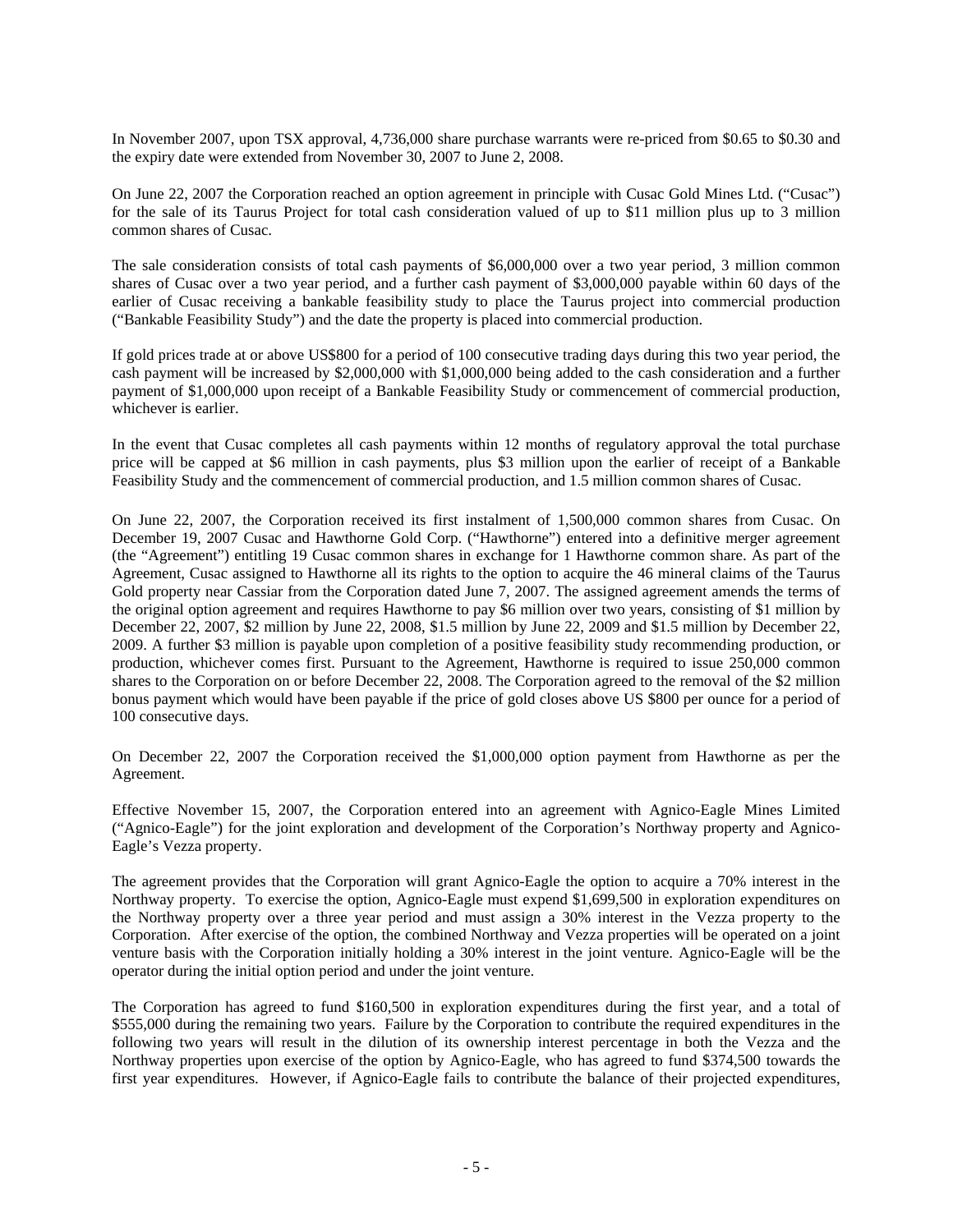In November 2007, upon TSX approval, 4,736,000 share purchase warrants were re-priced from $0.65 to $0.30 and the expiry date were extended from November 30, 2007 to June 2, 2008.

On June 22, 2007 the Corporation reached an option agreement in principle with Cusac Gold Mines Ltd. ("Cusac") for the sale of its Taurus Project for total cash consideration valued of up to $11 million plus up to 3 million common shares of Cusac.

The sale consideration consists of total cash payments of $6,000,000 over a two year period, 3 million common shares of Cusac over a two year period, and a further cash payment of $3,000,000 payable within 60 days of the earlier of Cusac receiving a bankable feasibility study to place the Taurus project into commercial production ("Bankable Feasibility Study") and the date the property is placed into commercial production.

If gold prices trade at or above US$800 for a period of 100 consecutive trading days during this two year period, the cash payment will be increased by $2,000,000 with $1,000,000 being added to the cash consideration and a further payment of $1,000,000 upon receipt of a Bankable Feasibility Study or commencement of commercial production, whichever is earlier.

In the event that Cusac completes all cash payments within 12 months of regulatory approval the total purchase price will be capped at $6 million in cash payments, plus $3 million upon the earlier of receipt of a Bankable Feasibility Study and the commencement of commercial production, and 1.5 million common shares of Cusac.

On June 22, 2007, the Corporation received its first instalment of 1,500,000 common shares from Cusac. On December 19, 2007 Cusac and Hawthorne Gold Corp. ("Hawthorne") entered into a definitive merger agreement (the "Agreement") entitling 19 Cusac common shares in exchange for 1 Hawthorne common share. As part of the Agreement, Cusac assigned to Hawthorne all its rights to the option to acquire the 46 mineral claims of the Taurus Gold property near Cassiar from the Corporation dated June 7, 2007. The assigned agreement amends the terms of the original option agreement and requires Hawthorne to pay $6 million over two years, consisting of $1 million by December 22, 2007, $2 million by June 22, 2008, $1.5 million by June 22, 2009 and $1.5 million by December 22, 2009. A further $3 million is payable upon completion of a positive feasibility study recommending production, or production, whichever comes first. Pursuant to the Agreement, Hawthorne is required to issue 250,000 common shares to the Corporation on or before December 22, 2008. The Corporation agreed to the removal of the $2 million bonus payment which would have been payable if the price of gold closes above US $800 per ounce for a period of 100 consecutive days.

On December 22, 2007 the Corporation received the $1,000,000 option payment from Hawthorne as per the Agreement.

Effective November 15, 2007, the Corporation entered into an agreement with Agnico-Eagle Mines Limited ("Agnico-Eagle") for the joint exploration and development of the Corporation's Northway property and Agnico-Eagle's Vezza property.

The agreement provides that the Corporation will grant Agnico-Eagle the option to acquire a 70% interest in the Northway property. To exercise the option, Agnico-Eagle must expend $1,699,500 in exploration expenditures on the Northway property over a three year period and must assign a 30% interest in the Vezza property to the Corporation. After exercise of the option, the combined Northway and Vezza properties will be operated on a joint venture basis with the Corporation initially holding a 30% interest in the joint venture. Agnico-Eagle will be the operator during the initial option period and under the joint venture.

The Corporation has agreed to fund $160,500 in exploration expenditures during the first year, and a total of $555,000 during the remaining two years. Failure by the Corporation to contribute the required expenditures in the following two years will result in the dilution of its ownership interest percentage in both the Vezza and the Northway properties upon exercise of the option by Agnico-Eagle, who has agreed to fund $374,500 towards the first year expenditures. However, if Agnico-Eagle fails to contribute the balance of their projected expenditures,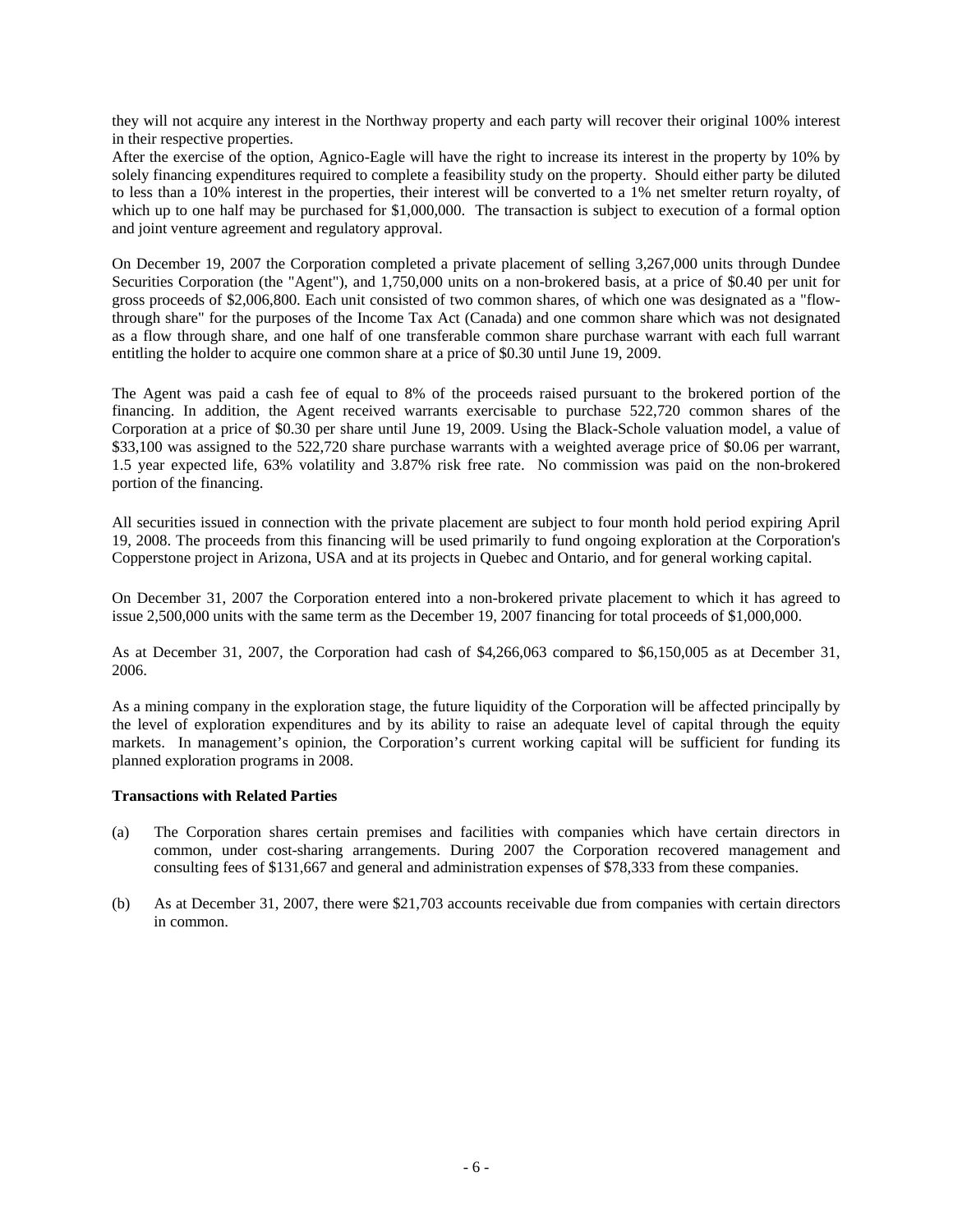they will not acquire any interest in the Northway property and each party will recover their original 100% interest in their respective properties.

After the exercise of the option, Agnico-Eagle will have the right to increase its interest in the property by 10% by solely financing expenditures required to complete a feasibility study on the property. Should either party be diluted to less than a 10% interest in the properties, their interest will be converted to a 1% net smelter return royalty, of which up to one half may be purchased for $1,000,000. The transaction is subject to execution of a formal option and joint venture agreement and regulatory approval.

On December 19, 2007 the Corporation completed a private placement of selling 3,267,000 units through Dundee Securities Corporation (the "Agent"), and 1,750,000 units on a non-brokered basis, at a price of $0.40 per unit for gross proceeds of $2,006,800. Each unit consisted of two common shares, of which one was designated as a "flow-through share" for the purposes of the Income Tax Act (Canada) and one common share which was not designated as a flow through share, and one half of one transferable common share purchase warrant with each full warrant entitling the holder to acquire one common share at a price of $0.30 until June 19, 2009.

The Agent was paid a cash fee of equal to 8% of the proceeds raised pursuant to the brokered portion of the financing. In addition, the Agent received warrants exercisable to purchase 522,720 common shares of the Corporation at a price of $0.30 per share until June 19, 2009. Using the Black-Schole valuation model, a value of $33,100 was assigned to the 522,720 share purchase warrants with a weighted average price of $0.06 per warrant, 1.5 year expected life, 63% volatility and 3.87% risk free rate. No commission was paid on the non-brokered portion of the financing.

All securities issued in connection with the private placement are subject to four month hold period expiring April 19, 2008. The proceeds from this financing will be used primarily to fund ongoing exploration at the Corporation's Copperstone project in Arizona, USA and at its projects in Quebec and Ontario, and for general working capital.

On December 31, 2007 the Corporation entered into a non-brokered private placement to which it has agreed to issue 2,500,000 units with the same term as the December 19, 2007 financing for total proceeds of $1,000,000.

As at December 31, 2007, the Corporation had cash of $4,266,063 compared to $6,150,005 as at December 31, 2006.

As a mining company in the exploration stage, the future liquidity of the Corporation will be affected principally by the level of exploration expenditures and by its ability to raise an adequate level of capital through the equity markets. In management's opinion, the Corporation's current working capital will be sufficient for funding its planned exploration programs in 2008.

**Transactions with Related Parties**

(a) The Corporation shares certain premises and facilities with companies which have certain directors in common, under cost-sharing arrangements. During 2007 the Corporation recovered management and consulting fees of $131,667 and general and administration expenses of $78,333 from these companies.

(b) As at December 31, 2007, there were $21,703 accounts receivable due from companies with certain directors in common.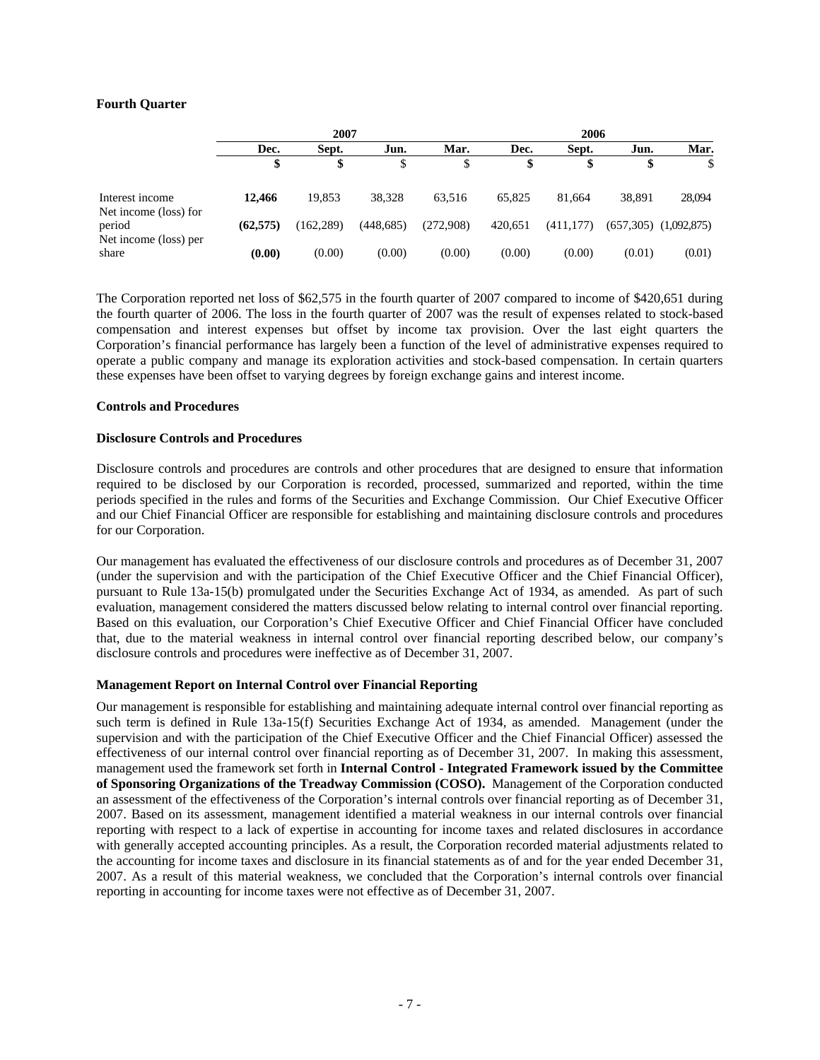### Fourth Quarter

| | 2007 | | | | 2006 | | | |
|---|---|---|---|---|---|---|---|---|
| | **Dec.** | **Sept.** | **Jun.** | **Mar.** | **Dec.** | **Sept.** | **Jun.** | **Mar.** |
| | **$** | **$** | $ | $ | **$** | **$** | **$** | $ |
| Interest income | **12,466** | 19,853 | 38,328 | 63,516 | 65,825 | 81,664 | 38,891 | 28,094 |
| Net income (loss) for period | **(62,575)** | (162,289) | (448,685) | (272,908) | 420,651 | (411,177) | (657,305) | (1,092,875) |
| Net income (loss) per share | **(0.00)** | (0.00) | (0.00) | (0.00) | (0.00) | (0.00) | (0.01) | (0.01) |

The Corporation reported net loss of $62,575 in the fourth quarter of 2007 compared to income of $420,651 during the fourth quarter of 2006. The loss in the fourth quarter of 2007 was the result of expenses related to stock-based compensation and interest expenses but offset by income tax provision. Over the last eight quarters the Corporation's financial performance has largely been a function of the level of administrative expenses required to operate a public company and manage its exploration activities and stock-based compensation. In certain quarters these expenses have been offset to varying degrees by foreign exchange gains and interest income.

### Controls and Procedures

### Disclosure Controls and Procedures

Disclosure controls and procedures are controls and other procedures that are designed to ensure that information required to be disclosed by our Corporation is recorded, processed, summarized and reported, within the time periods specified in the rules and forms of the Securities and Exchange Commission. Our Chief Executive Officer and our Chief Financial Officer are responsible for establishing and maintaining disclosure controls and procedures for our Corporation.

Our management has evaluated the effectiveness of our disclosure controls and procedures as of December 31, 2007 (under the supervision and with the participation of the Chief Executive Officer and the Chief Financial Officer), pursuant to Rule 13a-15(b) promulgated under the Securities Exchange Act of 1934, as amended. As part of such evaluation, management considered the matters discussed below relating to internal control over financial reporting. Based on this evaluation, our Corporation's Chief Executive Officer and Chief Financial Officer have concluded that, due to the material weakness in internal control over financial reporting described below, our company's disclosure controls and procedures were ineffective as of December 31, 2007.

### Management Report on Internal Control over Financial Reporting

Our management is responsible for establishing and maintaining adequate internal control over financial reporting as such term is defined in Rule 13a-15(f) Securities Exchange Act of 1934, as amended. Management (under the supervision and with the participation of the Chief Executive Officer and the Chief Financial Officer) assessed the effectiveness of our internal control over financial reporting as of December 31, 2007. In making this assessment, management used the framework set forth in **Internal Control - Integrated Framework issued by the Committee of Sponsoring Organizations of the Treadway Commission (COSO).** Management of the Corporation conducted an assessment of the effectiveness of the Corporation's internal controls over financial reporting as of December 31, 2007. Based on its assessment, management identified a material weakness in our internal controls over financial reporting with respect to a lack of expertise in accounting for income taxes and related disclosures in accordance with generally accepted accounting principles. As a result, the Corporation recorded material adjustments related to the accounting for income taxes and disclosure in its financial statements as of and for the year ended December 31, 2007. As a result of this material weakness, we concluded that the Corporation's internal controls over financial reporting in accounting for income taxes were not effective as of December 31, 2007.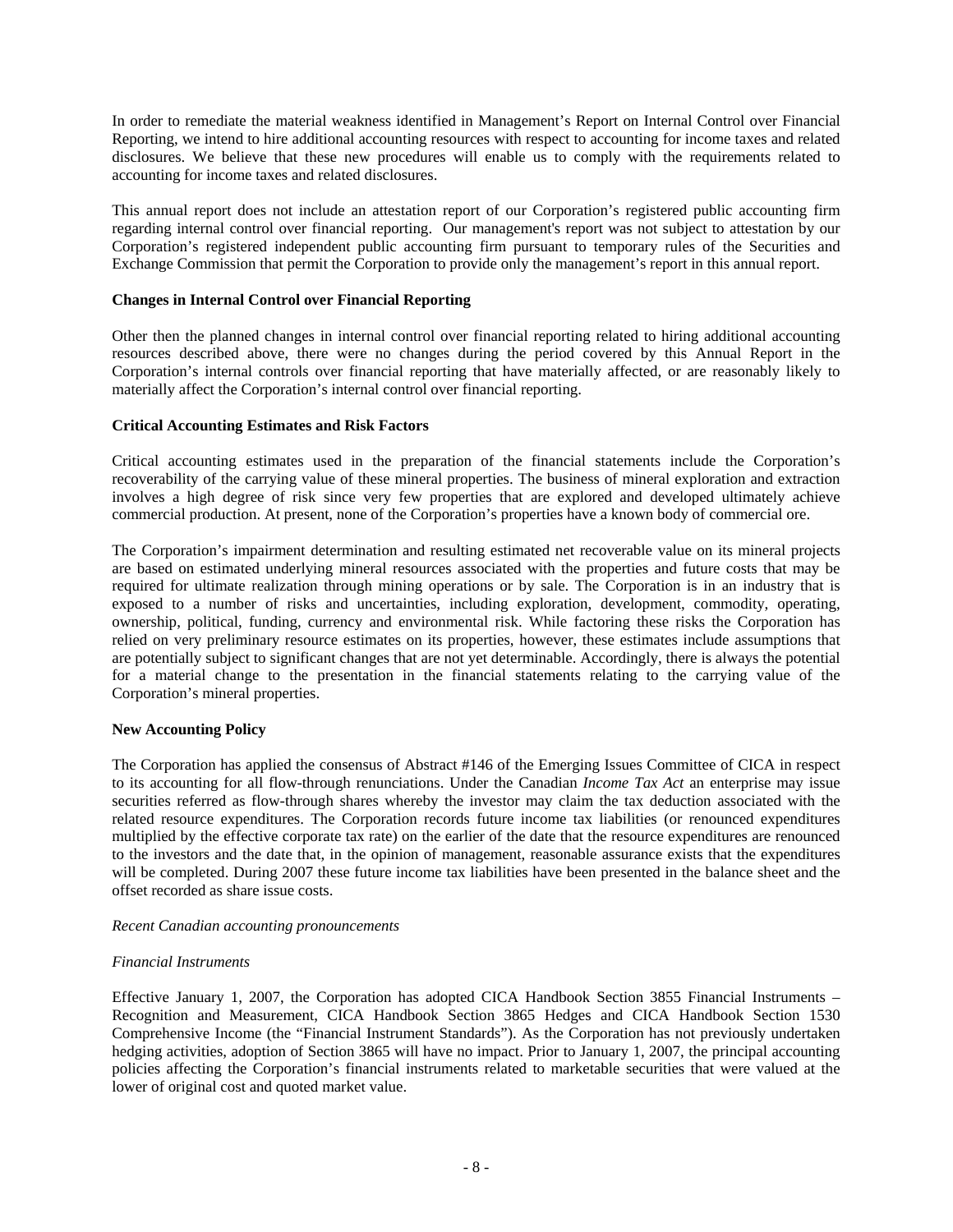In order to remediate the material weakness identified in Management's Report on Internal Control over Financial Reporting, we intend to hire additional accounting resources with respect to accounting for income taxes and related disclosures. We believe that these new procedures will enable us to comply with the requirements related to accounting for income taxes and related disclosures.

This annual report does not include an attestation report of our Corporation's registered public accounting firm regarding internal control over financial reporting. Our management's report was not subject to attestation by our Corporation's registered independent public accounting firm pursuant to temporary rules of the Securities and Exchange Commission that permit the Corporation to provide only the management's report in this annual report.

**Changes in Internal Control over Financial Reporting**

Other then the planned changes in internal control over financial reporting related to hiring additional accounting resources described above, there were no changes during the period covered by this Annual Report in the Corporation's internal controls over financial reporting that have materially affected, or are reasonably likely to materially affect the Corporation's internal control over financial reporting.

**Critical Accounting Estimates and Risk Factors**

Critical accounting estimates used in the preparation of the financial statements include the Corporation's recoverability of the carrying value of these mineral properties. The business of mineral exploration and extraction involves a high degree of risk since very few properties that are explored and developed ultimately achieve commercial production. At present, none of the Corporation's properties have a known body of commercial ore.

The Corporation's impairment determination and resulting estimated net recoverable value on its mineral projects are based on estimated underlying mineral resources associated with the properties and future costs that may be required for ultimate realization through mining operations or by sale. The Corporation is in an industry that is exposed to a number of risks and uncertainties, including exploration, development, commodity, operating, ownership, political, funding, currency and environmental risk. While factoring these risks the Corporation has relied on very preliminary resource estimates on its properties, however, these estimates include assumptions that are potentially subject to significant changes that are not yet determinable. Accordingly, there is always the potential for a material change to the presentation in the financial statements relating to the carrying value of the Corporation's mineral properties.

**New Accounting Policy**

The Corporation has applied the consensus of Abstract #146 of the Emerging Issues Committee of CICA in respect to its accounting for all flow-through renunciations. Under the Canadian *Income Tax Act* an enterprise may issue securities referred as flow-through shares whereby the investor may claim the tax deduction associated with the related resource expenditures. The Corporation records future income tax liabilities (or renounced expenditures multiplied by the effective corporate tax rate) on the earlier of the date that the resource expenditures are renounced to the investors and the date that, in the opinion of management, reasonable assurance exists that the expenditures will be completed. During 2007 these future income tax liabilities have been presented in the balance sheet and the offset recorded as share issue costs.

*Recent Canadian accounting pronouncements*

*Financial Instruments*

Effective January 1, 2007, the Corporation has adopted CICA Handbook Section 3855 Financial Instruments – Recognition and Measurement, CICA Handbook Section 3865 Hedges and CICA Handbook Section 1530 Comprehensive Income (the "Financial Instrument Standards"). As the Corporation has not previously undertaken hedging activities, adoption of Section 3865 will have no impact. Prior to January 1, 2007, the principal accounting policies affecting the Corporation's financial instruments related to marketable securities that were valued at the lower of original cost and quoted market value.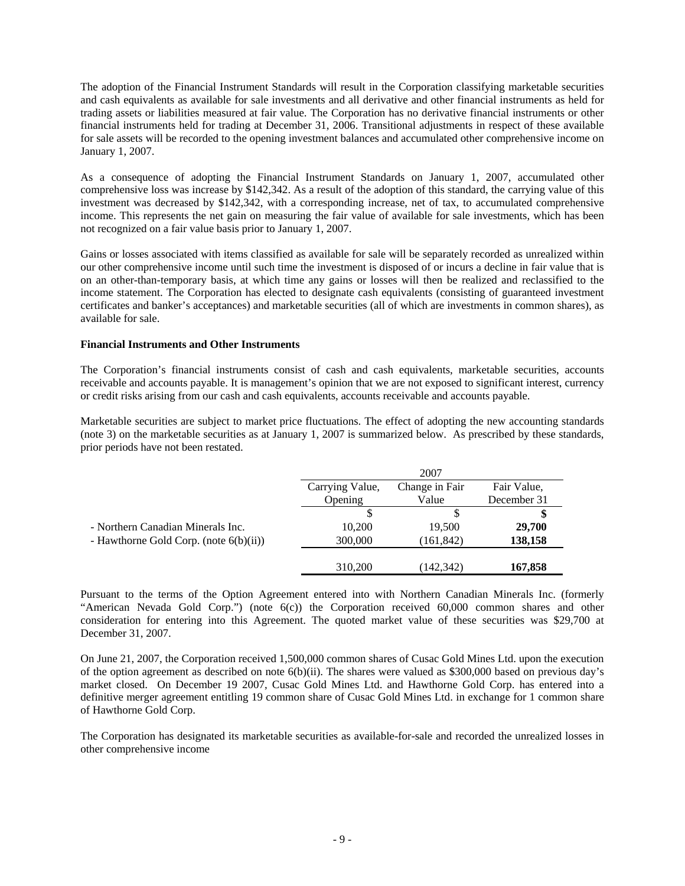The adoption of the Financial Instrument Standards will result in the Corporation classifying marketable securities and cash equivalents as available for sale investments and all derivative and other financial instruments as held for trading assets or liabilities measured at fair value. The Corporation has no derivative financial instruments or other financial instruments held for trading at December 31, 2006. Transitional adjustments in respect of these available for sale assets will be recorded to the opening investment balances and accumulated other comprehensive income on January 1, 2007.

As a consequence of adopting the Financial Instrument Standards on January 1, 2007, accumulated other comprehensive loss was increase by $142,342. As a result of the adoption of this standard, the carrying value of this investment was decreased by $142,342, with a corresponding increase, net of tax, to accumulated comprehensive income. This represents the net gain on measuring the fair value of available for sale investments, which has been not recognized on a fair value basis prior to January 1, 2007.

Gains or losses associated with items classified as available for sale will be separately recorded as unrealized within our other comprehensive income until such time the investment is disposed of or incurs a decline in fair value that is on an other-than-temporary basis, at which time any gains or losses will then be realized and reclassified to the income statement. The Corporation has elected to designate cash equivalents (consisting of guaranteed investment certificates and banker's acceptances) and marketable securities (all of which are investments in common shares), as available for sale.

**Financial Instruments and Other Instruments**

The Corporation's financial instruments consist of cash and cash equivalents, marketable securities, accounts receivable and accounts payable. It is management's opinion that we are not exposed to significant interest, currency or credit risks arising from our cash and cash equivalents, accounts receivable and accounts payable.

Marketable securities are subject to market price fluctuations. The effect of adopting the new accounting standards (note 3) on the marketable securities as at January 1, 2007 is summarized below. As prescribed by these standards, prior periods have not been restated.

| | 2007 | | |
|---|---|---|---|
| | Carrying Value, Opening | Change in Fair Value | Fair Value, December 31 |
| | $ | $ | **$** |
| - Northern Canadian Minerals Inc. | 10,200 | 19,500 | **29,700** |
| - Hawthorne Gold Corp. (note 6(b)(ii)) | 300,000 | (161,842) | **138,158** |
| | 310,200 | (142,342) | **167,858** |

Pursuant to the terms of the Option Agreement entered into with Northern Canadian Minerals Inc. (formerly "American Nevada Gold Corp.") (note 6(c)) the Corporation received 60,000 common shares and other consideration for entering into this Agreement. The quoted market value of these securities was $29,700 at December 31, 2007.

On June 21, 2007, the Corporation received 1,500,000 common shares of Cusac Gold Mines Ltd. upon the execution of the option agreement as described on note 6(b)(ii). The shares were valued as $300,000 based on previous day's market closed. On December 19 2007, Cusac Gold Mines Ltd. and Hawthorne Gold Corp. has entered into a definitive merger agreement entitling 19 common share of Cusac Gold Mines Ltd. in exchange for 1 common share of Hawthorne Gold Corp.

The Corporation has designated its marketable securities as available-for-sale and recorded the unrealized losses in other comprehensive income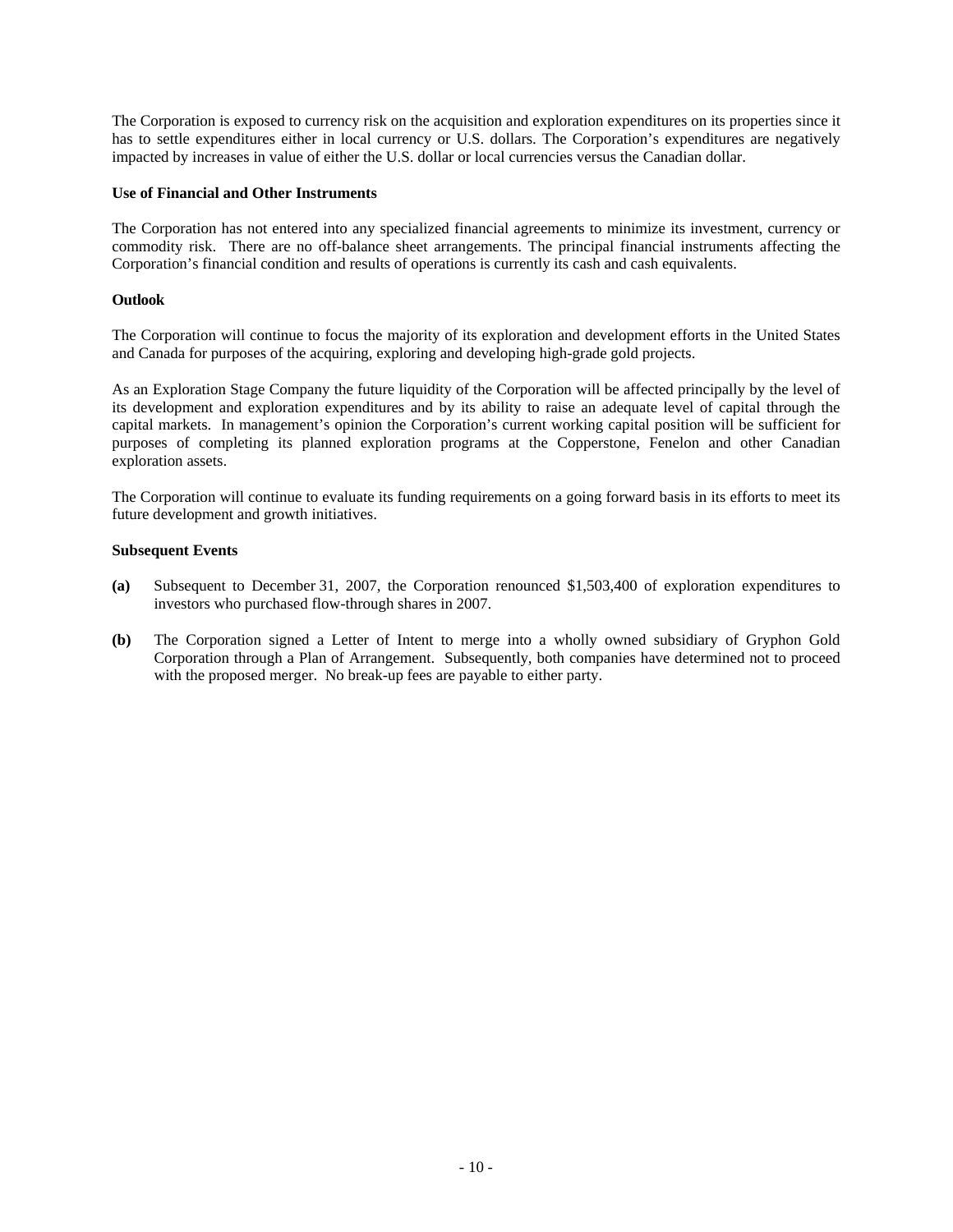The Corporation is exposed to currency risk on the acquisition and exploration expenditures on its properties since it has to settle expenditures either in local currency or U.S. dollars. The Corporation's expenditures are negatively impacted by increases in value of either the U.S. dollar or local currencies versus the Canadian dollar.

**Use of Financial and Other Instruments**

The Corporation has not entered into any specialized financial agreements to minimize its investment, currency or commodity risk. There are no off-balance sheet arrangements. The principal financial instruments affecting the Corporation's financial condition and results of operations is currently its cash and cash equivalents.

**Outlook**

The Corporation will continue to focus the majority of its exploration and development efforts in the United States and Canada for purposes of the acquiring, exploring and developing high-grade gold projects.

As an Exploration Stage Company the future liquidity of the Corporation will be affected principally by the level of its development and exploration expenditures and by its ability to raise an adequate level of capital through the capital markets. In management's opinion the Corporation's current working capital position will be sufficient for purposes of completing its planned exploration programs at the Copperstone, Fenelon and other Canadian exploration assets.

The Corporation will continue to evaluate its funding requirements on a going forward basis in its efforts to meet its future development and growth initiatives.

**Subsequent Events**

**(a)** Subsequent to December 31, 2007, the Corporation renounced $1,503,400 of exploration expenditures to investors who purchased flow-through shares in 2007.

**(b)** The Corporation signed a Letter of Intent to merge into a wholly owned subsidiary of Gryphon Gold Corporation through a Plan of Arrangement. Subsequently, both companies have determined not to proceed with the proposed merger. No break-up fees are payable to either party.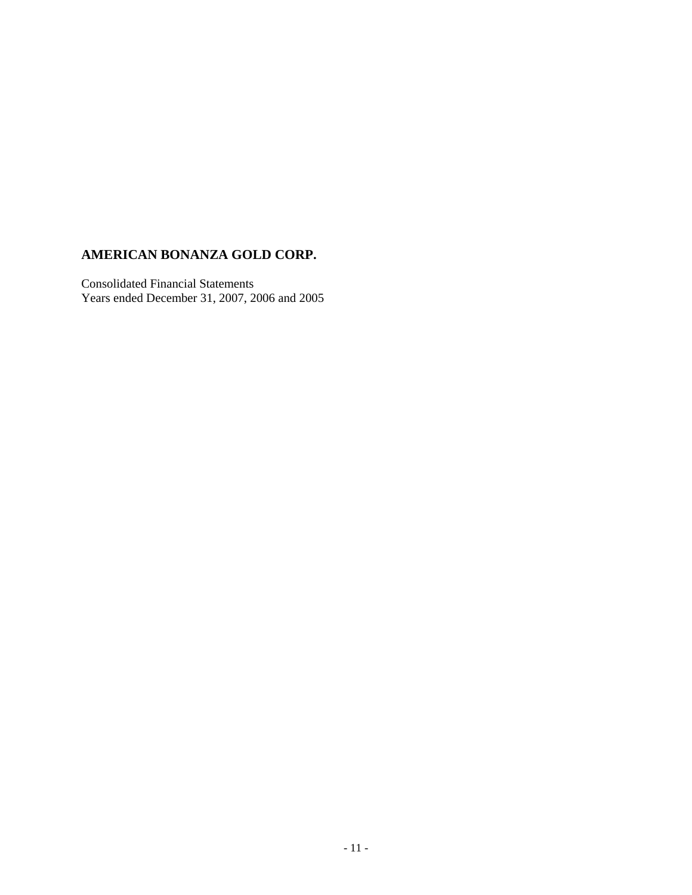# AMERICAN BONANZA GOLD CORP.

Consolidated Financial Statements
Years ended December 31, 2007, 2006 and 2005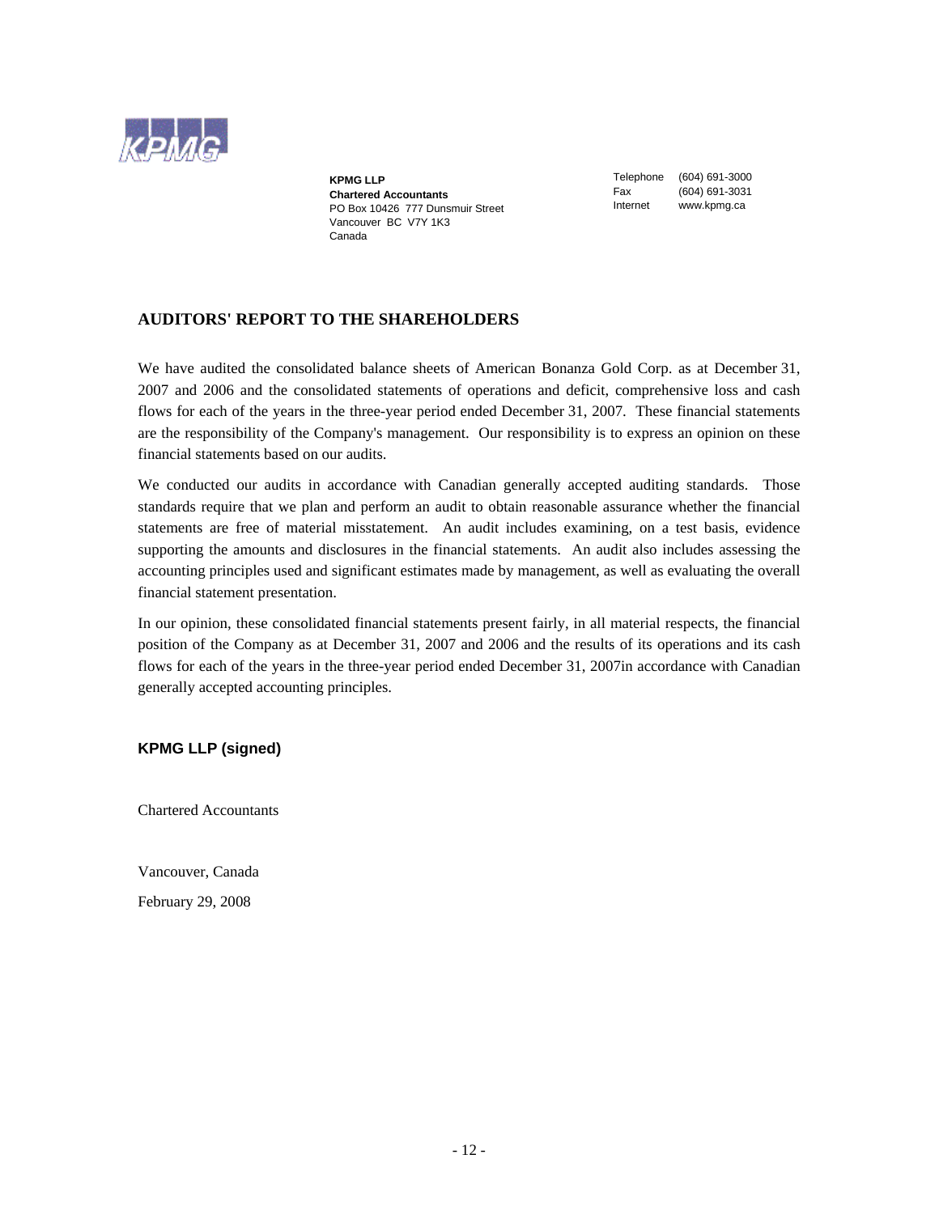KPMG

**KPMG LLP**
**Chartered Accountants**
PO Box 10426 777 Dunsmuir Street
Vancouver BC V7Y 1K3
Canada

Telephone (604) 691-3000
Fax (604) 691-3031
Internet www.kpmg.ca

## AUDITORS' REPORT TO THE SHAREHOLDERS

We have audited the consolidated balance sheets of American Bonanza Gold Corp. as at December 31, 2007 and 2006 and the consolidated statements of operations and deficit, comprehensive loss and cash flows for each of the years in the three-year period ended December 31, 2007. These financial statements are the responsibility of the Company's management. Our responsibility is to express an opinion on these financial statements based on our audits.

We conducted our audits in accordance with Canadian generally accepted auditing standards. Those standards require that we plan and perform an audit to obtain reasonable assurance whether the financial statements are free of material misstatement. An audit includes examining, on a test basis, evidence supporting the amounts and disclosures in the financial statements. An audit also includes assessing the accounting principles used and significant estimates made by management, as well as evaluating the overall financial statement presentation.

In our opinion, these consolidated financial statements present fairly, in all material respects, the financial position of the Company as at December 31, 2007 and 2006 and the results of its operations and its cash flows for each of the years in the three-year period ended December 31, 2007in accordance with Canadian generally accepted accounting principles.

**KPMG LLP (signed)**

Chartered Accountants

Vancouver, Canada

February 29, 2008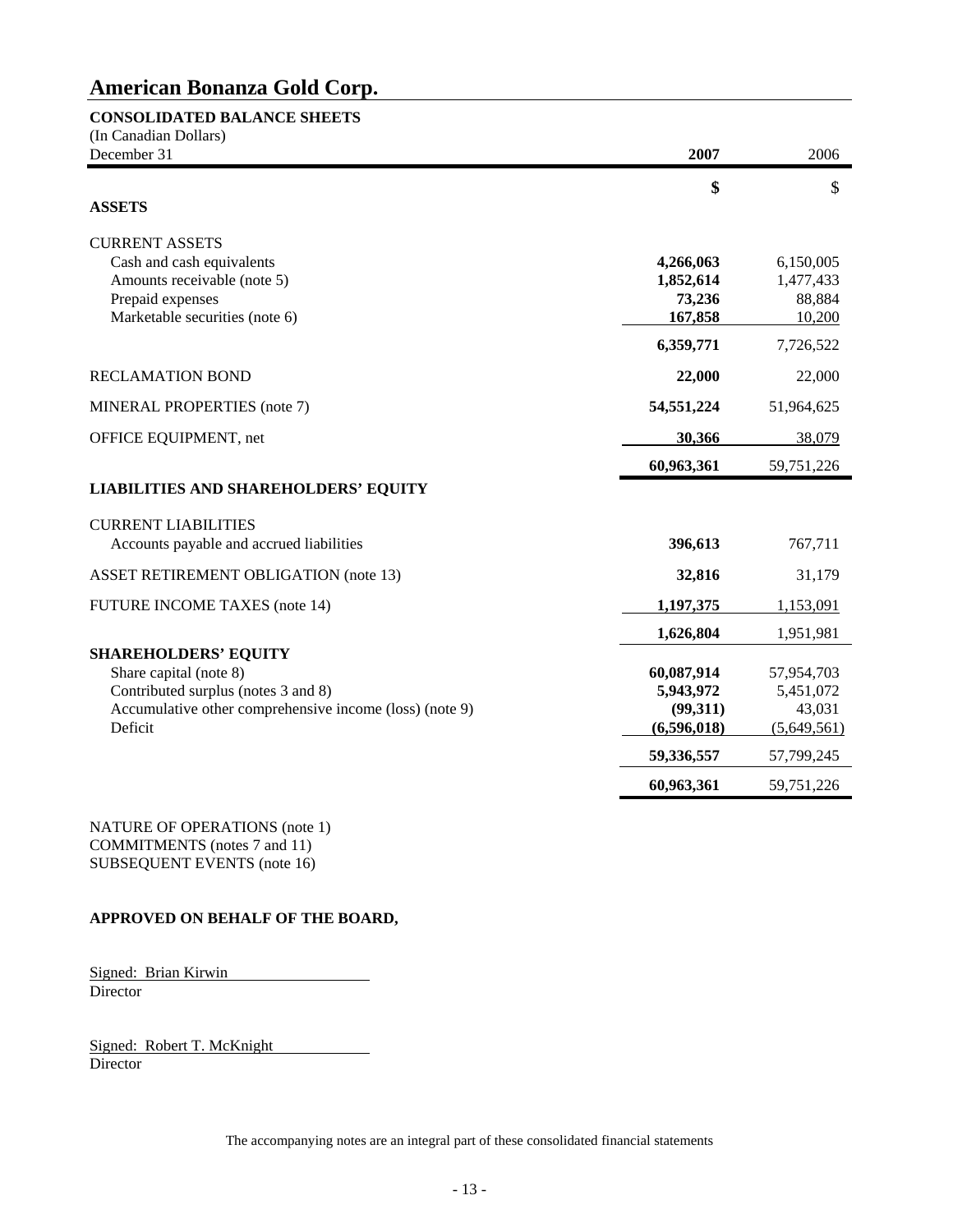# American Bonanza Gold Corp.

**CONSOLIDATED BALANCE SHEETS**
(In Canadian Dollars)

| December 31 | **2007** | 2006 |
|---|---|---|
| | **$** | $ |
| **ASSETS** | | |
| CURRENT ASSETS | | |
| Cash and cash equivalents | **4,266,063** | 6,150,005 |
| Amounts receivable (note 5) | **1,852,614** | 1,477,433 |
| Prepaid expenses | **73,236** | 88,884 |
| Marketable securities (note 6) | **167,858** | 10,200 |
| | **6,359,771** | 7,726,522 |
| RECLAMATION BOND | **22,000** | 22,000 |
| MINERAL PROPERTIES (note 7) | **54,551,224** | 51,964,625 |
| OFFICE EQUIPMENT, net | **30,366** | 38,079 |
| | **60,963,361** | 59,751,226 |
| **LIABILITIES AND SHAREHOLDERS' EQUITY** | | |
| CURRENT LIABILITIES | | |
| Accounts payable and accrued liabilities | **396,613** | 767,711 |
| ASSET RETIREMENT OBLIGATION (note 13) | **32,816** | 31,179 |
| FUTURE INCOME TAXES (note 14) | **1,197,375** | 1,153,091 |
| | **1,626,804** | 1,951,981 |
| **SHAREHOLDERS' EQUITY** | | |
| Share capital (note 8) | **60,087,914** | 57,954,703 |
| Contributed surplus (notes 3 and 8) | **5,943,972** | 5,451,072 |
| Accumulative other comprehensive income (loss) (note 9) | **(99,311)** | 43,031 |
| Deficit | **(6,596,018)** | (5,649,561) |
| | **59,336,557** | 57,799,245 |
| | **60,963,361** | 59,751,226 |

NATURE OF OPERATIONS (note 1)
COMMITMENTS (notes 7 and 11)
SUBSEQUENT EVENTS (note 16)

**APPROVED ON BEHALF OF THE BOARD,**

Signed: Brian Kirwin
Director

Signed: Robert T. McKnight
Director

The accompanying notes are an integral part of these consolidated financial statements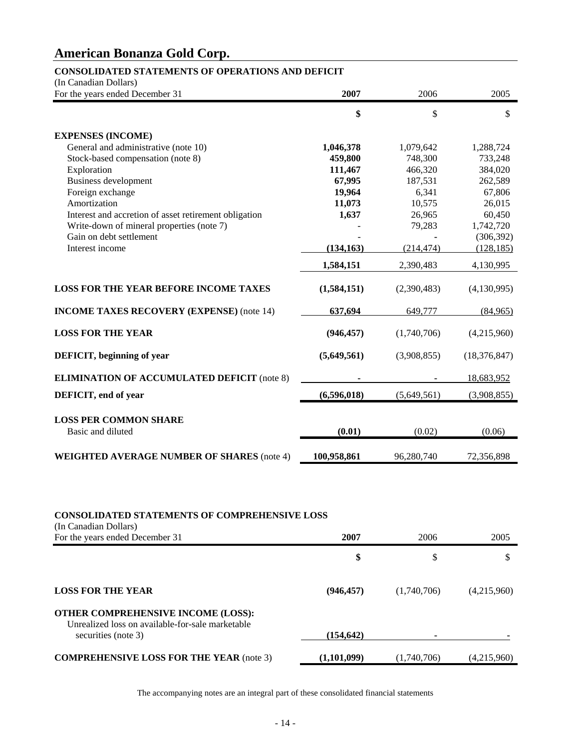# American Bonanza Gold Corp.

## CONSOLIDATED STATEMENTS OF OPERATIONS AND DEFICIT

(In Canadian Dollars)

| For the years ended December 31 | 2007 | 2006 | 2005 |
|---|---|---|---|
| | **$** | $ | $ |
| **EXPENSES (INCOME)** | | | |
| General and administrative (note 10) | **1,046,378** | 1,079,642 | 1,288,724 |
| Stock-based compensation (note 8) | **459,800** | 748,300 | 733,248 |
| Exploration | **111,467** | 466,320 | 384,020 |
| Business development | **67,995** | 187,531 | 262,589 |
| Foreign exchange | **19,964** | 6,341 | 67,806 |
| Amortization | **11,073** | 10,575 | 26,015 |
| Interest and accretion of asset retirement obligation | **1,637** | 26,965 | 60,450 |
| Write-down of mineral properties (note 7) | - | 79,283 | 1,742,720 |
| Gain on debt settlement | - | - | (306,392) |
| Interest income | **(134,163)** | (214,474) | (128,185) |
| | **1,584,151** | 2,390,483 | 4,130,995 |
| **LOSS FOR THE YEAR BEFORE INCOME TAXES** | **(1,584,151)** | (2,390,483) | (4,130,995) |
| **INCOME TAXES RECOVERY (EXPENSE)** (note 14) | **637,694** | 649,777 | (84,965) |
| **LOSS FOR THE YEAR** | **(946,457)** | (1,740,706) | (4,215,960) |
| **DEFICIT, beginning of year** | **(5,649,561)** | (3,908,855) | (18,376,847) |
| **ELIMINATION OF ACCUMULATED DEFICIT** (note 8) | - | - | 18,683,952 |
| **DEFICIT, end of year** | **(6,596,018)** | (5,649,561) | (3,908,855) |
| **LOSS PER COMMON SHARE** | | | |
| Basic and diluted | **(0.01)** | (0.02) | (0.06) |
| **WEIGHTED AVERAGE NUMBER OF SHARES** (note 4) | **100,958,861** | 96,280,740 | 72,356,898 |

## CONSOLIDATED STATEMENTS OF COMPREHENSIVE LOSS

(In Canadian Dollars)

| For the years ended December 31 | 2007 | 2006 | 2005 |
|---|---|---|---|
| | **$** | $ | $ |
| **LOSS FOR THE YEAR** | **(946,457)** | (1,740,706) | (4,215,960) |
| **OTHER COMPREHENSIVE INCOME (LOSS):** | | | |
| Unrealized loss on available-for-sale marketable securities (note 3) | **(154,642)** | - | - |
| **COMPREHENSIVE LOSS FOR THE YEAR** (note 3) | **(1,101,099)** | (1,740,706) | (4,215,960) |

The accompanying notes are an integral part of these consolidated financial statements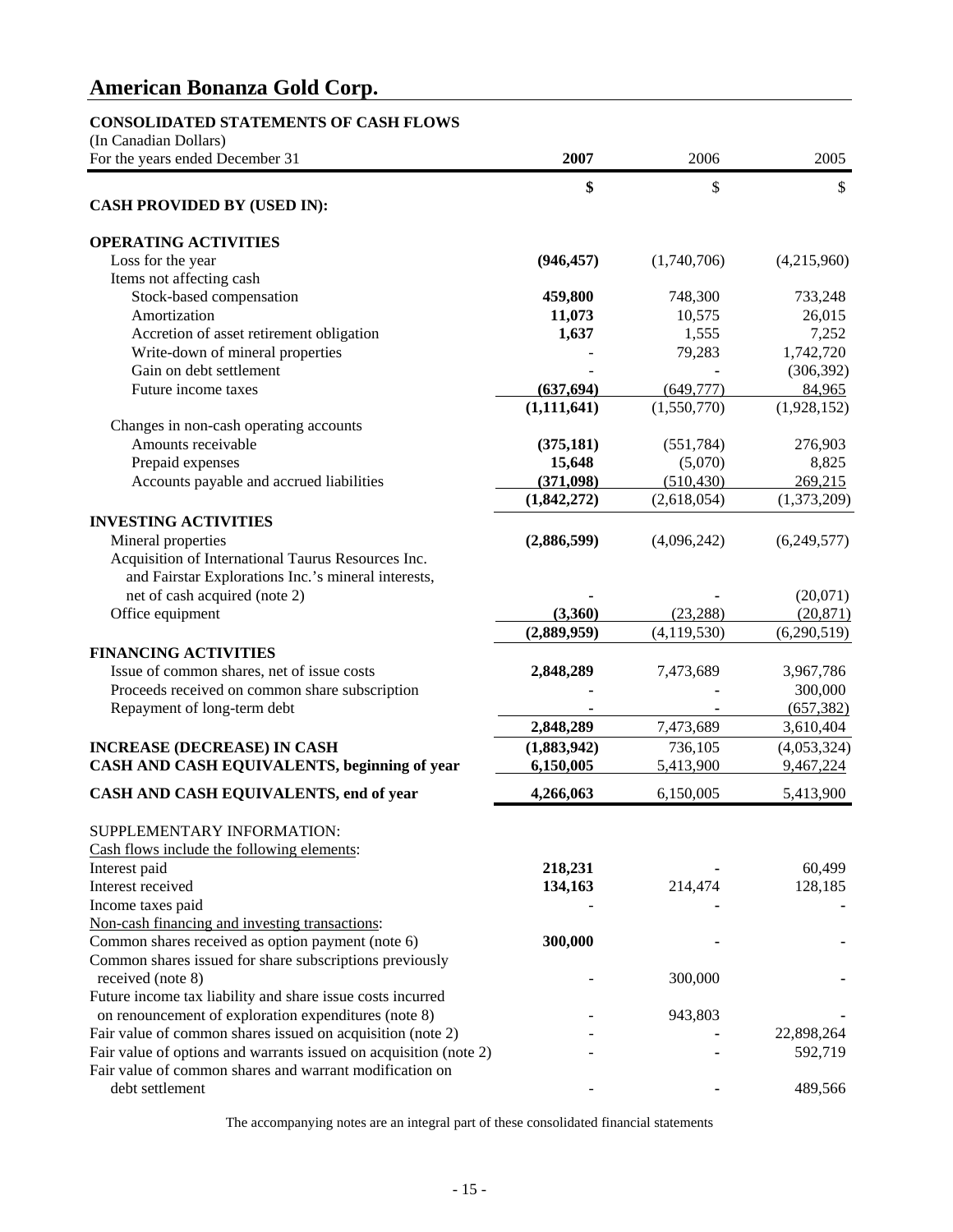# American Bonanza Gold Corp.

**CONSOLIDATED STATEMENTS OF CASH FLOWS**
(In Canadian Dollars)

| For the years ended December 31 | **2007** | 2006 | 2005 |
|---|---|---|---|
| | **$** | $ | $ |
| **CASH PROVIDED BY (USED IN):** | | | |
| **OPERATING ACTIVITIES** | | | |
| Loss for the year | **(946,457)** | (1,740,706) | (4,215,960) |
| Items not affecting cash | | | |
| Stock-based compensation | **459,800** | 748,300 | 733,248 |
| Amortization | **11,073** | 10,575 | 26,015 |
| Accretion of asset retirement obligation | **1,637** | 1,555 | 7,252 |
| Write-down of mineral properties | **-** | 79,283 | 1,742,720 |
| Gain on debt settlement | **-** | - | (306,392) |
| Future income taxes | **(637,694)** | (649,777) | 84,965 |
| | **(1,111,641)** | (1,550,770) | (1,928,152) |
| Changes in non-cash operating accounts | | | |
| Amounts receivable | **(375,181)** | (551,784) | 276,903 |
| Prepaid expenses | **15,648** | (5,070) | 8,825 |
| Accounts payable and accrued liabilities | **(371,098)** | (510,430) | 269,215 |
| | **(1,842,272)** | (2,618,054) | (1,373,209) |
| **INVESTING ACTIVITIES** | | | |
| Mineral properties | **(2,886,599)** | (4,096,242) | (6,249,577) |
| Acquisition of International Taurus Resources Inc. and Fairstar Explorations Inc.'s mineral interests, net of cash acquired (note 2) | **-** | - | (20,071) |
| Office equipment | **(3,360)** | (23,288) | (20,871) |
| | **(2,889,959)** | (4,119,530) | (6,290,519) |
| **FINANCING ACTIVITIES** | | | |
| Issue of common shares, net of issue costs | **2,848,289** | 7,473,689 | 3,967,786 |
| Proceeds received on common share subscription | **-** | - | 300,000 |
| Repayment of long-term debt | **-** | - | (657,382) |
| | **2,848,289** | 7,473,689 | 3,610,404 |
| **INCREASE (DECREASE) IN CASH** | **(1,883,942)** | 736,105 | (4,053,324) |
| **CASH AND CASH EQUIVALENTS, beginning of year** | **6,150,005** | 5,413,900 | 9,467,224 |
| **CASH AND CASH EQUIVALENTS, end of year** | **4,266,063** | 6,150,005 | 5,413,900 |
| SUPPLEMENTARY INFORMATION: | | | |
| Cash flows include the following elements: | | | |
| Interest paid | **218,231** | - | 60,499 |
| Interest received | **134,163** | 214,474 | 128,185 |
| Income taxes paid | **-** | - | - |
| Non-cash financing and investing transactions: | | | |
| Common shares received as option payment (note 6) | **300,000** | - | - |
| Common shares issued for share subscriptions previously received (note 8) | - | 300,000 | - |
| Future income tax liability and share issue costs incurred on renouncement of exploration expenditures (note 8) | - | 943,803 | - |
| Fair value of common shares issued on acquisition (note 2) | - | - | 22,898,264 |
| Fair value of options and warrants issued on acquisition (note 2) | - | - | 592,719 |
| Fair value of common shares and warrant modification on debt settlement | - | - | 489,566 |

The accompanying notes are an integral part of these consolidated financial statements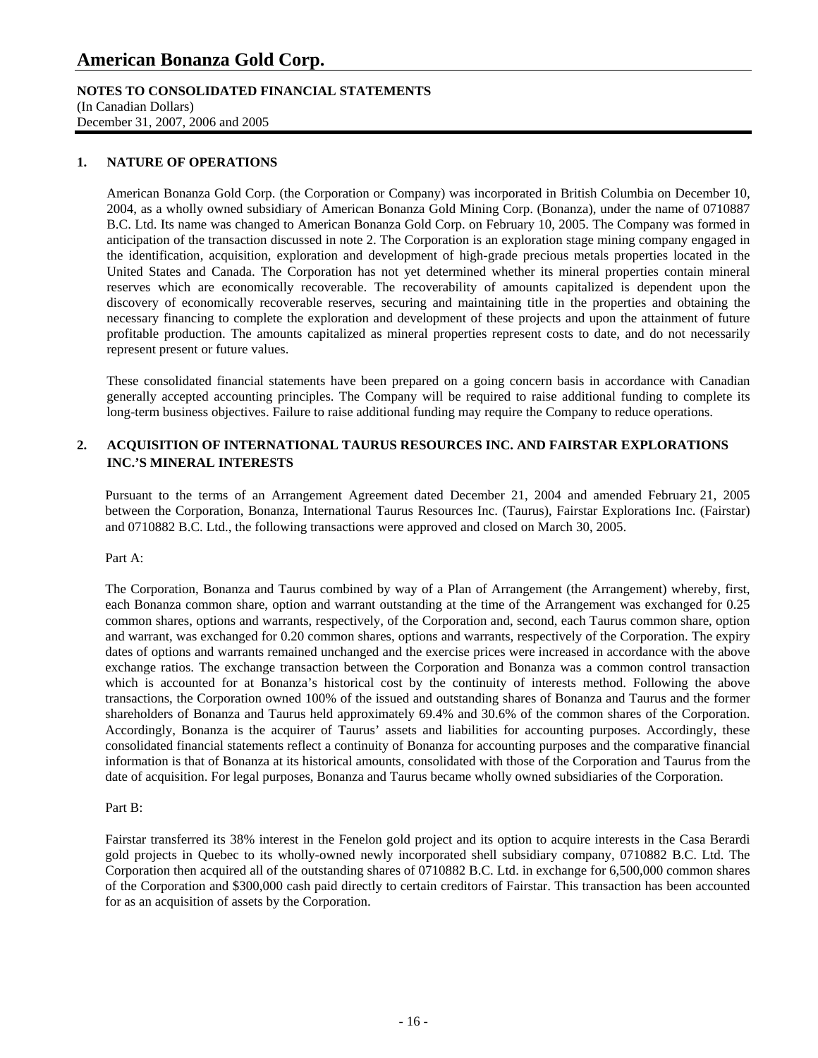# American Bonanza Gold Corp.

**NOTES TO CONSOLIDATED FINANCIAL STATEMENTS**
(In Canadian Dollars)
December 31, 2007, 2006 and 2005

## 1. NATURE OF OPERATIONS

American Bonanza Gold Corp. (the Corporation or Company) was incorporated in British Columbia on December 10, 2004, as a wholly owned subsidiary of American Bonanza Gold Mining Corp. (Bonanza), under the name of 0710887 B.C. Ltd. Its name was changed to American Bonanza Gold Corp. on February 10, 2005. The Company was formed in anticipation of the transaction discussed in note 2. The Corporation is an exploration stage mining company engaged in the identification, acquisition, exploration and development of high-grade precious metals properties located in the United States and Canada. The Corporation has not yet determined whether its mineral properties contain mineral reserves which are economically recoverable. The recoverability of amounts capitalized is dependent upon the discovery of economically recoverable reserves, securing and maintaining title in the properties and obtaining the necessary financing to complete the exploration and development of these projects and upon the attainment of future profitable production. The amounts capitalized as mineral properties represent costs to date, and do not necessarily represent present or future values.

These consolidated financial statements have been prepared on a going concern basis in accordance with Canadian generally accepted accounting principles. The Company will be required to raise additional funding to complete its long-term business objectives. Failure to raise additional funding may require the Company to reduce operations.

## 2. ACQUISITION OF INTERNATIONAL TAURUS RESOURCES INC. AND FAIRSTAR EXPLORATIONS INC.'S MINERAL INTERESTS

Pursuant to the terms of an Arrangement Agreement dated December 21, 2004 and amended February 21, 2005 between the Corporation, Bonanza, International Taurus Resources Inc. (Taurus), Fairstar Explorations Inc. (Fairstar) and 0710882 B.C. Ltd., the following transactions were approved and closed on March 30, 2005.

Part A:

The Corporation, Bonanza and Taurus combined by way of a Plan of Arrangement (the Arrangement) whereby, first, each Bonanza common share, option and warrant outstanding at the time of the Arrangement was exchanged for 0.25 common shares, options and warrants, respectively, of the Corporation and, second, each Taurus common share, option and warrant, was exchanged for 0.20 common shares, options and warrants, respectively of the Corporation. The expiry dates of options and warrants remained unchanged and the exercise prices were increased in accordance with the above exchange ratios. The exchange transaction between the Corporation and Bonanza was a common control transaction which is accounted for at Bonanza's historical cost by the continuity of interests method. Following the above transactions, the Corporation owned 100% of the issued and outstanding shares of Bonanza and Taurus and the former shareholders of Bonanza and Taurus held approximately 69.4% and 30.6% of the common shares of the Corporation. Accordingly, Bonanza is the acquirer of Taurus' assets and liabilities for accounting purposes. Accordingly, these consolidated financial statements reflect a continuity of Bonanza for accounting purposes and the comparative financial information is that of Bonanza at its historical amounts, consolidated with those of the Corporation and Taurus from the date of acquisition. For legal purposes, Bonanza and Taurus became wholly owned subsidiaries of the Corporation.

Part B:

Fairstar transferred its 38% interest in the Fenelon gold project and its option to acquire interests in the Casa Berardi gold projects in Quebec to its wholly-owned newly incorporated shell subsidiary company, 0710882 B.C. Ltd. The Corporation then acquired all of the outstanding shares of 0710882 B.C. Ltd. in exchange for 6,500,000 common shares of the Corporation and $300,000 cash paid directly to certain creditors of Fairstar. This transaction has been accounted for as an acquisition of assets by the Corporation.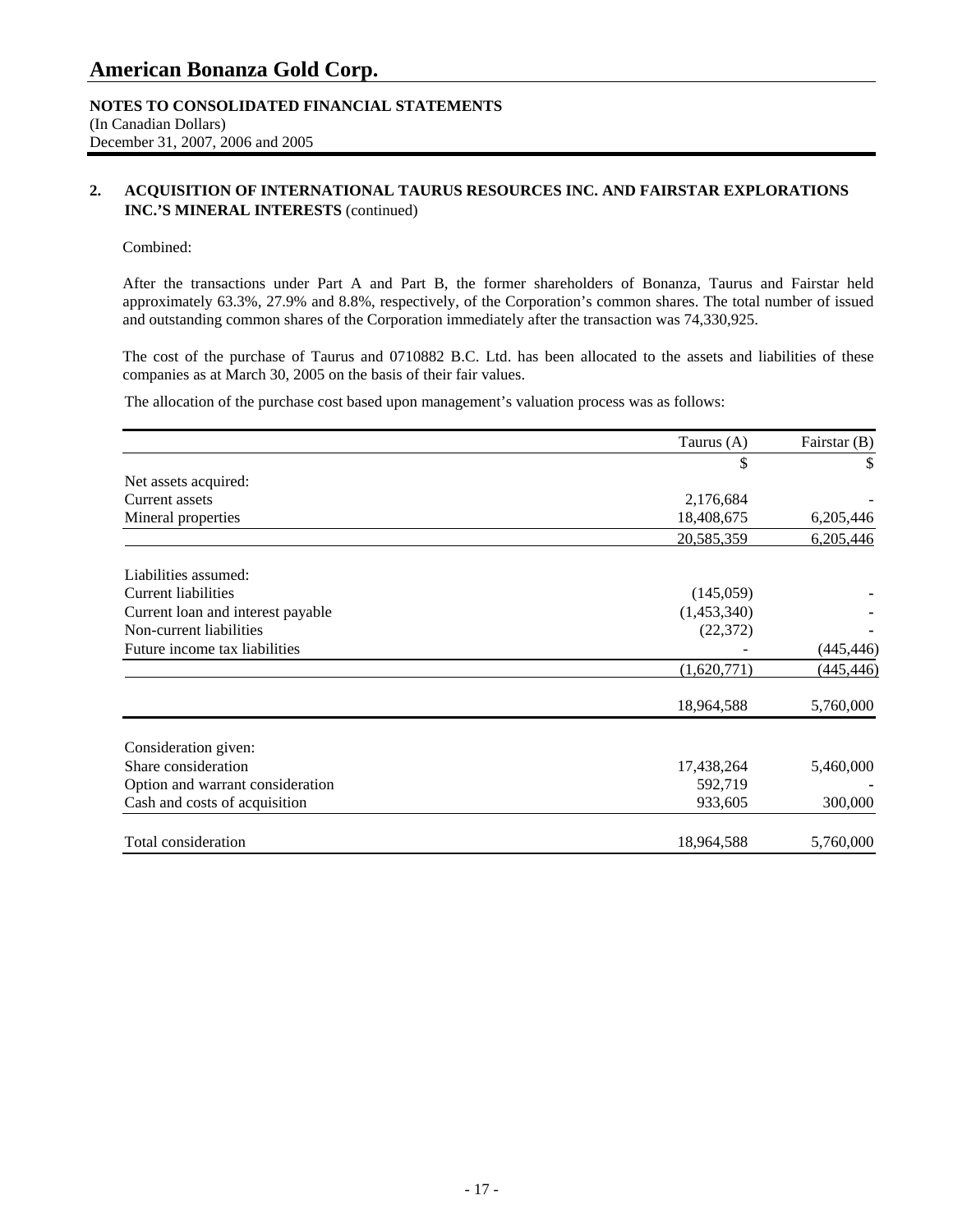## 2. ACQUISITION OF INTERNATIONAL TAURUS RESOURCES INC. AND FAIRSTAR EXPLORATIONS INC.'S MINERAL INTERESTS (continued)

Combined:

After the transactions under Part A and Part B, the former shareholders of Bonanza, Taurus and Fairstar held approximately 63.3%, 27.9% and 8.8%, respectively, of the Corporation's common shares. The total number of issued and outstanding common shares of the Corporation immediately after the transaction was 74,330,925.

The cost of the purchase of Taurus and 0710882 B.C. Ltd. has been allocated to the assets and liabilities of these companies as at March 30, 2005 on the basis of their fair values.

The allocation of the purchase cost based upon management's valuation process was as follows:

| | Taurus (A) | Fairstar (B) |
|---|---|---|
| | $ | $ |
| Net assets acquired: | | |
| Current assets | 2,176,684 | - |
| Mineral properties | 18,408,675 | 6,205,446 |
| | 20,585,359 | 6,205,446 |
| Liabilities assumed: | | |
| Current liabilities | (145,059) | - |
| Current loan and interest payable | (1,453,340) | - |
| Non-current liabilities | (22,372) | - |
| Future income tax liabilities | - | (445,446) |
| | (1,620,771) | (445,446) |
| | 18,964,588 | 5,760,000 |
| Consideration given: | | |
| Share consideration | 17,438,264 | 5,460,000 |
| Option and warrant consideration | 592,719 | - |
| Cash and costs of acquisition | 933,605 | 300,000 |
| Total consideration | 18,964,588 | 5,760,000 |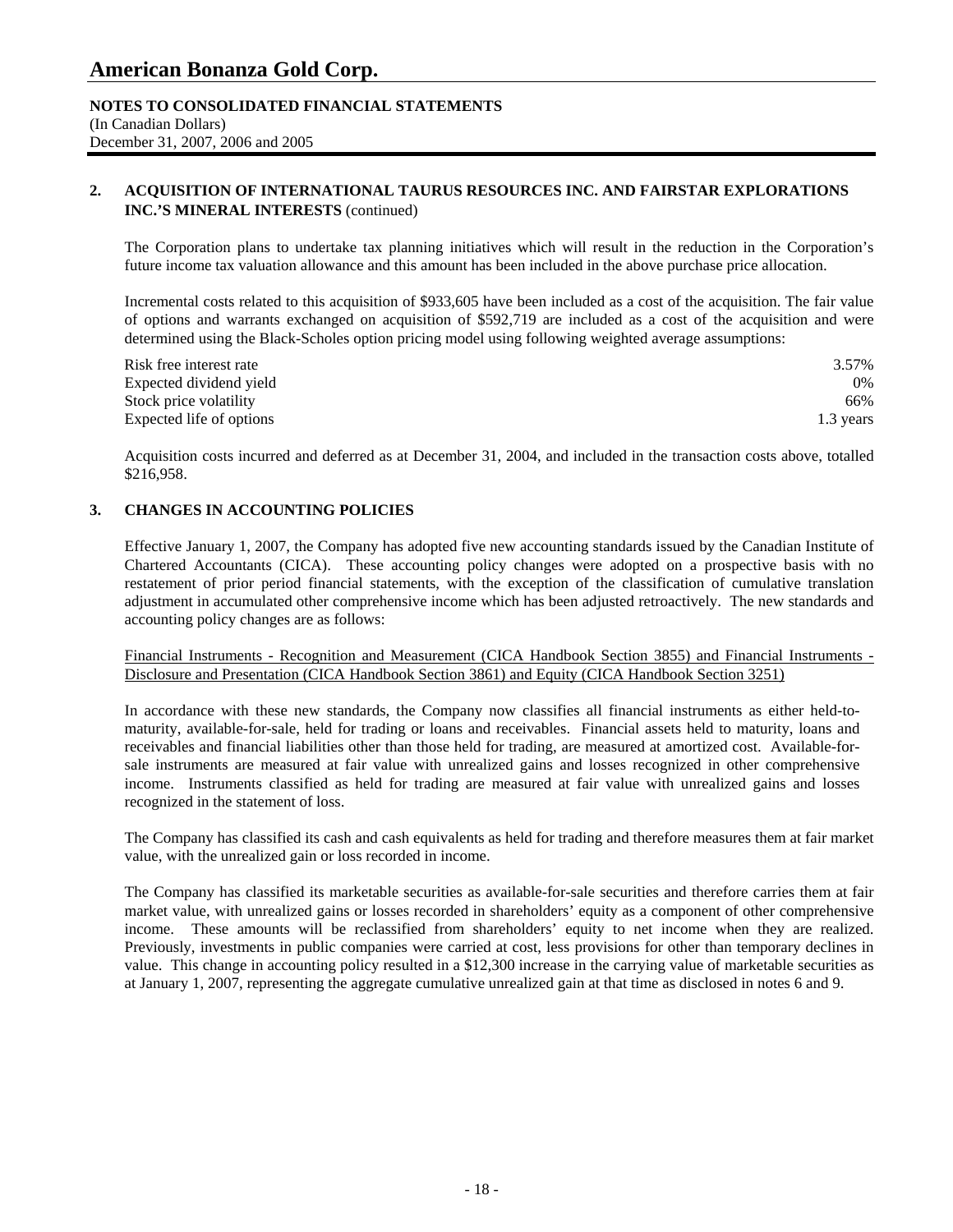## 2. ACQUISITION OF INTERNATIONAL TAURUS RESOURCES INC. AND FAIRSTAR EXPLORATIONS INC.'S MINERAL INTERESTS (continued)

The Corporation plans to undertake tax planning initiatives which will result in the reduction in the Corporation's future income tax valuation allowance and this amount has been included in the above purchase price allocation.

Incremental costs related to this acquisition of $933,605 have been included as a cost of the acquisition. The fair value of options and warrants exchanged on acquisition of $592,719 are included as a cost of the acquisition and were determined using the Black-Scholes option pricing model using following weighted average assumptions:

| | |
|---|---|
| Risk free interest rate | 3.57% |
| Expected dividend yield | 0% |
| Stock price volatility | 66% |
| Expected life of options | 1.3 years |

Acquisition costs incurred and deferred as at December 31, 2004, and included in the transaction costs above, totalled $216,958.

## 3. CHANGES IN ACCOUNTING POLICIES

Effective January 1, 2007, the Company has adopted five new accounting standards issued by the Canadian Institute of Chartered Accountants (CICA). These accounting policy changes were adopted on a prospective basis with no restatement of prior period financial statements, with the exception of the classification of cumulative translation adjustment in accumulated other comprehensive income which has been adjusted retroactively. The new standards and accounting policy changes are as follows:

Financial Instruments - Recognition and Measurement (CICA Handbook Section 3855) and Financial Instruments - Disclosure and Presentation (CICA Handbook Section 3861) and Equity (CICA Handbook Section 3251)

In accordance with these new standards, the Company now classifies all financial instruments as either held-to-maturity, available-for-sale, held for trading or loans and receivables. Financial assets held to maturity, loans and receivables and financial liabilities other than those held for trading, are measured at amortized cost. Available-for-sale instruments are measured at fair value with unrealized gains and losses recognized in other comprehensive income. Instruments classified as held for trading are measured at fair value with unrealized gains and losses recognized in the statement of loss.

The Company has classified its cash and cash equivalents as held for trading and therefore measures them at fair market value, with the unrealized gain or loss recorded in income.

The Company has classified its marketable securities as available-for-sale securities and therefore carries them at fair market value, with unrealized gains or losses recorded in shareholders' equity as a component of other comprehensive income. These amounts will be reclassified from shareholders' equity to net income when they are realized. Previously, investments in public companies were carried at cost, less provisions for other than temporary declines in value. This change in accounting policy resulted in a $12,300 increase in the carrying value of marketable securities as at January 1, 2007, representing the aggregate cumulative unrealized gain at that time as disclosed in notes 6 and 9.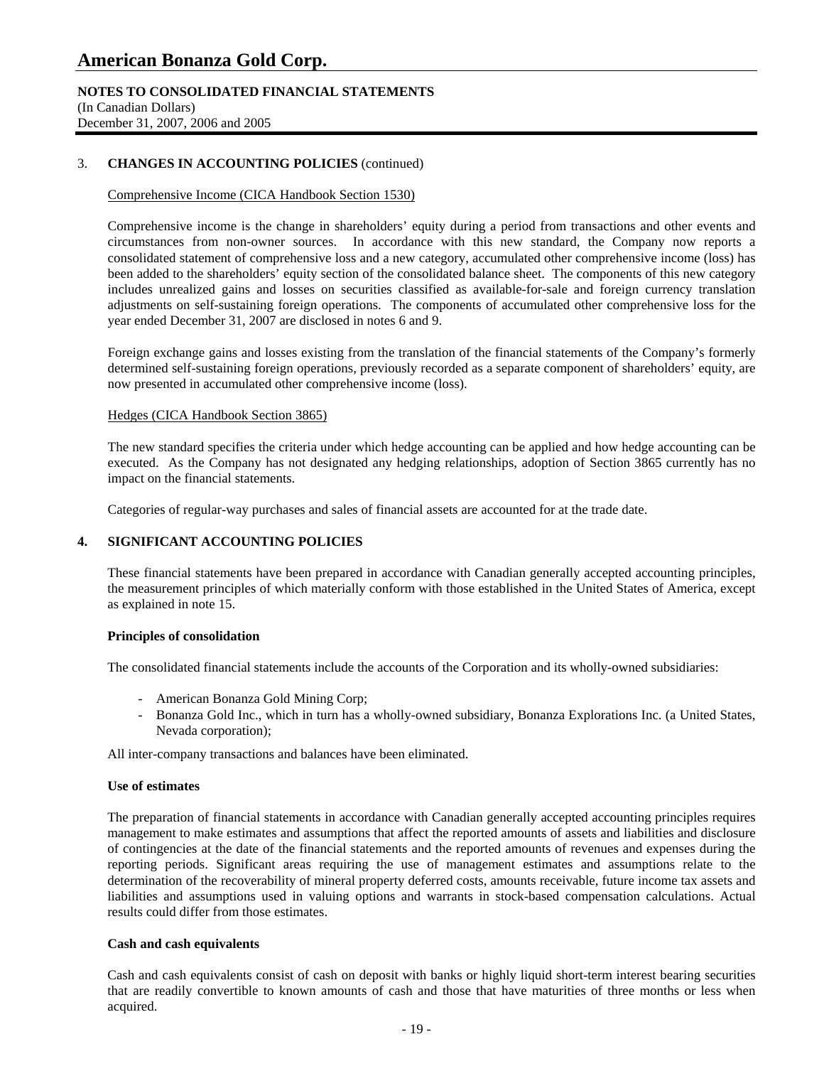### 3. CHANGES IN ACCOUNTING POLICIES (continued)

Comprehensive Income (CICA Handbook Section 1530)

Comprehensive income is the change in shareholders' equity during a period from transactions and other events and circumstances from non-owner sources. In accordance with this new standard, the Company now reports a consolidated statement of comprehensive loss and a new category, accumulated other comprehensive income (loss) has been added to the shareholders' equity section of the consolidated balance sheet. The components of this new category includes unrealized gains and losses on securities classified as available-for-sale and foreign currency translation adjustments on self-sustaining foreign operations. The components of accumulated other comprehensive loss for the year ended December 31, 2007 are disclosed in notes 6 and 9.

Foreign exchange gains and losses existing from the translation of the financial statements of the Company's formerly determined self-sustaining foreign operations, previously recorded as a separate component of shareholders' equity, are now presented in accumulated other comprehensive income (loss).

Hedges (CICA Handbook Section 3865)

The new standard specifies the criteria under which hedge accounting can be applied and how hedge accounting can be executed. As the Company has not designated any hedging relationships, adoption of Section 3865 currently has no impact on the financial statements.

Categories of regular-way purchases and sales of financial assets are accounted for at the trade date.

### 4. SIGNIFICANT ACCOUNTING POLICIES

These financial statements have been prepared in accordance with Canadian generally accepted accounting principles, the measurement principles of which materially conform with those established in the United States of America, except as explained in note 15.

**Principles of consolidation**

The consolidated financial statements include the accounts of the Corporation and its wholly-owned subsidiaries:

- American Bonanza Gold Mining Corp;
- Bonanza Gold Inc., which in turn has a wholly-owned subsidiary, Bonanza Explorations Inc. (a United States, Nevada corporation);

All inter-company transactions and balances have been eliminated.

**Use of estimates**

The preparation of financial statements in accordance with Canadian generally accepted accounting principles requires management to make estimates and assumptions that affect the reported amounts of assets and liabilities and disclosure of contingencies at the date of the financial statements and the reported amounts of revenues and expenses during the reporting periods. Significant areas requiring the use of management estimates and assumptions relate to the determination of the recoverability of mineral property deferred costs, amounts receivable, future income tax assets and liabilities and assumptions used in valuing options and warrants in stock-based compensation calculations. Actual results could differ from those estimates.

**Cash and cash equivalents**

Cash and cash equivalents consist of cash on deposit with banks or highly liquid short-term interest bearing securities that are readily convertible to known amounts of cash and those that have maturities of three months or less when acquired.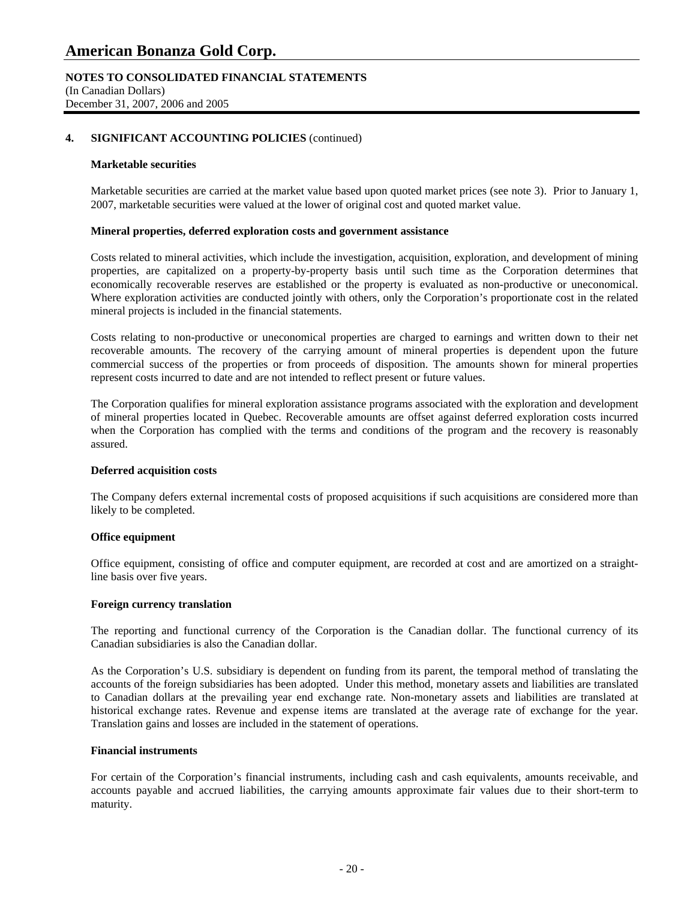## 4. SIGNIFICANT ACCOUNTING POLICIES (continued)

### Marketable securities

Marketable securities are carried at the market value based upon quoted market prices (see note 3). Prior to January 1, 2007, marketable securities were valued at the lower of original cost and quoted market value.

### Mineral properties, deferred exploration costs and government assistance

Costs related to mineral activities, which include the investigation, acquisition, exploration, and development of mining properties, are capitalized on a property-by-property basis until such time as the Corporation determines that economically recoverable reserves are established or the property is evaluated as non-productive or uneconomical. Where exploration activities are conducted jointly with others, only the Corporation's proportionate cost in the related mineral projects is included in the financial statements.

Costs relating to non-productive or uneconomical properties are charged to earnings and written down to their net recoverable amounts. The recovery of the carrying amount of mineral properties is dependent upon the future commercial success of the properties or from proceeds of disposition. The amounts shown for mineral properties represent costs incurred to date and are not intended to reflect present or future values.

The Corporation qualifies for mineral exploration assistance programs associated with the exploration and development of mineral properties located in Quebec. Recoverable amounts are offset against deferred exploration costs incurred when the Corporation has complied with the terms and conditions of the program and the recovery is reasonably assured.

### Deferred acquisition costs

The Company defers external incremental costs of proposed acquisitions if such acquisitions are considered more than likely to be completed.

### Office equipment

Office equipment, consisting of office and computer equipment, are recorded at cost and are amortized on a straight-line basis over five years.

### Foreign currency translation

The reporting and functional currency of the Corporation is the Canadian dollar. The functional currency of its Canadian subsidiaries is also the Canadian dollar.

As the Corporation's U.S. subsidiary is dependent on funding from its parent, the temporal method of translating the accounts of the foreign subsidiaries has been adopted. Under this method, monetary assets and liabilities are translated to Canadian dollars at the prevailing year end exchange rate. Non-monetary assets and liabilities are translated at historical exchange rates. Revenue and expense items are translated at the average rate of exchange for the year. Translation gains and losses are included in the statement of operations.

### Financial instruments

For certain of the Corporation's financial instruments, including cash and cash equivalents, amounts receivable, and accounts payable and accrued liabilities, the carrying amounts approximate fair values due to their short-term to maturity.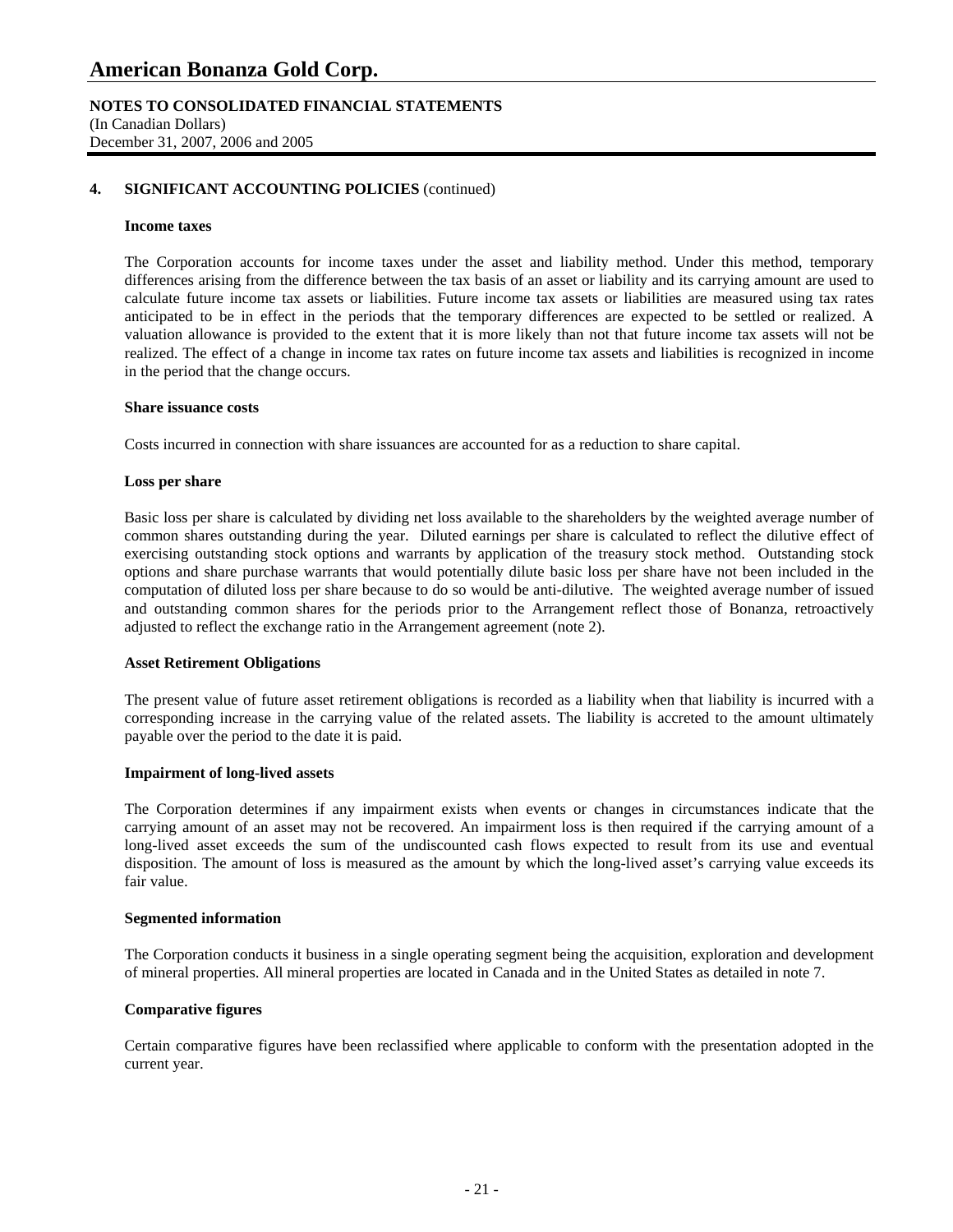## 4. SIGNIFICANT ACCOUNTING POLICIES (continued)

### Income taxes

The Corporation accounts for income taxes under the asset and liability method. Under this method, temporary differences arising from the difference between the tax basis of an asset or liability and its carrying amount are used to calculate future income tax assets or liabilities. Future income tax assets or liabilities are measured using tax rates anticipated to be in effect in the periods that the temporary differences are expected to be settled or realized. A valuation allowance is provided to the extent that it is more likely than not that future income tax assets will not be realized. The effect of a change in income tax rates on future income tax assets and liabilities is recognized in income in the period that the change occurs.

### Share issuance costs

Costs incurred in connection with share issuances are accounted for as a reduction to share capital.

### Loss per share

Basic loss per share is calculated by dividing net loss available to the shareholders by the weighted average number of common shares outstanding during the year. Diluted earnings per share is calculated to reflect the dilutive effect of exercising outstanding stock options and warrants by application of the treasury stock method. Outstanding stock options and share purchase warrants that would potentially dilute basic loss per share have not been included in the computation of diluted loss per share because to do so would be anti-dilutive. The weighted average number of issued and outstanding common shares for the periods prior to the Arrangement reflect those of Bonanza, retroactively adjusted to reflect the exchange ratio in the Arrangement agreement (note 2).

### Asset Retirement Obligations

The present value of future asset retirement obligations is recorded as a liability when that liability is incurred with a corresponding increase in the carrying value of the related assets. The liability is accreted to the amount ultimately payable over the period to the date it is paid.

### Impairment of long-lived assets

The Corporation determines if any impairment exists when events or changes in circumstances indicate that the carrying amount of an asset may not be recovered. An impairment loss is then required if the carrying amount of a long-lived asset exceeds the sum of the undiscounted cash flows expected to result from its use and eventual disposition. The amount of loss is measured as the amount by which the long-lived asset's carrying value exceeds its fair value.

### Segmented information

The Corporation conducts it business in a single operating segment being the acquisition, exploration and development of mineral properties. All mineral properties are located in Canada and in the United States as detailed in note 7.

### Comparative figures

Certain comparative figures have been reclassified where applicable to conform with the presentation adopted in the current year.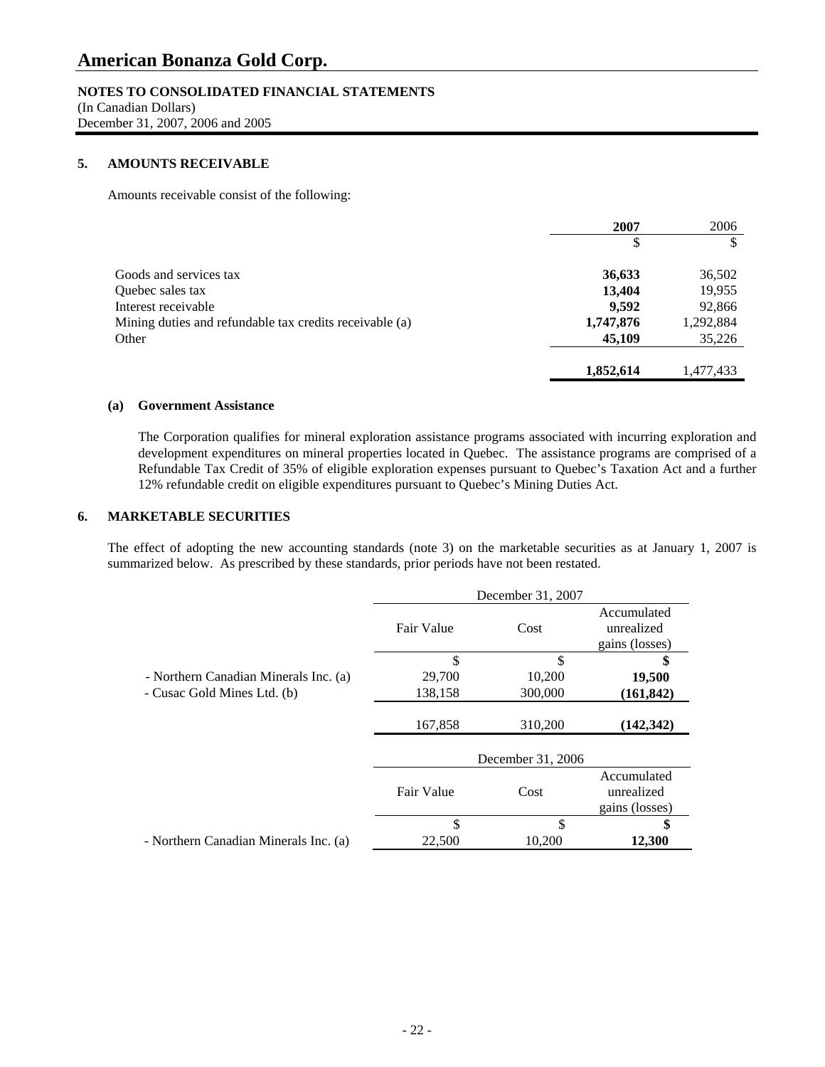# American Bonanza Gold Corp.

**NOTES TO CONSOLIDATED FINANCIAL STATEMENTS**
(In Canadian Dollars)
December 31, 2007, 2006 and 2005

## 5. AMOUNTS RECEIVABLE

Amounts receivable consist of the following:

| | **2007** | 2006 |
|---|---|---|
| | $ | $ |
| Goods and services tax | **36,633** | 36,502 |
| Quebec sales tax | **13,404** | 19,955 |
| Interest receivable | **9,592** | 92,866 |
| Mining duties and refundable tax credits receivable (a) | **1,747,876** | 1,292,884 |
| Other | **45,109** | 35,226 |
| | **1,852,614** | 1,477,433 |

### (a) Government Assistance

The Corporation qualifies for mineral exploration assistance programs associated with incurring exploration and development expenditures on mineral properties located in Quebec. The assistance programs are comprised of a Refundable Tax Credit of 35% of eligible exploration expenses pursuant to Quebec's Taxation Act and a further 12% refundable credit on eligible expenditures pursuant to Quebec's Mining Duties Act.

## 6. MARKETABLE SECURITIES

The effect of adopting the new accounting standards (note 3) on the marketable securities as at January 1, 2007 is summarized below. As prescribed by these standards, prior periods have not been restated.

| | December 31, 2007 | | |
|---|---|---|---|
| | Fair Value | Cost | Accumulated unrealized gains (losses) |
| | $ | $ | **$** |
| - Northern Canadian Minerals Inc. (a) | 29,700 | 10,200 | **19,500** |
| - Cusac Gold Mines Ltd. (b) | 138,158 | 300,000 | **(161,842)** |
| | 167,858 | 310,200 | **(142,342)** |

| | December 31, 2006 | | |
|---|---|---|---|
| | Fair Value | Cost | Accumulated unrealized gains (losses) |
| | $ | $ | **$** |
| - Northern Canadian Minerals Inc. (a) | 22,500 | 10,200 | **12,300** |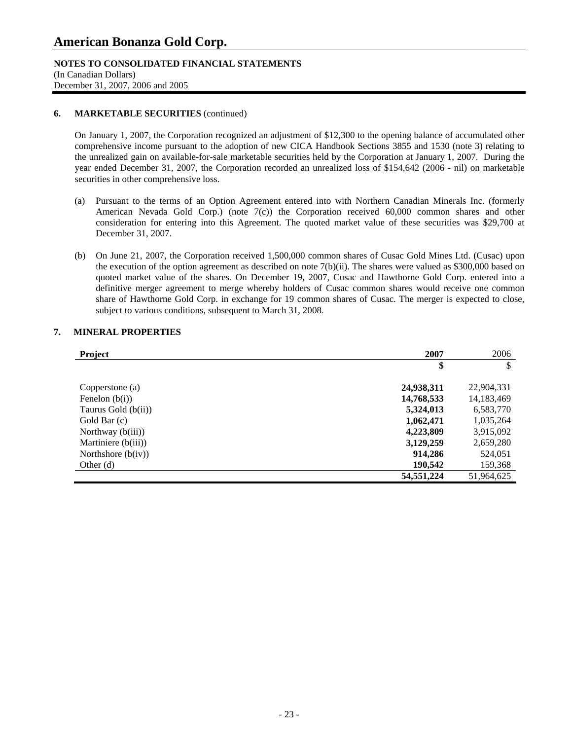**6. MARKETABLE SECURITIES** (continued)

On January 1, 2007, the Corporation recognized an adjustment of $12,300 to the opening balance of accumulated other comprehensive income pursuant to the adoption of new CICA Handbook Sections 3855 and 1530 (note 3) relating to the unrealized gain on available-for-sale marketable securities held by the Corporation at January 1, 2007. During the year ended December 31, 2007, the Corporation recorded an unrealized loss of $154,642 (2006 - nil) on marketable securities in other comprehensive loss.

(a) Pursuant to the terms of an Option Agreement entered into with Northern Canadian Minerals Inc. (formerly American Nevada Gold Corp.) (note 7(c)) the Corporation received 60,000 common shares and other consideration for entering into this Agreement. The quoted market value of these securities was $29,700 at December 31, 2007.

(b) On June 21, 2007, the Corporation received 1,500,000 common shares of Cusac Gold Mines Ltd. (Cusac) upon the execution of the option agreement as described on note 7(b)(ii). The shares were valued as $300,000 based on quoted market value of the shares. On December 19, 2007, Cusac and Hawthorne Gold Corp. entered into a definitive merger agreement to merge whereby holders of Cusac common shares would receive one common share of Hawthorne Gold Corp. in exchange for 19 common shares of Cusac. The merger is expected to close, subject to various conditions, subsequent to March 31, 2008.

**7. MINERAL PROPERTIES**

| **Project** | **2007** | 2006 |
|---|---|---|
| | **$** | $ |
| Copperstone (a) | **24,938,311** | 22,904,331 |
| Fenelon (b(i)) | **14,768,533** | 14,183,469 |
| Taurus Gold (b(ii)) | **5,324,013** | 6,583,770 |
| Gold Bar (c) | **1,062,471** | 1,035,264 |
| Northway (b(iii)) | **4,223,809** | 3,915,092 |
| Martiniere (b(iii)) | **3,129,259** | 2,659,280 |
| Northshore (b(iv)) | **914,286** | 524,051 |
| Other (d) | **190,542** | 159,368 |
| | **54,551,224** | 51,964,625 |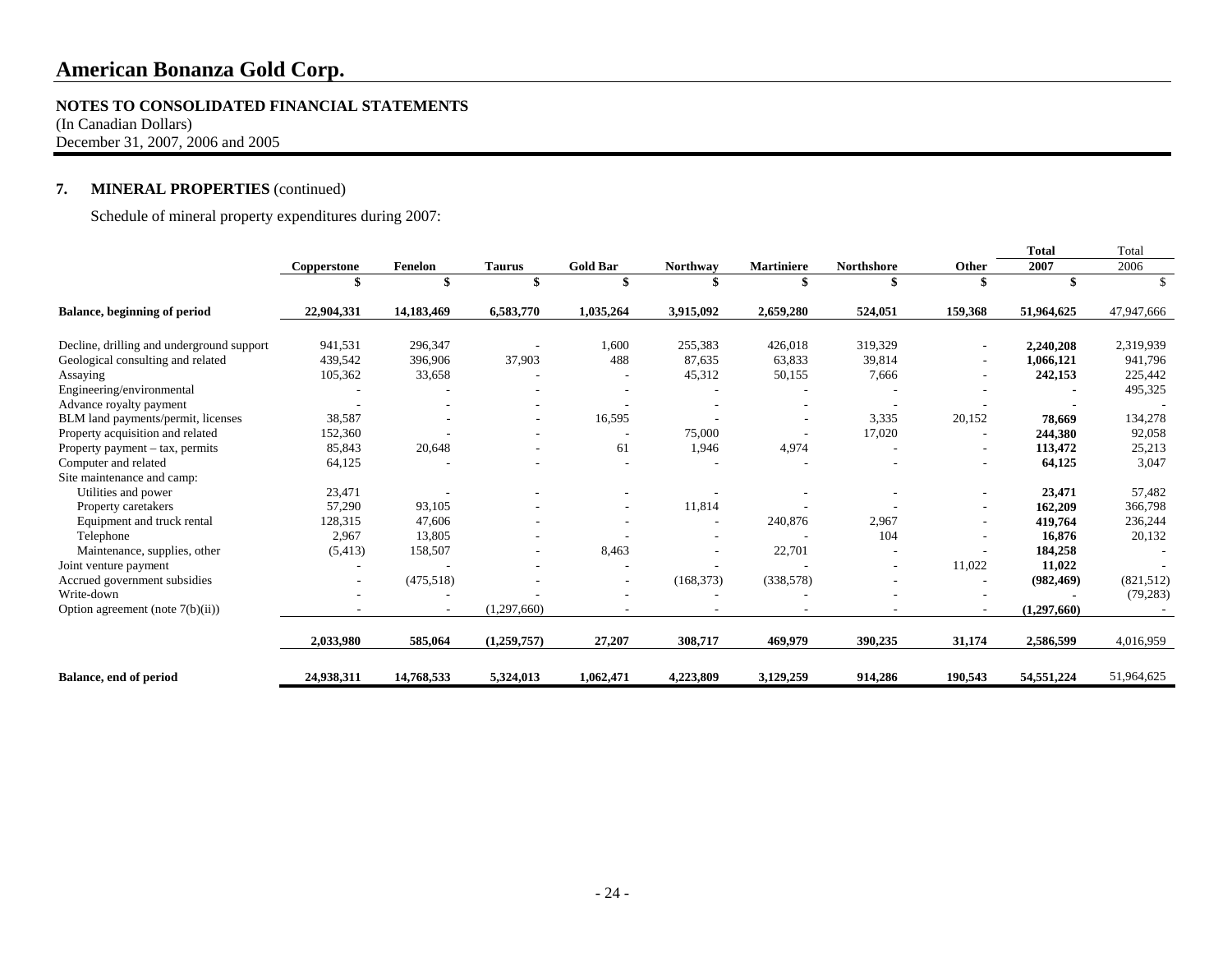# American Bonanza Gold Corp.

**NOTES TO CONSOLIDATED FINANCIAL STATEMENTS**
(In Canadian Dollars)
December 31, 2007, 2006 and 2005

## 7. MINERAL PROPERTIES (continued)

Schedule of mineral property expenditures during 2007:

| | Copperstone | Fenelon | Taurus | Gold Bar | Northway | Martiniere | Northshore | Other | Total 2007 | Total 2006 |
|---|---|---|---|---|---|---|---|---|---|---|
| | $ | $ | $ | $ | $ | $ | $ | $ | $ | $ |
| **Balance, beginning of period** | **22,904,331** | **14,183,469** | **6,583,770** | **1,035,264** | **3,915,092** | **2,659,280** | **524,051** | **159,368** | **51,964,625** | 47,947,666 |
| Decline, drilling and underground support | 941,531 | 296,347 | - | 1,600 | 255,383 | 426,018 | 319,329 | - | **2,240,208** | 2,319,939 |
| Geological consulting and related | 439,542 | 396,906 | 37,903 | 488 | 87,635 | 63,833 | 39,814 | - | **1,066,121** | 941,796 |
| Assaying | 105,362 | 33,658 | - | - | 45,312 | 50,155 | 7,666 | - | **242,153** | 225,442 |
| Engineering/environmental | - | - | - | - | - | - | - | - | **-** | 495,325 |
| Advance royalty payment | - | - | - | - | - | - | - | - | **-** | - |
| BLM land payments/permit, licenses | 38,587 | - | - | 16,595 | - | - | 3,335 | 20,152 | **78,669** | 134,278 |
| Property acquisition and related | 152,360 | - | - | - | 75,000 | - | 17,020 | - | **244,380** | 92,058 |
| Property payment – tax, permits | 85,843 | 20,648 | - | 61 | 1,946 | 4,974 | - | - | **113,472** | 25,213 |
| Computer and related | 64,125 | - | - | - | - | - | - | - | **64,125** | 3,047 |
| Site maintenance and camp: | | | | | | | | | | |
| Utilities and power | 23,471 | - | - | - | - | - | - | - | **23,471** | 57,482 |
| Property caretakers | 57,290 | 93,105 | - | - | 11,814 | - | - | - | **162,209** | 366,798 |
| Equipment and truck rental | 128,315 | 47,606 | - | - | - | 240,876 | 2,967 | - | **419,764** | 236,244 |
| Telephone | 2,967 | 13,805 | - | - | - | - | 104 | - | **16,876** | 20,132 |
| Maintenance, supplies, other | (5,413) | 158,507 | - | 8,463 | - | 22,701 | - | - | **184,258** | - |
| Joint venture payment | - | - | - | - | - | - | - | 11,022 | **11,022** | - |
| Accrued government subsidies | - | (475,518) | - | - | (168,373) | (338,578) | - | - | **(982,469)** | (821,512) |
| Write-down | - | - | - | - | - | - | - | - | **-** | (79,283) |
| Option agreement (note 7(b)(ii)) | - | - | (1,297,660) | - | - | - | - | - | **(1,297,660)** | - |
| | **2,033,980** | **585,064** | **(1,259,757)** | **27,207** | **308,717** | **469,979** | **390,235** | **31,174** | **2,586,599** | 4,016,959 |
| **Balance, end of period** | **24,938,311** | **14,768,533** | **5,324,013** | **1,062,471** | **4,223,809** | **3,129,259** | **914,286** | **190,543** | **54,551,224** | 51,964,625 |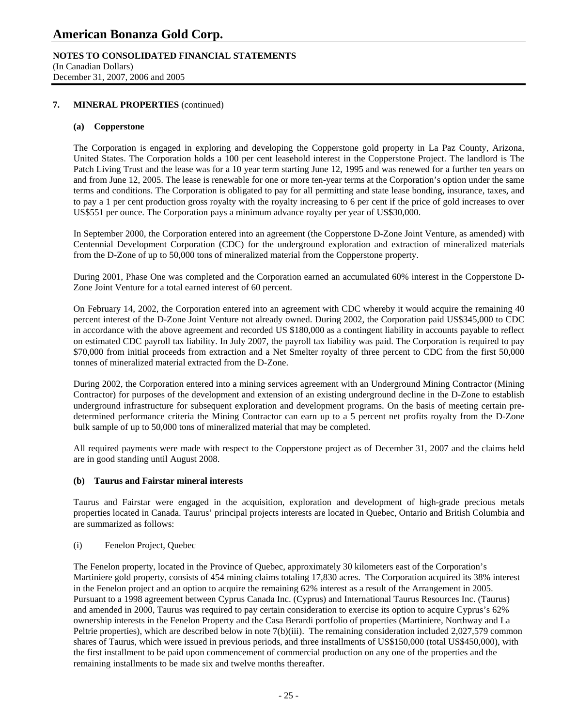### 7. MINERAL PROPERTIES (continued)

#### (a) Copperstone

The Corporation is engaged in exploring and developing the Copperstone gold property in La Paz County, Arizona, United States. The Corporation holds a 100 per cent leasehold interest in the Copperstone Project. The landlord is The Patch Living Trust and the lease was for a 10 year term starting June 12, 1995 and was renewed for a further ten years on and from June 12, 2005. The lease is renewable for one or more ten-year terms at the Corporation's option under the same terms and conditions. The Corporation is obligated to pay for all permitting and state lease bonding, insurance, taxes, and to pay a 1 per cent production gross royalty with the royalty increasing to 6 per cent if the price of gold increases to over US$551 per ounce. The Corporation pays a minimum advance royalty per year of US$30,000.

In September 2000, the Corporation entered into an agreement (the Copperstone D-Zone Joint Venture, as amended) with Centennial Development Corporation (CDC) for the underground exploration and extraction of mineralized materials from the D-Zone of up to 50,000 tons of mineralized material from the Copperstone property.

During 2001, Phase One was completed and the Corporation earned an accumulated 60% interest in the Copperstone D-Zone Joint Venture for a total earned interest of 60 percent.

On February 14, 2002, the Corporation entered into an agreement with CDC whereby it would acquire the remaining 40 percent interest of the D-Zone Joint Venture not already owned. During 2002, the Corporation paid US$345,000 to CDC in accordance with the above agreement and recorded US $180,000 as a contingent liability in accounts payable to reflect on estimated CDC payroll tax liability. In July 2007, the payroll tax liability was paid. The Corporation is required to pay $70,000 from initial proceeds from extraction and a Net Smelter royalty of three percent to CDC from the first 50,000 tonnes of mineralized material extracted from the D-Zone.

During 2002, the Corporation entered into a mining services agreement with an Underground Mining Contractor (Mining Contractor) for purposes of the development and extension of an existing underground decline in the D-Zone to establish underground infrastructure for subsequent exploration and development programs. On the basis of meeting certain pre-determined performance criteria the Mining Contractor can earn up to a 5 percent net profits royalty from the D-Zone bulk sample of up to 50,000 tons of mineralized material that may be completed.

All required payments were made with respect to the Copperstone project as of December 31, 2007 and the claims held are in good standing until August 2008.

#### (b) Taurus and Fairstar mineral interests

Taurus and Fairstar were engaged in the acquisition, exploration and development of high-grade precious metals properties located in Canada. Taurus' principal projects interests are located in Quebec, Ontario and British Columbia and are summarized as follows:

(i) Fenelon Project, Quebec

The Fenelon property, located in the Province of Quebec, approximately 30 kilometers east of the Corporation's Martiniere gold property, consists of 454 mining claims totaling 17,830 acres. The Corporation acquired its 38% interest in the Fenelon project and an option to acquire the remaining 62% interest as a result of the Arrangement in 2005. Pursuant to a 1998 agreement between Cyprus Canada Inc. (Cyprus) and International Taurus Resources Inc. (Taurus) and amended in 2000, Taurus was required to pay certain consideration to exercise its option to acquire Cyprus's 62% ownership interests in the Fenelon Property and the Casa Berardi portfolio of properties (Martiniere, Northway and La Peltrie properties), which are described below in note 7(b)(iii). The remaining consideration included 2,027,579 common shares of Taurus, which were issued in previous periods, and three installments of US$150,000 (total US$450,000), with the first installment to be paid upon commencement of commercial production on any one of the properties and the remaining installments to be made six and twelve months thereafter.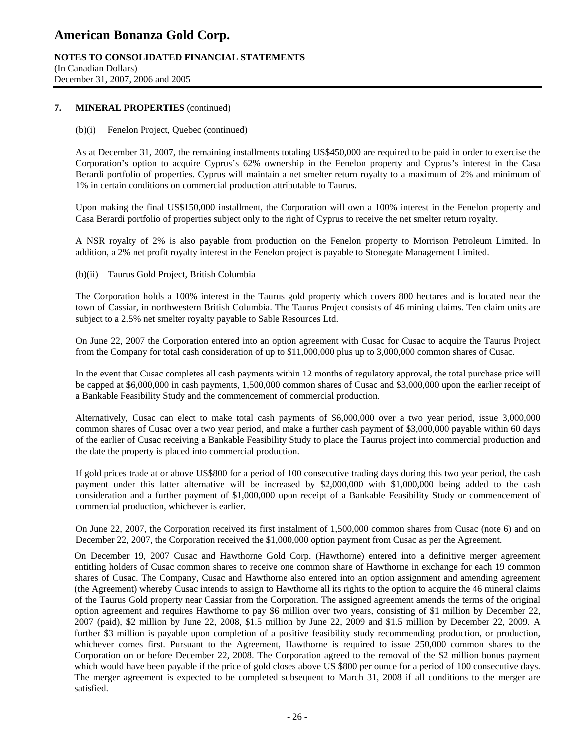# American Bonanza Gold Corp.

**NOTES TO CONSOLIDATED FINANCIAL STATEMENTS**
(In Canadian Dollars)
December 31, 2007, 2006 and 2005

**7. MINERAL PROPERTIES** (continued)

(b)(i) Fenelon Project, Quebec (continued)

As at December 31, 2007, the remaining installments totaling US$450,000 are required to be paid in order to exercise the Corporation's option to acquire Cyprus's 62% ownership in the Fenelon property and Cyprus's interest in the Casa Berardi portfolio of properties. Cyprus will maintain a net smelter return royalty to a maximum of 2% and minimum of 1% in certain conditions on commercial production attributable to Taurus.

Upon making the final US$150,000 installment, the Corporation will own a 100% interest in the Fenelon property and Casa Berardi portfolio of properties subject only to the right of Cyprus to receive the net smelter return royalty.

A NSR royalty of 2% is also payable from production on the Fenelon property to Morrison Petroleum Limited. In addition, a 2% net profit royalty interest in the Fenelon project is payable to Stonegate Management Limited.

(b)(ii) Taurus Gold Project, British Columbia

The Corporation holds a 100% interest in the Taurus gold property which covers 800 hectares and is located near the town of Cassiar, in northwestern British Columbia. The Taurus Project consists of 46 mining claims. Ten claim units are subject to a 2.5% net smelter royalty payable to Sable Resources Ltd.

On June 22, 2007 the Corporation entered into an option agreement with Cusac for Cusac to acquire the Taurus Project from the Company for total cash consideration of up to $11,000,000 plus up to 3,000,000 common shares of Cusac.

In the event that Cusac completes all cash payments within 12 months of regulatory approval, the total purchase price will be capped at $6,000,000 in cash payments, 1,500,000 common shares of Cusac and $3,000,000 upon the earlier receipt of a Bankable Feasibility Study and the commencement of commercial production.

Alternatively, Cusac can elect to make total cash payments of $6,000,000 over a two year period, issue 3,000,000 common shares of Cusac over a two year period, and make a further cash payment of $3,000,000 payable within 60 days of the earlier of Cusac receiving a Bankable Feasibility Study to place the Taurus project into commercial production and the date the property is placed into commercial production.

If gold prices trade at or above US$800 for a period of 100 consecutive trading days during this two year period, the cash payment under this latter alternative will be increased by $2,000,000 with $1,000,000 being added to the cash consideration and a further payment of $1,000,000 upon receipt of a Bankable Feasibility Study or commencement of commercial production, whichever is earlier.

On June 22, 2007, the Corporation received its first instalment of 1,500,000 common shares from Cusac (note 6) and on December 22, 2007, the Corporation received the $1,000,000 option payment from Cusac as per the Agreement.

On December 19, 2007 Cusac and Hawthorne Gold Corp. (Hawthorne) entered into a definitive merger agreement entitling holders of Cusac common shares to receive one common share of Hawthorne in exchange for each 19 common shares of Cusac. The Company, Cusac and Hawthorne also entered into an option assignment and amending agreement (the Agreement) whereby Cusac intends to assign to Hawthorne all its rights to the option to acquire the 46 mineral claims of the Taurus Gold property near Cassiar from the Corporation. The assigned agreement amends the terms of the original option agreement and requires Hawthorne to pay $6 million over two years, consisting of $1 million by December 22, 2007 (paid), $2 million by June 22, 2008, $1.5 million by June 22, 2009 and $1.5 million by December 22, 2009. A further $3 million is payable upon completion of a positive feasibility study recommending production, or production, whichever comes first. Pursuant to the Agreement, Hawthorne is required to issue 250,000 common shares to the Corporation on or before December 22, 2008. The Corporation agreed to the removal of the $2 million bonus payment which would have been payable if the price of gold closes above US $800 per ounce for a period of 100 consecutive days. The merger agreement is expected to be completed subsequent to March 31, 2008 if all conditions to the merger are satisfied.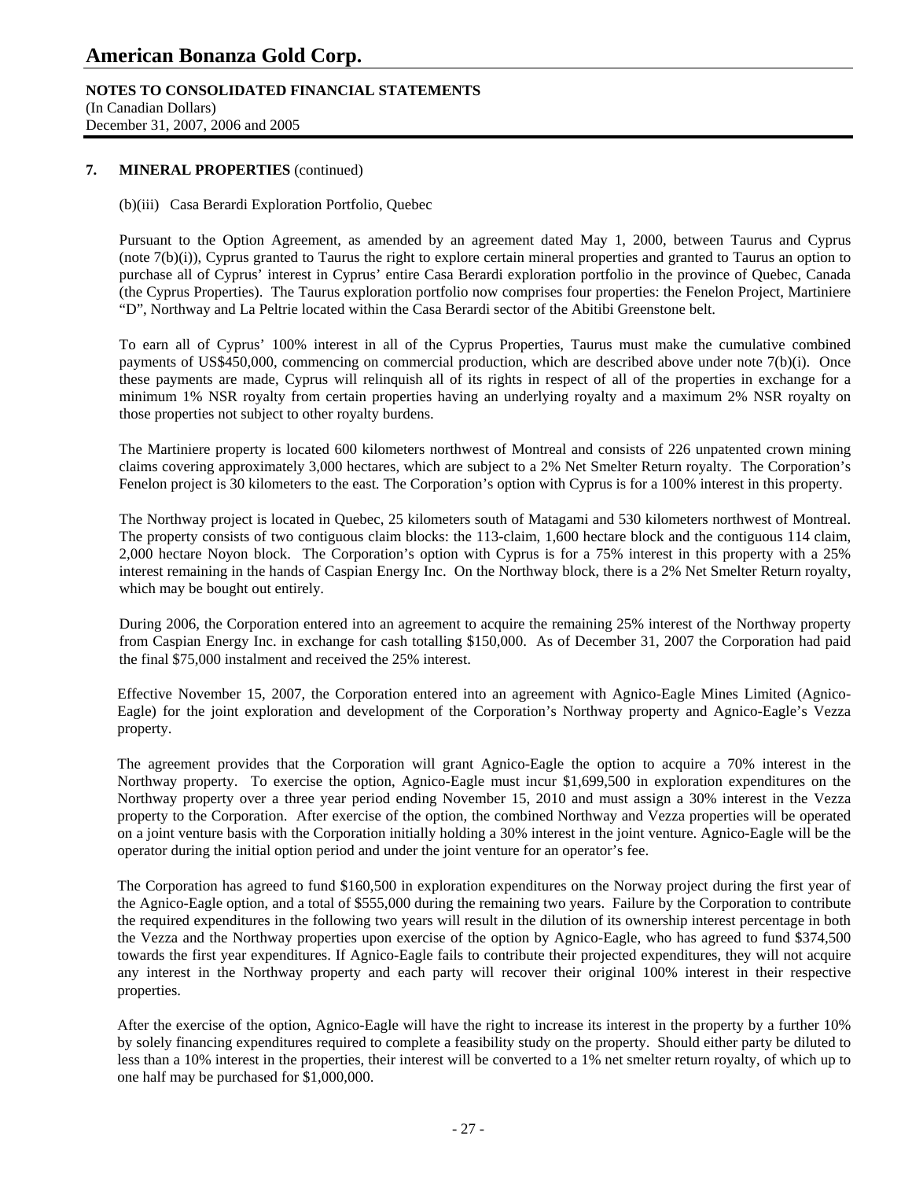## 7. MINERAL PROPERTIES (continued)

(b)(iii) Casa Berardi Exploration Portfolio, Quebec

Pursuant to the Option Agreement, as amended by an agreement dated May 1, 2000, between Taurus and Cyprus (note 7(b)(i)), Cyprus granted to Taurus the right to explore certain mineral properties and granted to Taurus an option to purchase all of Cyprus' interest in Cyprus' entire Casa Berardi exploration portfolio in the province of Quebec, Canada (the Cyprus Properties). The Taurus exploration portfolio now comprises four properties: the Fenelon Project, Martiniere "D", Northway and La Peltrie located within the Casa Berardi sector of the Abitibi Greenstone belt.

To earn all of Cyprus' 100% interest in all of the Cyprus Properties, Taurus must make the cumulative combined payments of US$450,000, commencing on commercial production, which are described above under note 7(b)(i). Once these payments are made, Cyprus will relinquish all of its rights in respect of all of the properties in exchange for a minimum 1% NSR royalty from certain properties having an underlying royalty and a maximum 2% NSR royalty on those properties not subject to other royalty burdens.

The Martiniere property is located 600 kilometers northwest of Montreal and consists of 226 unpatented crown mining claims covering approximately 3,000 hectares, which are subject to a 2% Net Smelter Return royalty. The Corporation's Fenelon project is 30 kilometers to the east. The Corporation's option with Cyprus is for a 100% interest in this property.

The Northway project is located in Quebec, 25 kilometers south of Matagami and 530 kilometers northwest of Montreal. The property consists of two contiguous claim blocks: the 113-claim, 1,600 hectare block and the contiguous 114 claim, 2,000 hectare Noyon block. The Corporation's option with Cyprus is for a 75% interest in this property with a 25% interest remaining in the hands of Caspian Energy Inc. On the Northway block, there is a 2% Net Smelter Return royalty, which may be bought out entirely.

During 2006, the Corporation entered into an agreement to acquire the remaining 25% interest of the Northway property from Caspian Energy Inc. in exchange for cash totalling $150,000. As of December 31, 2007 the Corporation had paid the final $75,000 instalment and received the 25% interest.

Effective November 15, 2007, the Corporation entered into an agreement with Agnico-Eagle Mines Limited (Agnico-Eagle) for the joint exploration and development of the Corporation's Northway property and Agnico-Eagle's Vezza property.

The agreement provides that the Corporation will grant Agnico-Eagle the option to acquire a 70% interest in the Northway property. To exercise the option, Agnico-Eagle must incur $1,699,500 in exploration expenditures on the Northway property over a three year period ending November 15, 2010 and must assign a 30% interest in the Vezza property to the Corporation. After exercise of the option, the combined Northway and Vezza properties will be operated on a joint venture basis with the Corporation initially holding a 30% interest in the joint venture. Agnico-Eagle will be the operator during the initial option period and under the joint venture for an operator's fee.

The Corporation has agreed to fund $160,500 in exploration expenditures on the Norway project during the first year of the Agnico-Eagle option, and a total of $555,000 during the remaining two years. Failure by the Corporation to contribute the required expenditures in the following two years will result in the dilution of its ownership interest percentage in both the Vezza and the Northway properties upon exercise of the option by Agnico-Eagle, who has agreed to fund $374,500 towards the first year expenditures. If Agnico-Eagle fails to contribute their projected expenditures, they will not acquire any interest in the Northway property and each party will recover their original 100% interest in their respective properties.

After the exercise of the option, Agnico-Eagle will have the right to increase its interest in the property by a further 10% by solely financing expenditures required to complete a feasibility study on the property. Should either party be diluted to less than a 10% interest in the properties, their interest will be converted to a 1% net smelter return royalty, of which up to one half may be purchased for $1,000,000.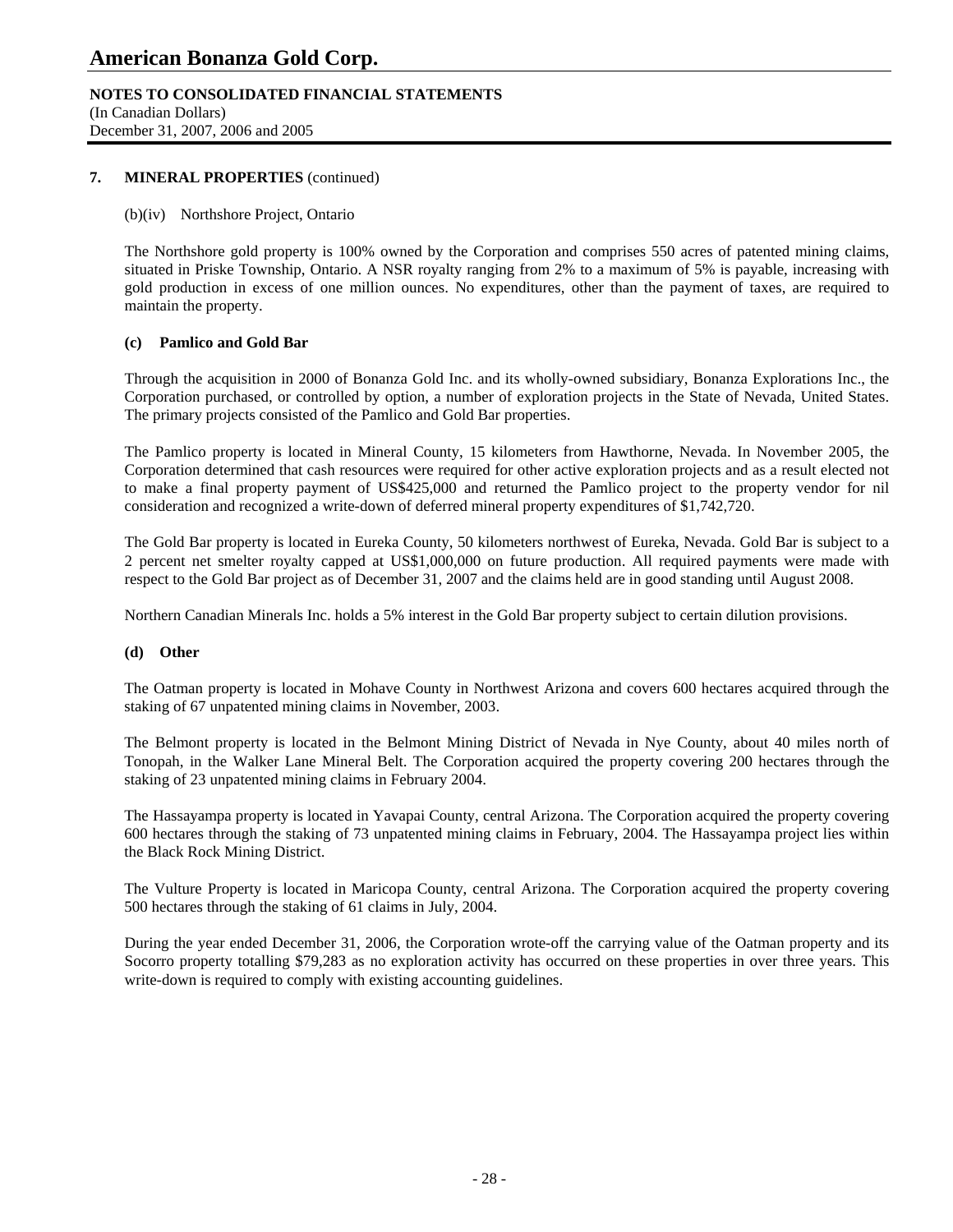**7. MINERAL PROPERTIES** (continued)

(b)(iv) Northshore Project, Ontario

The Northshore gold property is 100% owned by the Corporation and comprises 550 acres of patented mining claims, situated in Priske Township, Ontario. A NSR royalty ranging from 2% to a maximum of 5% is payable, increasing with gold production in excess of one million ounces. No expenditures, other than the payment of taxes, are required to maintain the property.

**(c) Pamlico and Gold Bar**

Through the acquisition in 2000 of Bonanza Gold Inc. and its wholly-owned subsidiary, Bonanza Explorations Inc., the Corporation purchased, or controlled by option, a number of exploration projects in the State of Nevada, United States. The primary projects consisted of the Pamlico and Gold Bar properties.

The Pamlico property is located in Mineral County, 15 kilometers from Hawthorne, Nevada. In November 2005, the Corporation determined that cash resources were required for other active exploration projects and as a result elected not to make a final property payment of US$425,000 and returned the Pamlico project to the property vendor for nil consideration and recognized a write-down of deferred mineral property expenditures of $1,742,720.

The Gold Bar property is located in Eureka County, 50 kilometers northwest of Eureka, Nevada. Gold Bar is subject to a 2 percent net smelter royalty capped at US$1,000,000 on future production. All required payments were made with respect to the Gold Bar project as of December 31, 2007 and the claims held are in good standing until August 2008.

Northern Canadian Minerals Inc. holds a 5% interest in the Gold Bar property subject to certain dilution provisions.

**(d) Other**

The Oatman property is located in Mohave County in Northwest Arizona and covers 600 hectares acquired through the staking of 67 unpatented mining claims in November, 2003.

The Belmont property is located in the Belmont Mining District of Nevada in Nye County, about 40 miles north of Tonopah, in the Walker Lane Mineral Belt. The Corporation acquired the property covering 200 hectares through the staking of 23 unpatented mining claims in February 2004.

The Hassayampa property is located in Yavapai County, central Arizona. The Corporation acquired the property covering 600 hectares through the staking of 73 unpatented mining claims in February, 2004. The Hassayampa project lies within the Black Rock Mining District.

The Vulture Property is located in Maricopa County, central Arizona. The Corporation acquired the property covering 500 hectares through the staking of 61 claims in July, 2004.

During the year ended December 31, 2006, the Corporation wrote-off the carrying value of the Oatman property and its Socorro property totalling $79,283 as no exploration activity has occurred on these properties in over three years. This write-down is required to comply with existing accounting guidelines.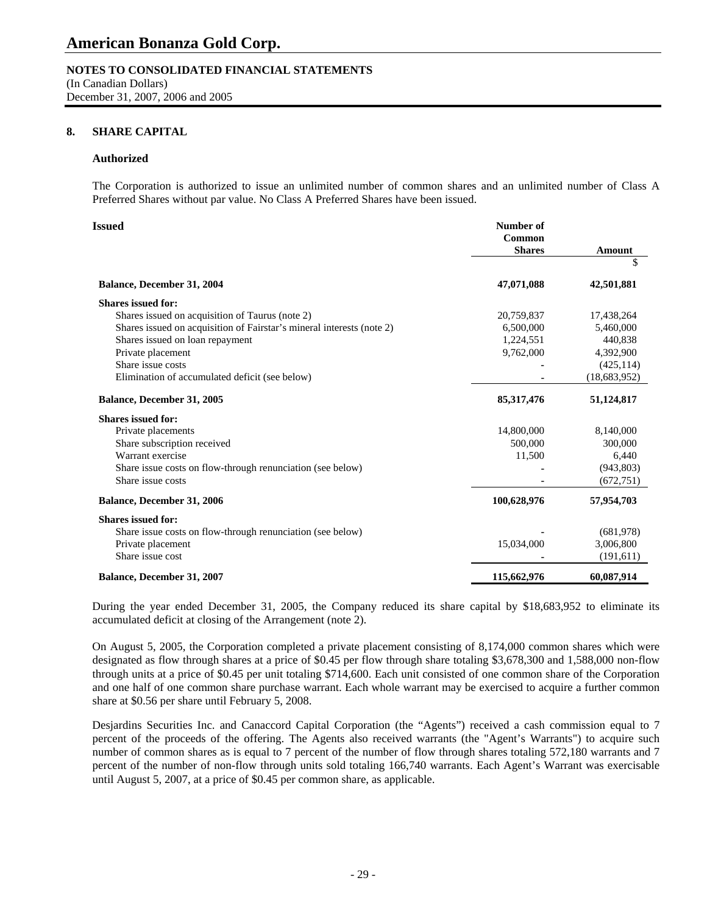# American Bonanza Gold Corp.

**NOTES TO CONSOLIDATED FINANCIAL STATEMENTS**
(In Canadian Dollars)
December 31, 2007, 2006 and 2005

## 8. SHARE CAPITAL

### Authorized

The Corporation is authorized to issue an unlimited number of common shares and an unlimited number of Class A Preferred Shares without par value. No Class A Preferred Shares have been issued.

| **Issued** | **Number of Common Shares** | **Amount** |
|---|---|---|
| | | $ |
| **Balance, December 31, 2004** | **47,071,088** | **42,501,881** |
| **Shares issued for:** | | |
| Shares issued on acquisition of Taurus (note 2) | 20,759,837 | 17,438,264 |
| Shares issued on acquisition of Fairstar's mineral interests (note 2) | 6,500,000 | 5,460,000 |
| Shares issued on loan repayment | 1,224,551 | 440,838 |
| Private placement | 9,762,000 | 4,392,900 |
| Share issue costs | - | (425,114) |
| Elimination of accumulated deficit (see below) | - | (18,683,952) |
| **Balance, December 31, 2005** | **85,317,476** | **51,124,817** |
| **Shares issued for:** | | |
| Private placements | 14,800,000 | 8,140,000 |
| Share subscription received | 500,000 | 300,000 |
| Warrant exercise | 11,500 | 6,440 |
| Share issue costs on flow-through renunciation (see below) | - | (943,803) |
| Share issue costs | - | (672,751) |
| **Balance, December 31, 2006** | **100,628,976** | **57,954,703** |
| **Shares issued for:** | | |
| Share issue costs on flow-through renunciation (see below) | - | (681,978) |
| Private placement | 15,034,000 | 3,006,800 |
| Share issue cost | - | (191,611) |
| **Balance, December 31, 2007** | **115,662,976** | **60,087,914** |

During the year ended December 31, 2005, the Company reduced its share capital by $18,683,952 to eliminate its accumulated deficit at closing of the Arrangement (note 2).

On August 5, 2005, the Corporation completed a private placement consisting of 8,174,000 common shares which were designated as flow through shares at a price of $0.45 per flow through share totaling $3,678,300 and 1,588,000 non-flow through units at a price of $0.45 per unit totaling $714,600. Each unit consisted of one common share of the Corporation and one half of one common share purchase warrant. Each whole warrant may be exercised to acquire a further common share at $0.56 per share until February 5, 2008.

Desjardins Securities Inc. and Canaccord Capital Corporation (the "Agents") received a cash commission equal to 7 percent of the proceeds of the offering. The Agents also received warrants (the "Agent's Warrants") to acquire such number of common shares as is equal to 7 percent of the number of flow through shares totaling 572,180 warrants and 7 percent of the number of non-flow through units sold totaling 166,740 warrants. Each Agent's Warrant was exercisable until August 5, 2007, at a price of $0.45 per common share, as applicable.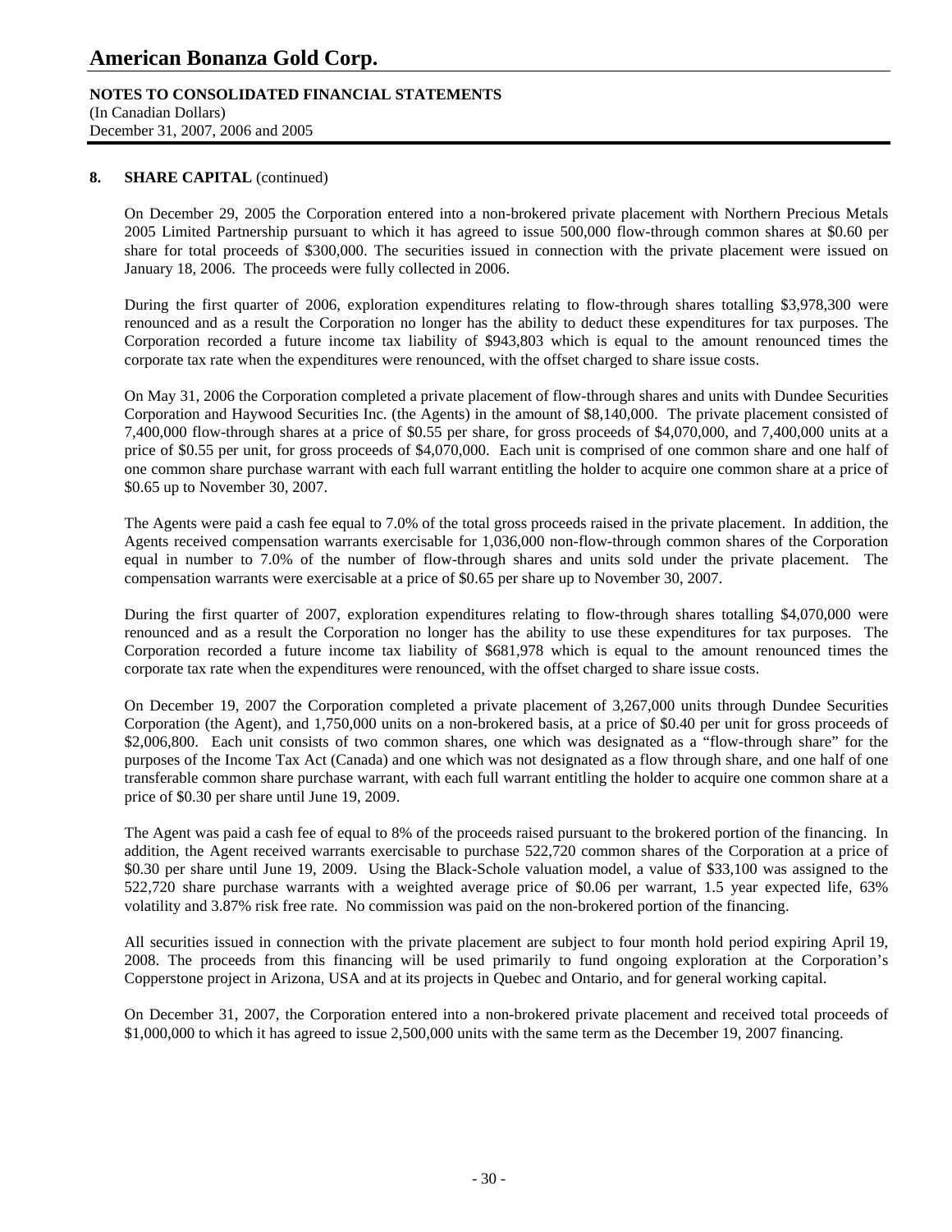# American Bonanza Gold Corp.

**NOTES TO CONSOLIDATED FINANCIAL STATEMENTS**
(In Canadian Dollars)
December 31, 2007, 2006 and 2005

**8. SHARE CAPITAL** (continued)

On December 29, 2005 the Corporation entered into a non-brokered private placement with Northern Precious Metals 2005 Limited Partnership pursuant to which it has agreed to issue 500,000 flow-through common shares at $0.60 per share for total proceeds of $300,000. The securities issued in connection with the private placement were issued on January 18, 2006. The proceeds were fully collected in 2006.

During the first quarter of 2006, exploration expenditures relating to flow-through shares totalling $3,978,300 were renounced and as a result the Corporation no longer has the ability to deduct these expenditures for tax purposes. The Corporation recorded a future income tax liability of $943,803 which is equal to the amount renounced times the corporate tax rate when the expenditures were renounced, with the offset charged to share issue costs.

On May 31, 2006 the Corporation completed a private placement of flow-through shares and units with Dundee Securities Corporation and Haywood Securities Inc. (the Agents) in the amount of $8,140,000. The private placement consisted of 7,400,000 flow-through shares at a price of $0.55 per share, for gross proceeds of $4,070,000, and 7,400,000 units at a price of $0.55 per unit, for gross proceeds of $4,070,000. Each unit is comprised of one common share and one half of one common share purchase warrant with each full warrant entitling the holder to acquire one common share at a price of $0.65 up to November 30, 2007.

The Agents were paid a cash fee equal to 7.0% of the total gross proceeds raised in the private placement. In addition, the Agents received compensation warrants exercisable for 1,036,000 non-flow-through common shares of the Corporation equal in number to 7.0% of the number of flow-through shares and units sold under the private placement. The compensation warrants were exercisable at a price of $0.65 per share up to November 30, 2007.

During the first quarter of 2007, exploration expenditures relating to flow-through shares totalling $4,070,000 were renounced and as a result the Corporation no longer has the ability to use these expenditures for tax purposes. The Corporation recorded a future income tax liability of $681,978 which is equal to the amount renounced times the corporate tax rate when the expenditures were renounced, with the offset charged to share issue costs.

On December 19, 2007 the Corporation completed a private placement of 3,267,000 units through Dundee Securities Corporation (the Agent), and 1,750,000 units on a non-brokered basis, at a price of $0.40 per unit for gross proceeds of $2,006,800. Each unit consists of two common shares, one which was designated as a "flow-through share" for the purposes of the Income Tax Act (Canada) and one which was not designated as a flow through share, and one half of one transferable common share purchase warrant, with each full warrant entitling the holder to acquire one common share at a price of $0.30 per share until June 19, 2009.

The Agent was paid a cash fee of equal to 8% of the proceeds raised pursuant to the brokered portion of the financing. In addition, the Agent received warrants exercisable to purchase 522,720 common shares of the Corporation at a price of $0.30 per share until June 19, 2009. Using the Black-Schole valuation model, a value of $33,100 was assigned to the 522,720 share purchase warrants with a weighted average price of $0.06 per warrant, 1.5 year expected life, 63% volatility and 3.87% risk free rate. No commission was paid on the non-brokered portion of the financing.

All securities issued in connection with the private placement are subject to four month hold period expiring April 19, 2008. The proceeds from this financing will be used primarily to fund ongoing exploration at the Corporation's Copperstone project in Arizona, USA and at its projects in Quebec and Ontario, and for general working capital.

On December 31, 2007, the Corporation entered into a non-brokered private placement and received total proceeds of $1,000,000 to which it has agreed to issue 2,500,000 units with the same term as the December 19, 2007 financing.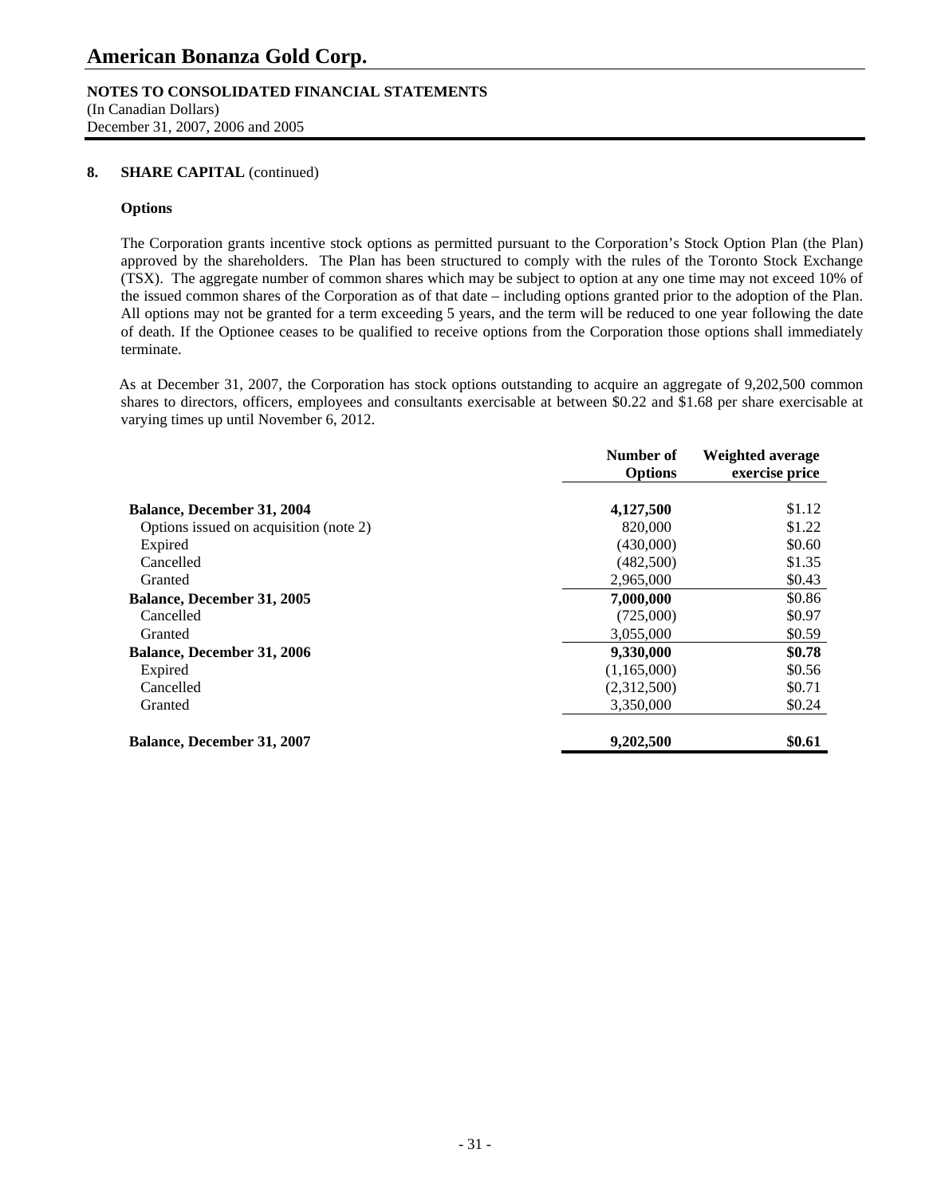# American Bonanza Gold Corp.

**NOTES TO CONSOLIDATED FINANCIAL STATEMENTS**
(In Canadian Dollars)
December 31, 2007, 2006 and 2005

**8. SHARE CAPITAL** (continued)

**Options**

The Corporation grants incentive stock options as permitted pursuant to the Corporation's Stock Option Plan (the Plan) approved by the shareholders. The Plan has been structured to comply with the rules of the Toronto Stock Exchange (TSX). The aggregate number of common shares which may be subject to option at any one time may not exceed 10% of the issued common shares of the Corporation as of that date – including options granted prior to the adoption of the Plan. All options may not be granted for a term exceeding 5 years, and the term will be reduced to one year following the date of death. If the Optionee ceases to be qualified to receive options from the Corporation those options shall immediately terminate.

As at December 31, 2007, the Corporation has stock options outstanding to acquire an aggregate of 9,202,500 common shares to directors, officers, employees and consultants exercisable at between $0.22 and $1.68 per share exercisable at varying times up until November 6, 2012.

| | Number of Options | Weighted average exercise price |
|---|---|---|
| **Balance, December 31, 2004** | **4,127,500** | $1.12 |
| Options issued on acquisition (note 2) | 820,000 | $1.22 |
| Expired | (430,000) | $0.60 |
| Cancelled | (482,500) | $1.35 |
| Granted | 2,965,000 | $0.43 |
| **Balance, December 31, 2005** | **7,000,000** | $0.86 |
| Cancelled | (725,000) | $0.97 |
| Granted | 3,055,000 | $0.59 |
| **Balance, December 31, 2006** | **9,330,000** | **$0.78** |
| Expired | (1,165,000) | $0.56 |
| Cancelled | (2,312,500) | $0.71 |
| Granted | 3,350,000 | $0.24 |
| **Balance, December 31, 2007** | **9,202,500** | **$0.61** |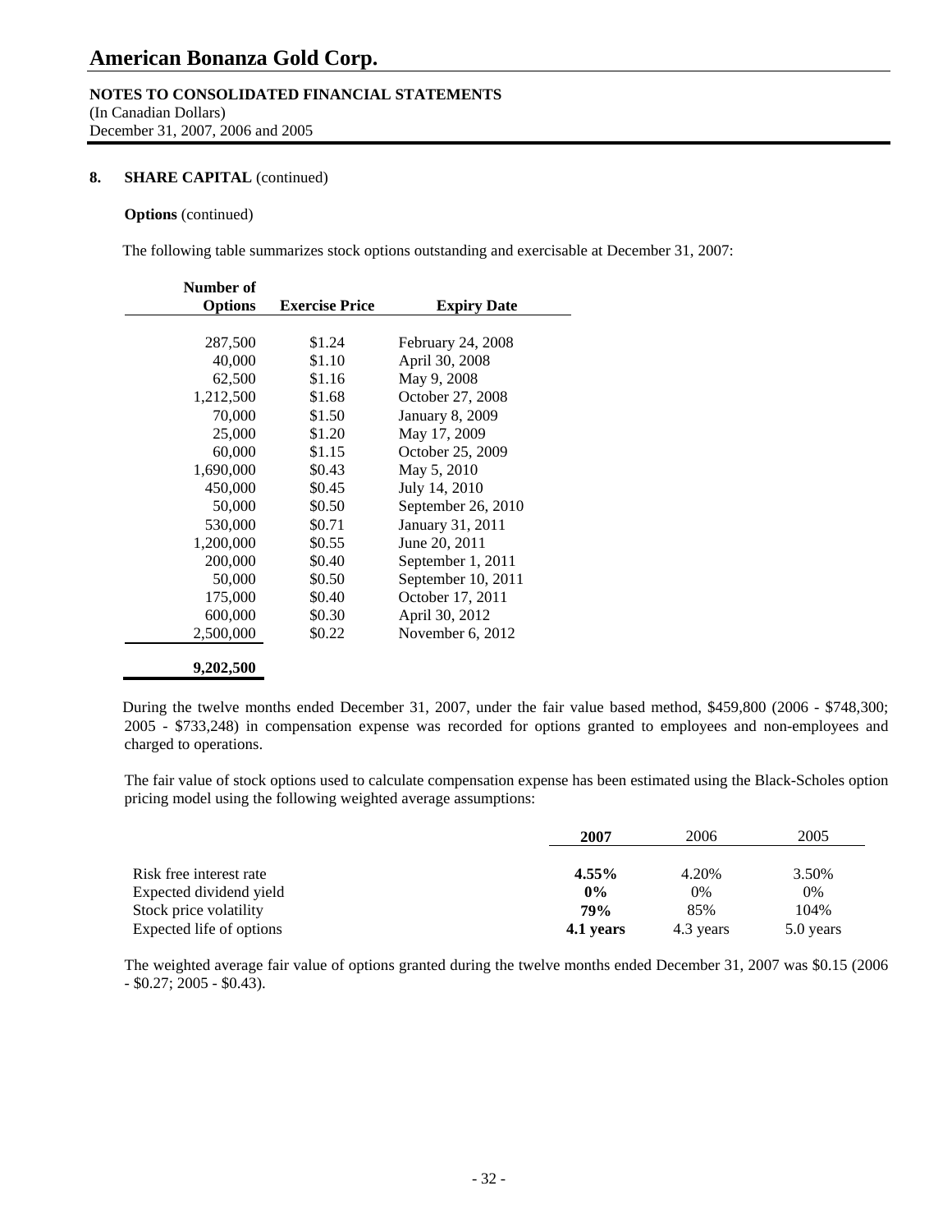## 8. SHARE CAPITAL (continued)

**Options** (continued)

The following table summarizes stock options outstanding and exercisable at December 31, 2007:

| Number of Options | Exercise Price | Expiry Date |
|---|---|---|
| 287,500 | $1.24 | February 24, 2008 |
| 40,000 | $1.10 | April 30, 2008 |
| 62,500 | $1.16 | May 9, 2008 |
| 1,212,500 | $1.68 | October 27, 2008 |
| 70,000 | $1.50 | January 8, 2009 |
| 25,000 | $1.20 | May 17, 2009 |
| 60,000 | $1.15 | October 25, 2009 |
| 1,690,000 | $0.43 | May 5, 2010 |
| 450,000 | $0.45 | July 14, 2010 |
| 50,000 | $0.50 | September 26, 2010 |
| 530,000 | $0.71 | January 31, 2011 |
| 1,200,000 | $0.55 | June 20, 2011 |
| 200,000 | $0.40 | September 1, 2011 |
| 50,000 | $0.50 | September 10, 2011 |
| 175,000 | $0.40 | October 17, 2011 |
| 600,000 | $0.30 | April 30, 2012 |
| 2,500,000 | $0.22 | November 6, 2012 |
| **9,202,500** | | |

During the twelve months ended December 31, 2007, under the fair value based method, $459,800 (2006 - $748,300; 2005 - $733,248) in compensation expense was recorded for options granted to employees and non-employees and charged to operations.

The fair value of stock options used to calculate compensation expense has been estimated using the Black-Scholes option pricing model using the following weighted average assumptions:

| | **2007** | 2006 | 2005 |
|---|---|---|---|
| Risk free interest rate | **4.55%** | 4.20% | 3.50% |
| Expected dividend yield | **0%** | 0% | 0% |
| Stock price volatility | **79%** | 85% | 104% |
| Expected life of options | **4.1 years** | 4.3 years | 5.0 years |

The weighted average fair value of options granted during the twelve months ended December 31, 2007 was $0.15 (2006 - $0.27; 2005 - $0.43).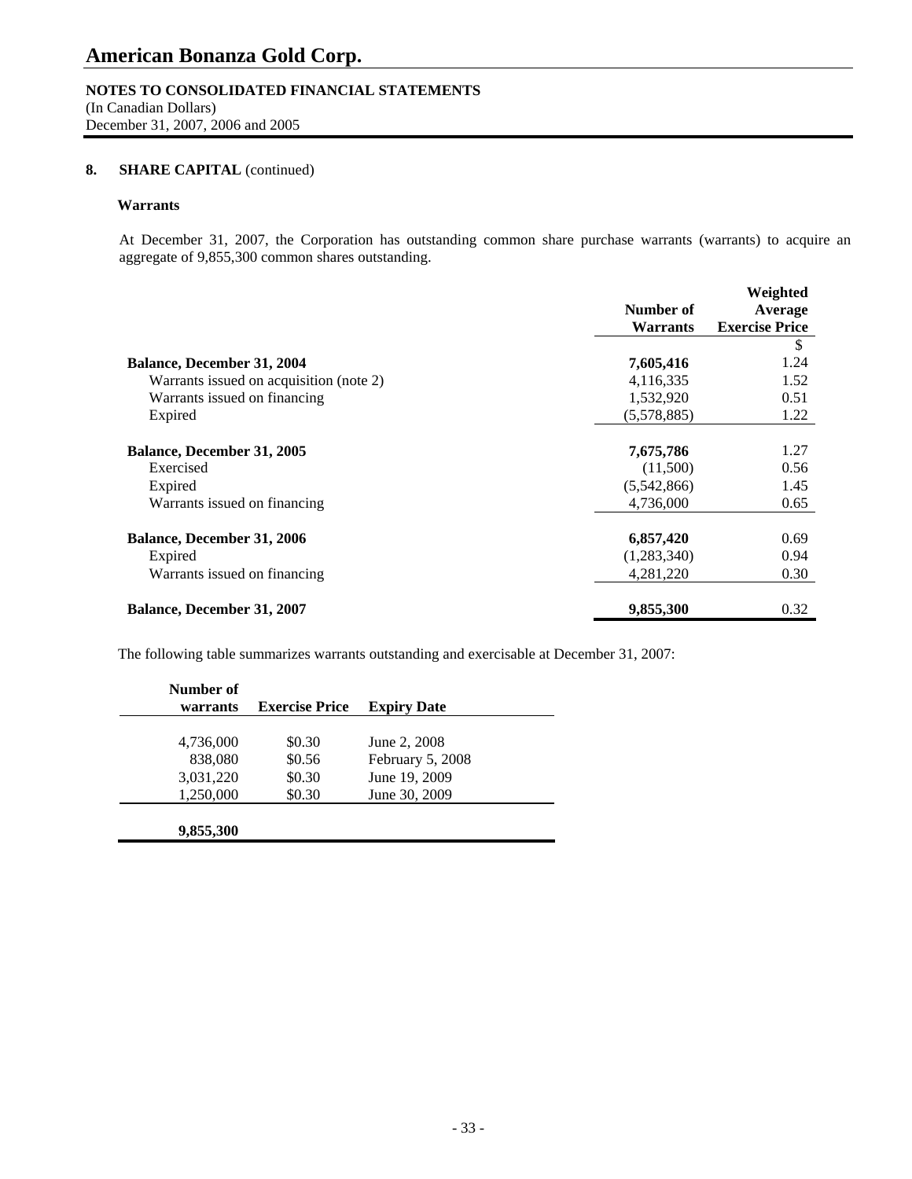# American Bonanza Gold Corp.

**NOTES TO CONSOLIDATED FINANCIAL STATEMENTS**
(In Canadian Dollars)
December 31, 2007, 2006 and 2005

## 8. SHARE CAPITAL (continued)

### Warrants

At December 31, 2007, the Corporation has outstanding common share purchase warrants (warrants) to acquire an aggregate of 9,855,300 common shares outstanding.

| | Number of Warrants | Weighted Average Exercise Price |
|---|---|---|
| | | $ |
| **Balance, December 31, 2004** | **7,605,416** | 1.24 |
| Warrants issued on acquisition (note 2) | 4,116,335 | 1.52 |
| Warrants issued on financing | 1,532,920 | 0.51 |
| Expired | (5,578,885) | 1.22 |
| **Balance, December 31, 2005** | **7,675,786** | 1.27 |
| Exercised | (11,500) | 0.56 |
| Expired | (5,542,866) | 1.45 |
| Warrants issued on financing | 4,736,000 | 0.65 |
| **Balance, December 31, 2006** | **6,857,420** | 0.69 |
| Expired | (1,283,340) | 0.94 |
| Warrants issued on financing | 4,281,220 | 0.30 |
| **Balance, December 31, 2007** | **9,855,300** | 0.32 |

The following table summarizes warrants outstanding and exercisable at December 31, 2007:

| Number of warrants | Exercise Price | Expiry Date |
|---|---|---|
| 4,736,000 | $0.30 | June 2, 2008 |
| 838,080 | $0.56 | February 5, 2008 |
| 3,031,220 | $0.30 | June 19, 2009 |
| 1,250,000 | $0.30 | June 30, 2009 |
| **9,855,300** | | |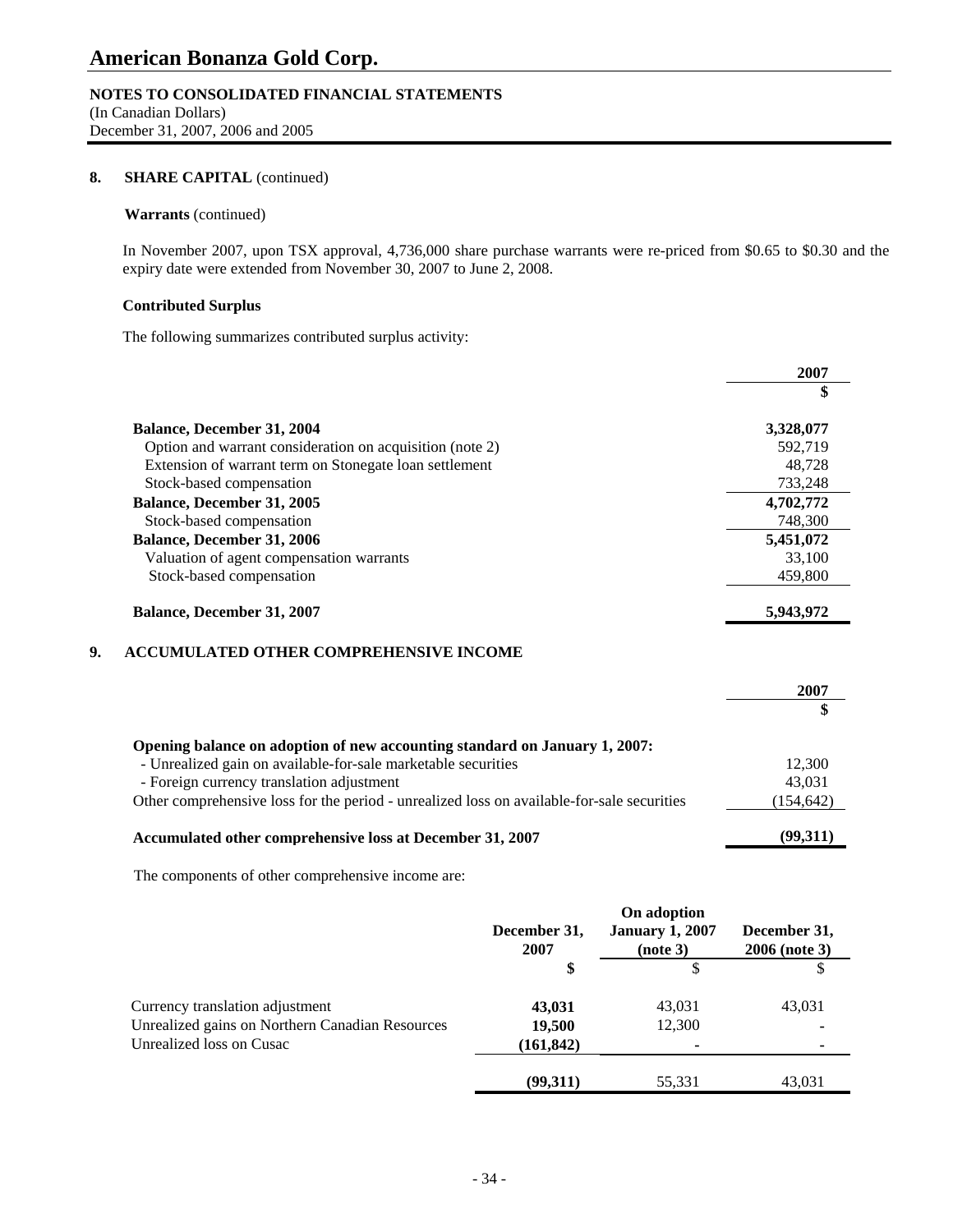# American Bonanza Gold Corp.

**NOTES TO CONSOLIDATED FINANCIAL STATEMENTS**
(In Canadian Dollars)
December 31, 2007, 2006 and 2005

## 8. SHARE CAPITAL (continued)

**Warrants** (continued)

In November 2007, upon TSX approval, 4,736,000 share purchase warrants were re-priced from $0.65 to $0.30 and the expiry date were extended from November 30, 2007 to June 2, 2008.

**Contributed Surplus**

The following summarizes contributed surplus activity:

| | 2007 |
|---|---|
| | $ |
| **Balance, December 31, 2004** | **3,328,077** |
| Option and warrant consideration on acquisition (note 2) | 592,719 |
| Extension of warrant term on Stonegate loan settlement | 48,728 |
| Stock-based compensation | 733,248 |
| **Balance, December 31, 2005** | **4,702,772** |
| Stock-based compensation | 748,300 |
| **Balance, December 31, 2006** | **5,451,072** |
| Valuation of agent compensation warrants | 33,100 |
| Stock-based compensation | 459,800 |
| **Balance, December 31, 2007** | **5,943,972** |

## 9. ACCUMULATED OTHER COMPREHENSIVE INCOME

| | 2007 |
|---|---|
| | $ |
| **Opening balance on adoption of new accounting standard on January 1, 2007:** | |
| - Unrealized gain on available-for-sale marketable securities | 12,300 |
| - Foreign currency translation adjustment | 43,031 |
| Other comprehensive loss for the period - unrealized loss on available-for-sale securities | (154,642) |
| **Accumulated other comprehensive loss at December 31, 2007** | **(99,311)** |

The components of other comprehensive income are:

| | December 31, 2007 | On adoption January 1, 2007 (note 3) | December 31, 2006 (note 3) |
|---|---|---|---|
| | $ | $ | $ |
| Currency translation adjustment | **43,031** | 43,031 | 43,031 |
| Unrealized gains on Northern Canadian Resources | **19,500** | 12,300 | - |
| Unrealized loss on Cusac | **(161,842)** | - | - |
| | **(99,311)** | 55,331 | 43,031 |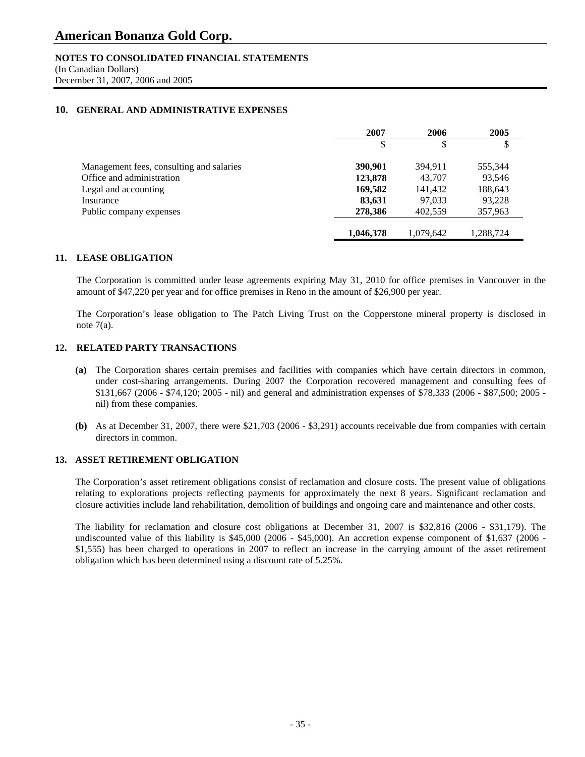# American Bonanza Gold Corp.

**NOTES TO CONSOLIDATED FINANCIAL STATEMENTS**
(In Canadian Dollars)
December 31, 2007, 2006 and 2005

## 10. GENERAL AND ADMINISTRATIVE EXPENSES

| | 2007 | 2006 | 2005 |
|---|---|---|---|
| | $ | $ | $ |
| Management fees, consulting and salaries | **390,901** | 394,911 | 555,344 |
| Office and administration | **123,878** | 43,707 | 93,546 |
| Legal and accounting | **169,582** | 141,432 | 188,643 |
| Insurance | **83,631** | 97,033 | 93,228 |
| Public company expenses | **278,386** | 402,559 | 357,963 |
| | **1,046,378** | 1,079,642 | 1,288,724 |

## 11. LEASE OBLIGATION

The Corporation is committed under lease agreements expiring May 31, 2010 for office premises in Vancouver in the amount of $47,220 per year and for office premises in Reno in the amount of $26,900 per year.

The Corporation's lease obligation to The Patch Living Trust on the Copperstone mineral property is disclosed in note 7(a).

## 12. RELATED PARTY TRANSACTIONS

**(a)** The Corporation shares certain premises and facilities with companies which have certain directors in common, under cost-sharing arrangements. During 2007 the Corporation recovered management and consulting fees of $131,667 (2006 - $74,120; 2005 - nil) and general and administration expenses of $78,333 (2006 - $87,500; 2005 - nil) from these companies.

**(b)** As at December 31, 2007, there were $21,703 (2006 - $3,291) accounts receivable due from companies with certain directors in common.

## 13. ASSET RETIREMENT OBLIGATION

The Corporation's asset retirement obligations consist of reclamation and closure costs. The present value of obligations relating to explorations projects reflecting payments for approximately the next 8 years. Significant reclamation and closure activities include land rehabilitation, demolition of buildings and ongoing care and maintenance and other costs.

The liability for reclamation and closure cost obligations at December 31, 2007 is $32,816 (2006 - $31,179). The undiscounted value of this liability is $45,000 (2006 - $45,000). An accretion expense component of $1,637 (2006 - $1,555) has been charged to operations in 2007 to reflect an increase in the carrying amount of the asset retirement obligation which has been determined using a discount rate of 5.25%.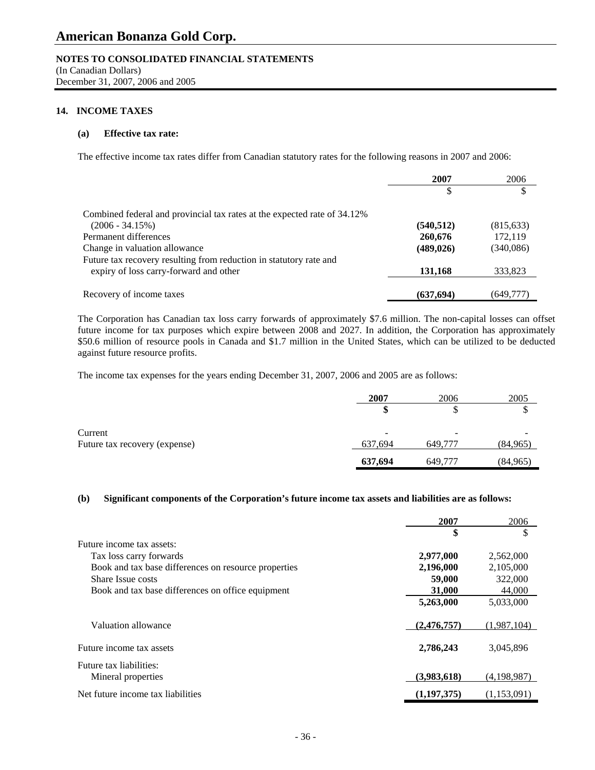# American Bonanza Gold Corp.

**NOTES TO CONSOLIDATED FINANCIAL STATEMENTS**
(In Canadian Dollars)
December 31, 2007, 2006 and 2005

## 14. INCOME TAXES

### (a) Effective tax rate:

The effective income tax rates differ from Canadian statutory rates for the following reasons in 2007 and 2006:

| | **2007** | 2006 |
|---|---|---|
| | $ | $ |
| Combined federal and provincial tax rates at the expected rate of 34.12% (2006 - 34.15%) | **(540,512)** | (815,633) |
| Permanent differences | **260,676** | 172,119 |
| Change in valuation allowance | **(489,026)** | (340,086) |
| Future tax recovery resulting from reduction in statutory rate and expiry of loss carry-forward and other | **131,168** | 333,823 |
| Recovery of income taxes | **(637,694)** | (649,777) |

The Corporation has Canadian tax loss carry forwards of approximately $7.6 million. The non-capital losses can offset future income for tax purposes which expire between 2008 and 2027. In addition, the Corporation has approximately $50.6 million of resource pools in Canada and $1.7 million in the United States, which can be utilized to be deducted against future resource profits.

The income tax expenses for the years ending December 31, 2007, 2006 and 2005 are as follows:

| | **2007** | 2006 | 2005 |
|---|---|---|---|
| | **$** | $ | $ |
| Current | - | - | - |
| Future tax recovery (expense) | 637,694 | 649,777 | (84,965) |
| | **637,694** | 649,777 | (84,965) |

### (b) Significant components of the Corporation's future income tax assets and liabilities are as follows:

| | **2007** | 2006 |
|---|---|---|
| | **$** | $ |
| Future income tax assets: | | |
| Tax loss carry forwards | **2,977,000** | 2,562,000 |
| Book and tax base differences on resource properties | **2,196,000** | 2,105,000 |
| Share Issue costs | **59,000** | 322,000 |
| Book and tax base differences on office equipment | **31,000** | 44,000 |
| | **5,263,000** | 5,033,000 |
| Valuation allowance | **(2,476,757)** | (1,987,104) |
| Future income tax assets | **2,786,243** | 3,045,896 |
| Future tax liabilities: | | |
| Mineral properties | **(3,983,618)** | (4,198,987) |
| Net future income tax liabilities | **(1,197,375)** | (1,153,091) |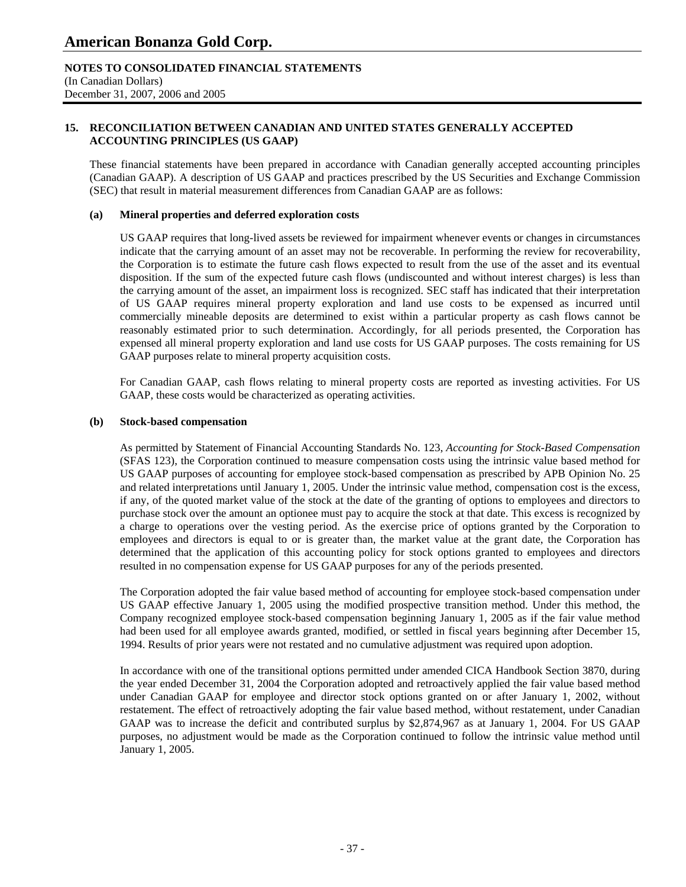## 15. RECONCILIATION BETWEEN CANADIAN AND UNITED STATES GENERALLY ACCEPTED ACCOUNTING PRINCIPLES (US GAAP)

These financial statements have been prepared in accordance with Canadian generally accepted accounting principles (Canadian GAAP). A description of US GAAP and practices prescribed by the US Securities and Exchange Commission (SEC) that result in material measurement differences from Canadian GAAP are as follows:

### (a) Mineral properties and deferred exploration costs

US GAAP requires that long-lived assets be reviewed for impairment whenever events or changes in circumstances indicate that the carrying amount of an asset may not be recoverable. In performing the review for recoverability, the Corporation is to estimate the future cash flows expected to result from the use of the asset and its eventual disposition. If the sum of the expected future cash flows (undiscounted and without interest charges) is less than the carrying amount of the asset, an impairment loss is recognized. SEC staff has indicated that their interpretation of US GAAP requires mineral property exploration and land use costs to be expensed as incurred until commercially mineable deposits are determined to exist within a particular property as cash flows cannot be reasonably estimated prior to such determination. Accordingly, for all periods presented, the Corporation has expensed all mineral property exploration and land use costs for US GAAP purposes. The costs remaining for US GAAP purposes relate to mineral property acquisition costs.

For Canadian GAAP, cash flows relating to mineral property costs are reported as investing activities. For US GAAP, these costs would be characterized as operating activities.

### (b) Stock-based compensation

As permitted by Statement of Financial Accounting Standards No. 123, *Accounting for Stock-Based Compensation* (SFAS 123), the Corporation continued to measure compensation costs using the intrinsic value based method for US GAAP purposes of accounting for employee stock-based compensation as prescribed by APB Opinion No. 25 and related interpretations until January 1, 2005. Under the intrinsic value method, compensation cost is the excess, if any, of the quoted market value of the stock at the date of the granting of options to employees and directors to purchase stock over the amount an optionee must pay to acquire the stock at that date. This excess is recognized by a charge to operations over the vesting period. As the exercise price of options granted by the Corporation to employees and directors is equal to or is greater than, the market value at the grant date, the Corporation has determined that the application of this accounting policy for stock options granted to employees and directors resulted in no compensation expense for US GAAP purposes for any of the periods presented.

The Corporation adopted the fair value based method of accounting for employee stock-based compensation under US GAAP effective January 1, 2005 using the modified prospective transition method. Under this method, the Company recognized employee stock-based compensation beginning January 1, 2005 as if the fair value method had been used for all employee awards granted, modified, or settled in fiscal years beginning after December 15, 1994. Results of prior years were not restated and no cumulative adjustment was required upon adoption.

In accordance with one of the transitional options permitted under amended CICA Handbook Section 3870, during the year ended December 31, 2004 the Corporation adopted and retroactively applied the fair value based method under Canadian GAAP for employee and director stock options granted on or after January 1, 2002, without restatement. The effect of retroactively adopting the fair value based method, without restatement, under Canadian GAAP was to increase the deficit and contributed surplus by $2,874,967 as at January 1, 2004. For US GAAP purposes, no adjustment would be made as the Corporation continued to follow the intrinsic value method until January 1, 2005.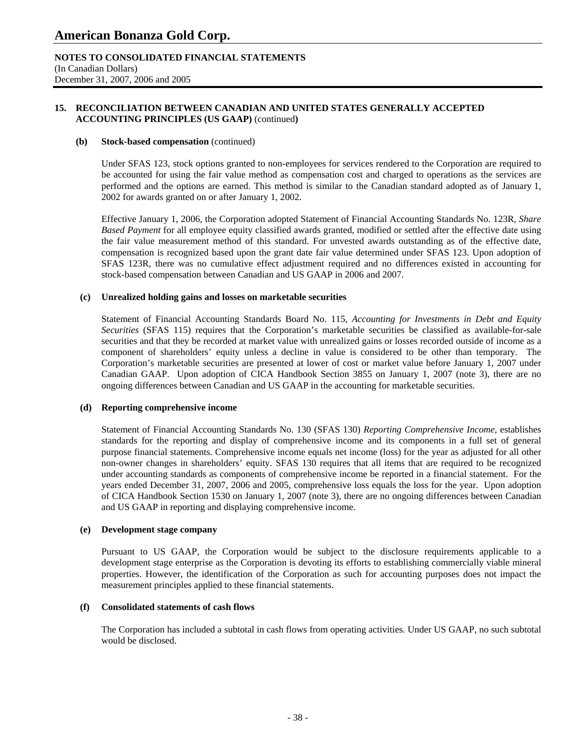# American Bonanza Gold Corp.

**NOTES TO CONSOLIDATED FINANCIAL STATEMENTS**
(In Canadian Dollars)
December 31, 2007, 2006 and 2005

## 15. RECONCILIATION BETWEEN CANADIAN AND UNITED STATES GENERALLY ACCEPTED ACCOUNTING PRINCIPLES (US GAAP) (continued)

### (b) Stock-based compensation (continued)

Under SFAS 123, stock options granted to non-employees for services rendered to the Corporation are required to be accounted for using the fair value method as compensation cost and charged to operations as the services are performed and the options are earned. This method is similar to the Canadian standard adopted as of January 1, 2002 for awards granted on or after January 1, 2002.

Effective January 1, 2006, the Corporation adopted Statement of Financial Accounting Standards No. 123R, *Share Based Payment* for all employee equity classified awards granted, modified or settled after the effective date using the fair value measurement method of this standard. For unvested awards outstanding as of the effective date, compensation is recognized based upon the grant date fair value determined under SFAS 123. Upon adoption of SFAS 123R, there was no cumulative effect adjustment required and no differences existed in accounting for stock-based compensation between Canadian and US GAAP in 2006 and 2007.

### (c) Unrealized holding gains and losses on marketable securities

Statement of Financial Accounting Standards Board No. 115, *Accounting for Investments in Debt and Equity Securities* (SFAS 115) requires that the Corporation's marketable securities be classified as available-for-sale securities and that they be recorded at market value with unrealized gains or losses recorded outside of income as a component of shareholders' equity unless a decline in value is considered to be other than temporary. The Corporation's marketable securities are presented at lower of cost or market value before January 1, 2007 under Canadian GAAP. Upon adoption of CICA Handbook Section 3855 on January 1, 2007 (note 3), there are no ongoing differences between Canadian and US GAAP in the accounting for marketable securities.

### (d) Reporting comprehensive income

Statement of Financial Accounting Standards No. 130 (SFAS 130) *Reporting Comprehensive Income,* establishes standards for the reporting and display of comprehensive income and its components in a full set of general purpose financial statements. Comprehensive income equals net income (loss) for the year as adjusted for all other non-owner changes in shareholders' equity. SFAS 130 requires that all items that are required to be recognized under accounting standards as components of comprehensive income be reported in a financial statement. For the years ended December 31, 2007, 2006 and 2005, comprehensive loss equals the loss for the year. Upon adoption of CICA Handbook Section 1530 on January 1, 2007 (note 3), there are no ongoing differences between Canadian and US GAAP in reporting and displaying comprehensive income.

### (e) Development stage company

Pursuant to US GAAP, the Corporation would be subject to the disclosure requirements applicable to a development stage enterprise as the Corporation is devoting its efforts to establishing commercially viable mineral properties. However, the identification of the Corporation as such for accounting purposes does not impact the measurement principles applied to these financial statements.

### (f) Consolidated statements of cash flows

The Corporation has included a subtotal in cash flows from operating activities. Under US GAAP, no such subtotal would be disclosed.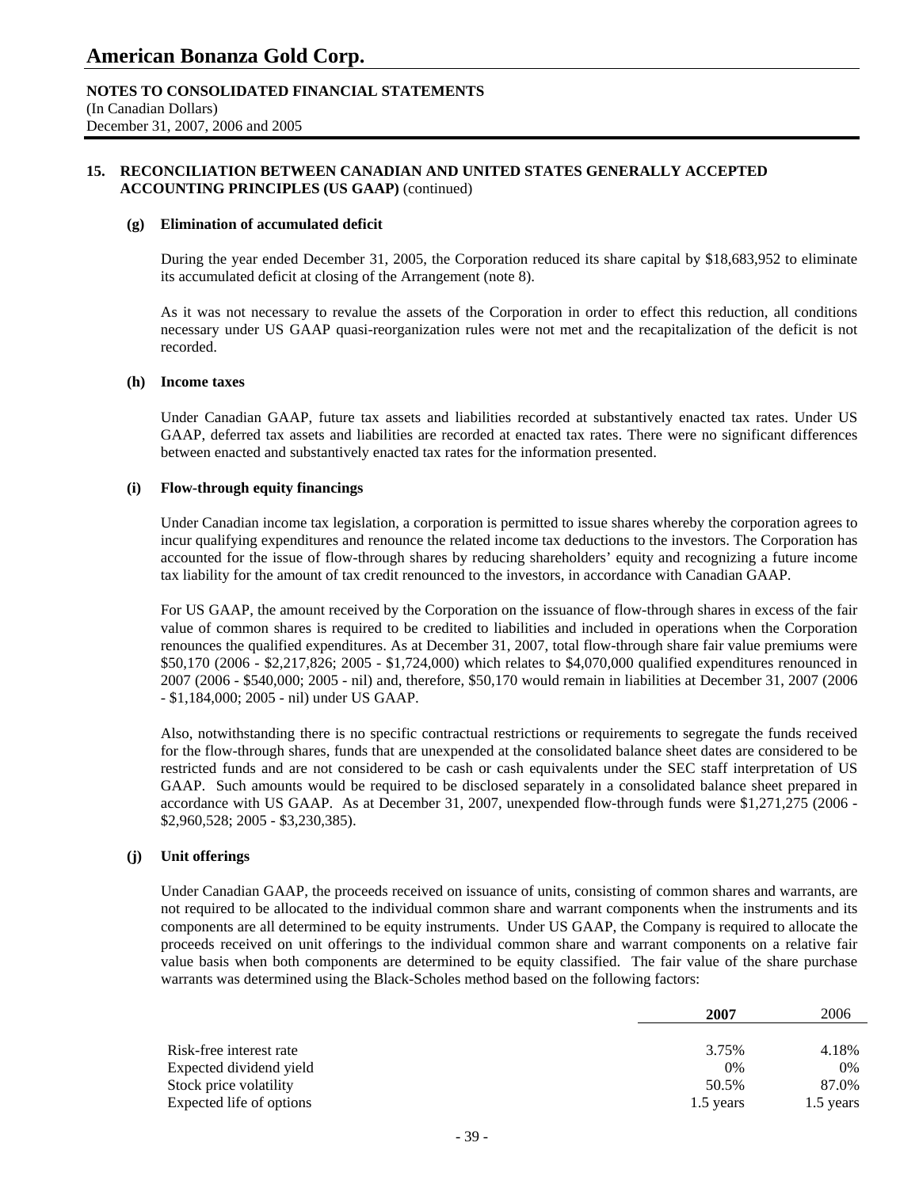# American Bonanza Gold Corp.

**NOTES TO CONSOLIDATED FINANCIAL STATEMENTS**
(In Canadian Dollars)
December 31, 2007, 2006 and 2005

## 15. RECONCILIATION BETWEEN CANADIAN AND UNITED STATES GENERALLY ACCEPTED ACCOUNTING PRINCIPLES (US GAAP) (continued)

### (g) Elimination of accumulated deficit

During the year ended December 31, 2005, the Corporation reduced its share capital by $18,683,952 to eliminate its accumulated deficit at closing of the Arrangement (note 8).

As it was not necessary to revalue the assets of the Corporation in order to effect this reduction, all conditions necessary under US GAAP quasi-reorganization rules were not met and the recapitalization of the deficit is not recorded.

### (h) Income taxes

Under Canadian GAAP, future tax assets and liabilities recorded at substantively enacted tax rates. Under US GAAP, deferred tax assets and liabilities are recorded at enacted tax rates. There were no significant differences between enacted and substantively enacted tax rates for the information presented.

### (i) Flow-through equity financings

Under Canadian income tax legislation, a corporation is permitted to issue shares whereby the corporation agrees to incur qualifying expenditures and renounce the related income tax deductions to the investors. The Corporation has accounted for the issue of flow-through shares by reducing shareholders' equity and recognizing a future income tax liability for the amount of tax credit renounced to the investors, in accordance with Canadian GAAP.

For US GAAP, the amount received by the Corporation on the issuance of flow-through shares in excess of the fair value of common shares is required to be credited to liabilities and included in operations when the Corporation renounces the qualified expenditures. As at December 31, 2007, total flow-through share fair value premiums were $50,170 (2006 - $2,217,826; 2005 - $1,724,000) which relates to $4,070,000 qualified expenditures renounced in 2007 (2006 - $540,000; 2005 - nil) and, therefore, $50,170 would remain in liabilities at December 31, 2007 (2006 - $1,184,000; 2005 - nil) under US GAAP.

Also, notwithstanding there is no specific contractual restrictions or requirements to segregate the funds received for the flow-through shares, funds that are unexpended at the consolidated balance sheet dates are considered to be restricted funds and are not considered to be cash or cash equivalents under the SEC staff interpretation of US GAAP. Such amounts would be required to be disclosed separately in a consolidated balance sheet prepared in accordance with US GAAP. As at December 31, 2007, unexpended flow-through funds were $1,271,275 (2006 - $2,960,528; 2005 - $3,230,385).

### (j) Unit offerings

Under Canadian GAAP, the proceeds received on issuance of units, consisting of common shares and warrants, are not required to be allocated to the individual common share and warrant components when the instruments and its components are all determined to be equity instruments. Under US GAAP, the Company is required to allocate the proceeds received on unit offerings to the individual common share and warrant components on a relative fair value basis when both components are determined to be equity classified. The fair value of the share purchase warrants was determined using the Black-Scholes method based on the following factors:

| | **2007** | 2006 |
|---|---|---|
| Risk-free interest rate | 3.75% | 4.18% |
| Expected dividend yield | 0% | 0% |
| Stock price volatility | 50.5% | 87.0% |
| Expected life of options | 1.5 years | 1.5 years |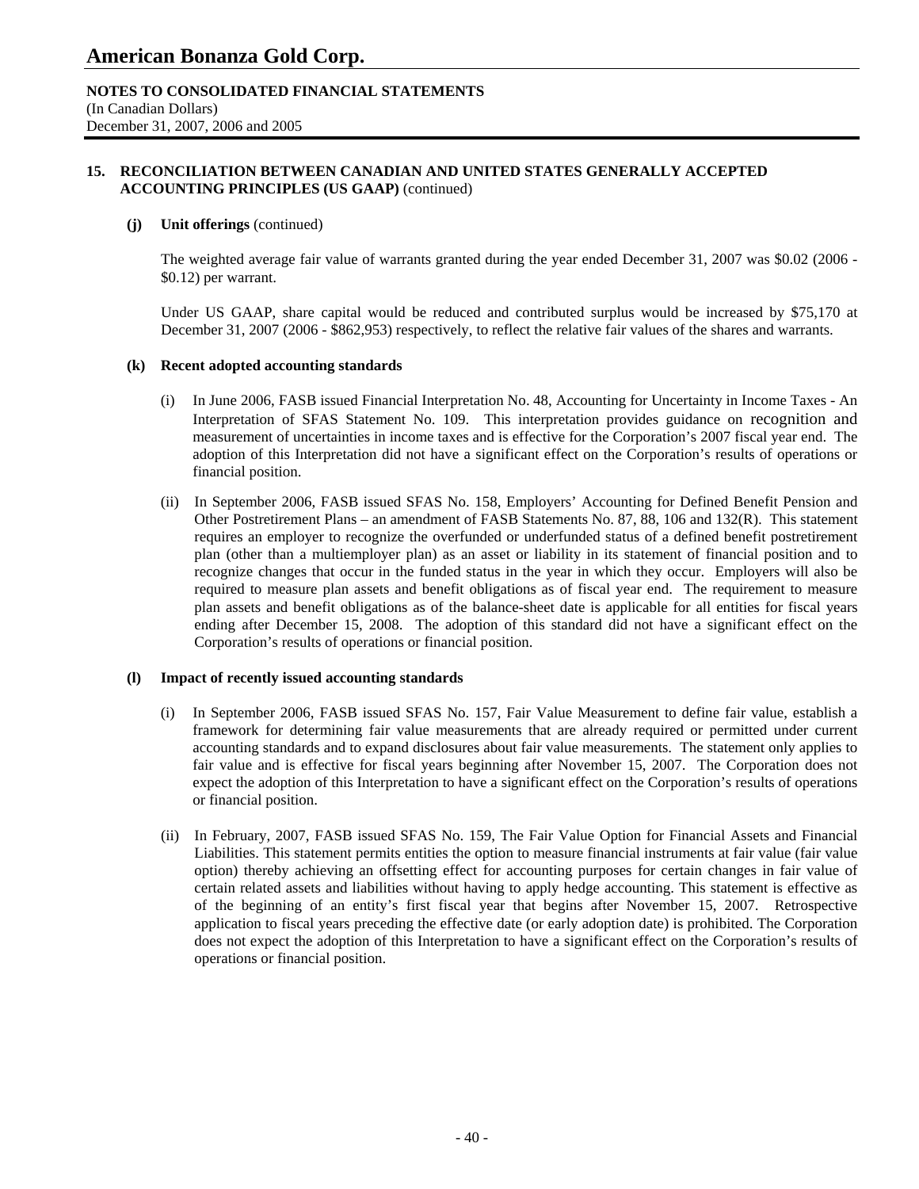# American Bonanza Gold Corp.

**NOTES TO CONSOLIDATED FINANCIAL STATEMENTS**
(In Canadian Dollars)
December 31, 2007, 2006 and 2005

## 15. RECONCILIATION BETWEEN CANADIAN AND UNITED STATES GENERALLY ACCEPTED ACCOUNTING PRINCIPLES (US GAAP) (continued)

### (j) Unit offerings (continued)

The weighted average fair value of warrants granted during the year ended December 31, 2007 was $0.02 (2006 - $0.12) per warrant.

Under US GAAP, share capital would be reduced and contributed surplus would be increased by $75,170 at December 31, 2007 (2006 - $862,953) respectively, to reflect the relative fair values of the shares and warrants.

### (k) Recent adopted accounting standards

(i) In June 2006, FASB issued Financial Interpretation No. 48, Accounting for Uncertainty in Income Taxes - An Interpretation of SFAS Statement No. 109. This interpretation provides guidance on recognition and measurement of uncertainties in income taxes and is effective for the Corporation's 2007 fiscal year end. The adoption of this Interpretation did not have a significant effect on the Corporation's results of operations or financial position.

(ii) In September 2006, FASB issued SFAS No. 158, Employers' Accounting for Defined Benefit Pension and Other Postretirement Plans – an amendment of FASB Statements No. 87, 88, 106 and 132(R). This statement requires an employer to recognize the overfunded or underfunded status of a defined benefit postretirement plan (other than a multiemployer plan) as an asset or liability in its statement of financial position and to recognize changes that occur in the funded status in the year in which they occur. Employers will also be required to measure plan assets and benefit obligations as of fiscal year end. The requirement to measure plan assets and benefit obligations as of the balance-sheet date is applicable for all entities for fiscal years ending after December 15, 2008. The adoption of this standard did not have a significant effect on the Corporation's results of operations or financial position.

### (l) Impact of recently issued accounting standards

(i) In September 2006, FASB issued SFAS No. 157, Fair Value Measurement to define fair value, establish a framework for determining fair value measurements that are already required or permitted under current accounting standards and to expand disclosures about fair value measurements. The statement only applies to fair value and is effective for fiscal years beginning after November 15, 2007. The Corporation does not expect the adoption of this Interpretation to have a significant effect on the Corporation's results of operations or financial position.

(ii) In February, 2007, FASB issued SFAS No. 159, The Fair Value Option for Financial Assets and Financial Liabilities. This statement permits entities the option to measure financial instruments at fair value (fair value option) thereby achieving an offsetting effect for accounting purposes for certain changes in fair value of certain related assets and liabilities without having to apply hedge accounting. This statement is effective as of the beginning of an entity's first fiscal year that begins after November 15, 2007. Retrospective application to fiscal years preceding the effective date (or early adoption date) is prohibited. The Corporation does not expect the adoption of this Interpretation to have a significant effect on the Corporation's results of operations or financial position.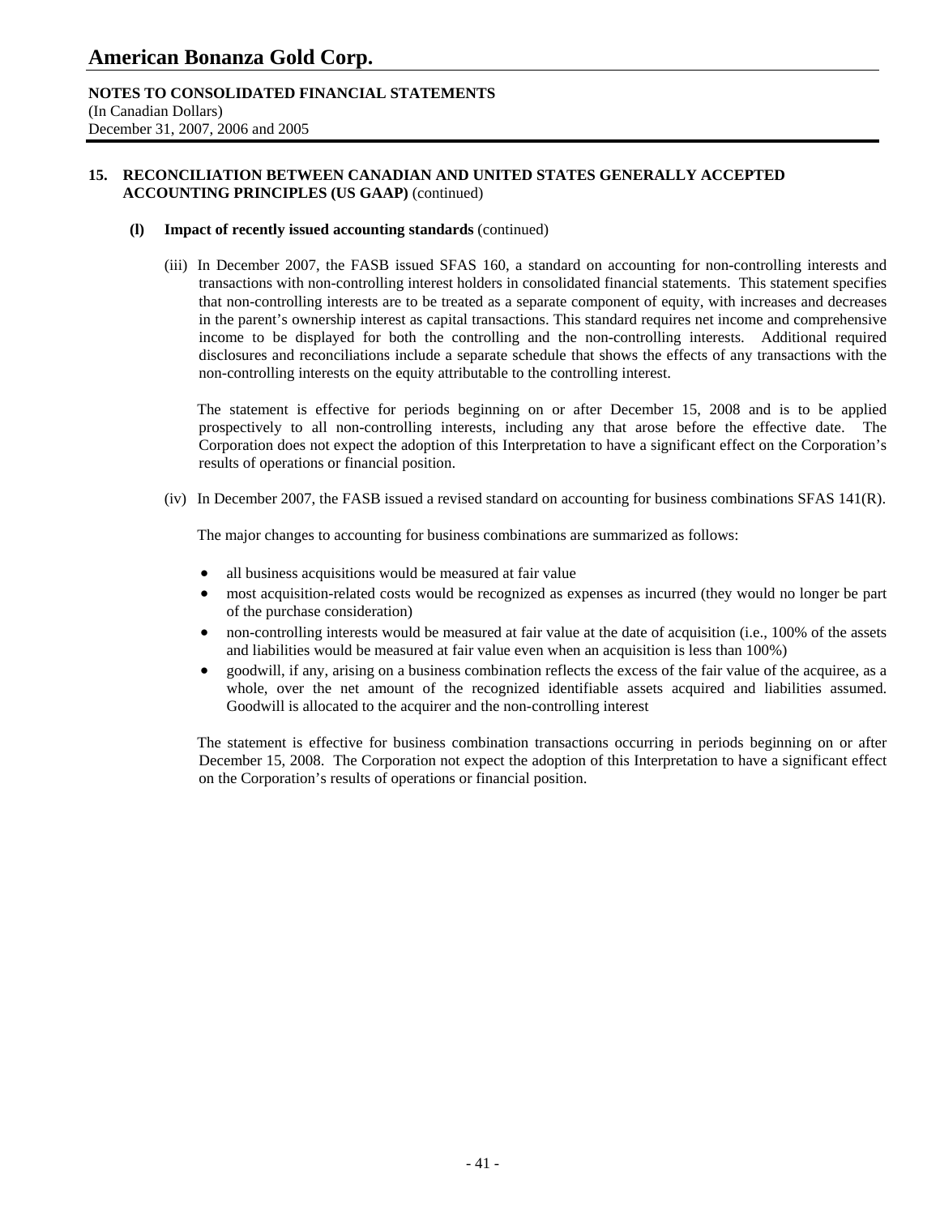## 15. RECONCILIATION BETWEEN CANADIAN AND UNITED STATES GENERALLY ACCEPTED ACCOUNTING PRINCIPLES (US GAAP) (continued)

### (l) Impact of recently issued accounting standards (continued)

(iii) In December 2007, the FASB issued SFAS 160, a standard on accounting for non-controlling interests and transactions with non-controlling interest holders in consolidated financial statements. This statement specifies that non-controlling interests are to be treated as a separate component of equity, with increases and decreases in the parent's ownership interest as capital transactions. This standard requires net income and comprehensive income to be displayed for both the controlling and the non-controlling interests. Additional required disclosures and reconciliations include a separate schedule that shows the effects of any transactions with the non-controlling interests on the equity attributable to the controlling interest.

The statement is effective for periods beginning on or after December 15, 2008 and is to be applied prospectively to all non-controlling interests, including any that arose before the effective date. The Corporation does not expect the adoption of this Interpretation to have a significant effect on the Corporation's results of operations or financial position.

(iv) In December 2007, the FASB issued a revised standard on accounting for business combinations SFAS 141(R).

The major changes to accounting for business combinations are summarized as follows:

- all business acquisitions would be measured at fair value
- most acquisition-related costs would be recognized as expenses as incurred (they would no longer be part of the purchase consideration)
- non-controlling interests would be measured at fair value at the date of acquisition (i.e., 100% of the assets and liabilities would be measured at fair value even when an acquisition is less than 100%)
- goodwill, if any, arising on a business combination reflects the excess of the fair value of the acquiree, as a whole, over the net amount of the recognized identifiable assets acquired and liabilities assumed. Goodwill is allocated to the acquirer and the non-controlling interest

The statement is effective for business combination transactions occurring in periods beginning on or after December 15, 2008. The Corporation not expect the adoption of this Interpretation to have a significant effect on the Corporation's results of operations or financial position.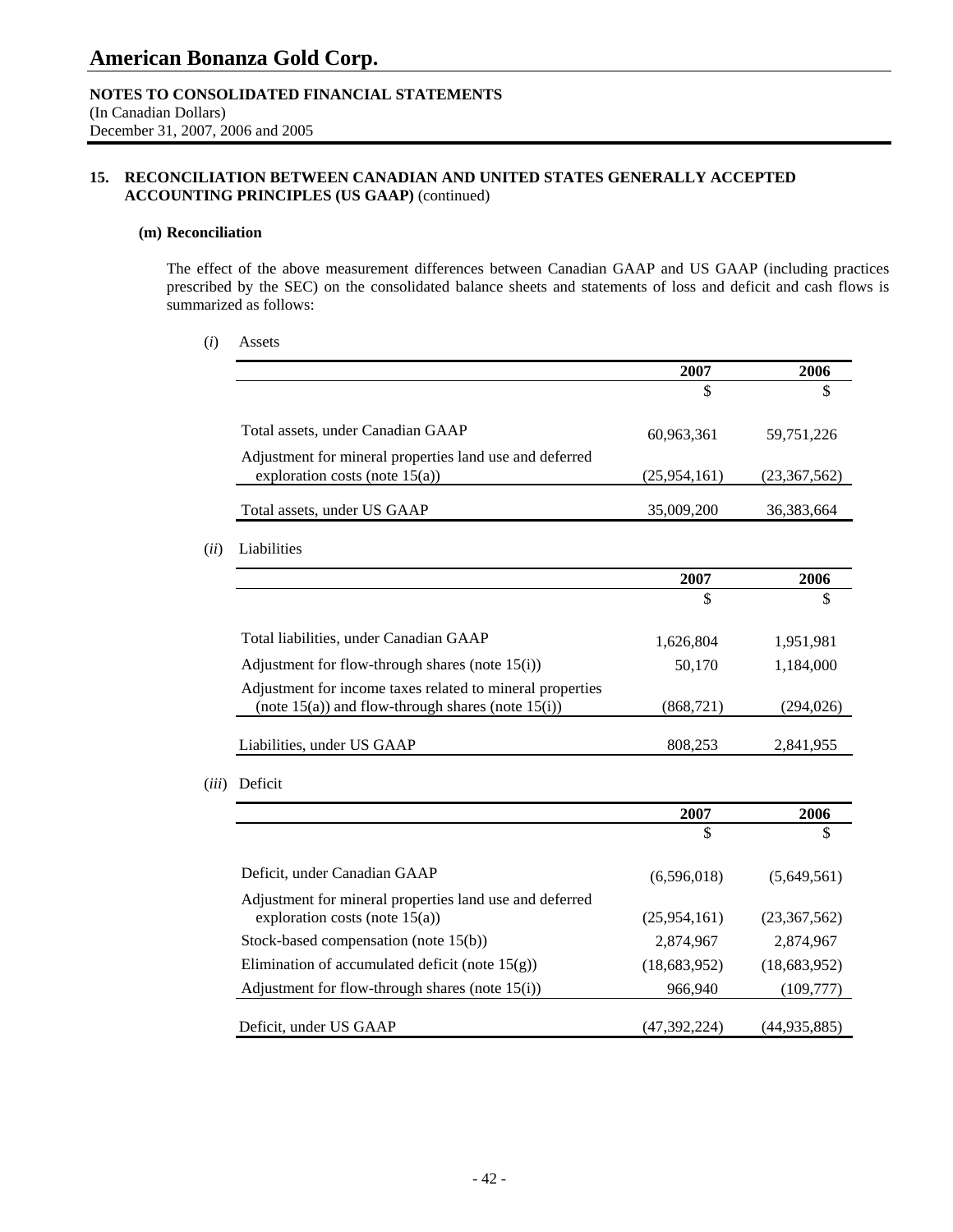# American Bonanza Gold Corp.

**NOTES TO CONSOLIDATED FINANCIAL STATEMENTS**
(In Canadian Dollars)
December 31, 2007, 2006 and 2005

## 15. RECONCILIATION BETWEEN CANADIAN AND UNITED STATES GENERALLY ACCEPTED ACCOUNTING PRINCIPLES (US GAAP) (continued)

### (m) Reconciliation

The effect of the above measurement differences between Canadian GAAP and US GAAP (including practices prescribed by the SEC) on the consolidated balance sheets and statements of loss and deficit and cash flows is summarized as follows:

(*i*) Assets

| | 2007 | 2006 |
|---|---|---|
| | $ | $ |
| Total assets, under Canadian GAAP | 60,963,361 | 59,751,226 |
| Adjustment for mineral properties land use and deferred exploration costs (note 15(a)) | (25,954,161) | (23,367,562) |
| Total assets, under US GAAP | 35,009,200 | 36,383,664 |

(*ii*) Liabilities

| | 2007 | 2006 |
|---|---|---|
| | $ | $ |
| Total liabilities, under Canadian GAAP | 1,626,804 | 1,951,981 |
| Adjustment for flow-through shares (note 15(i)) | 50,170 | 1,184,000 |
| Adjustment for income taxes related to mineral properties (note 15(a)) and flow-through shares (note 15(i)) | (868,721) | (294,026) |
| Liabilities, under US GAAP | 808,253 | 2,841,955 |

(*iii*) Deficit

| | 2007 | 2006 |
|---|---|---|
| | $ | $ |
| Deficit, under Canadian GAAP | (6,596,018) | (5,649,561) |
| Adjustment for mineral properties land use and deferred exploration costs (note 15(a)) | (25,954,161) | (23,367,562) |
| Stock-based compensation (note 15(b)) | 2,874,967 | 2,874,967 |
| Elimination of accumulated deficit (note 15(g)) | (18,683,952) | (18,683,952) |
| Adjustment for flow-through shares (note 15(i)) | 966,940 | (109,777) |
| Deficit, under US GAAP | (47,392,224) | (44,935,885) |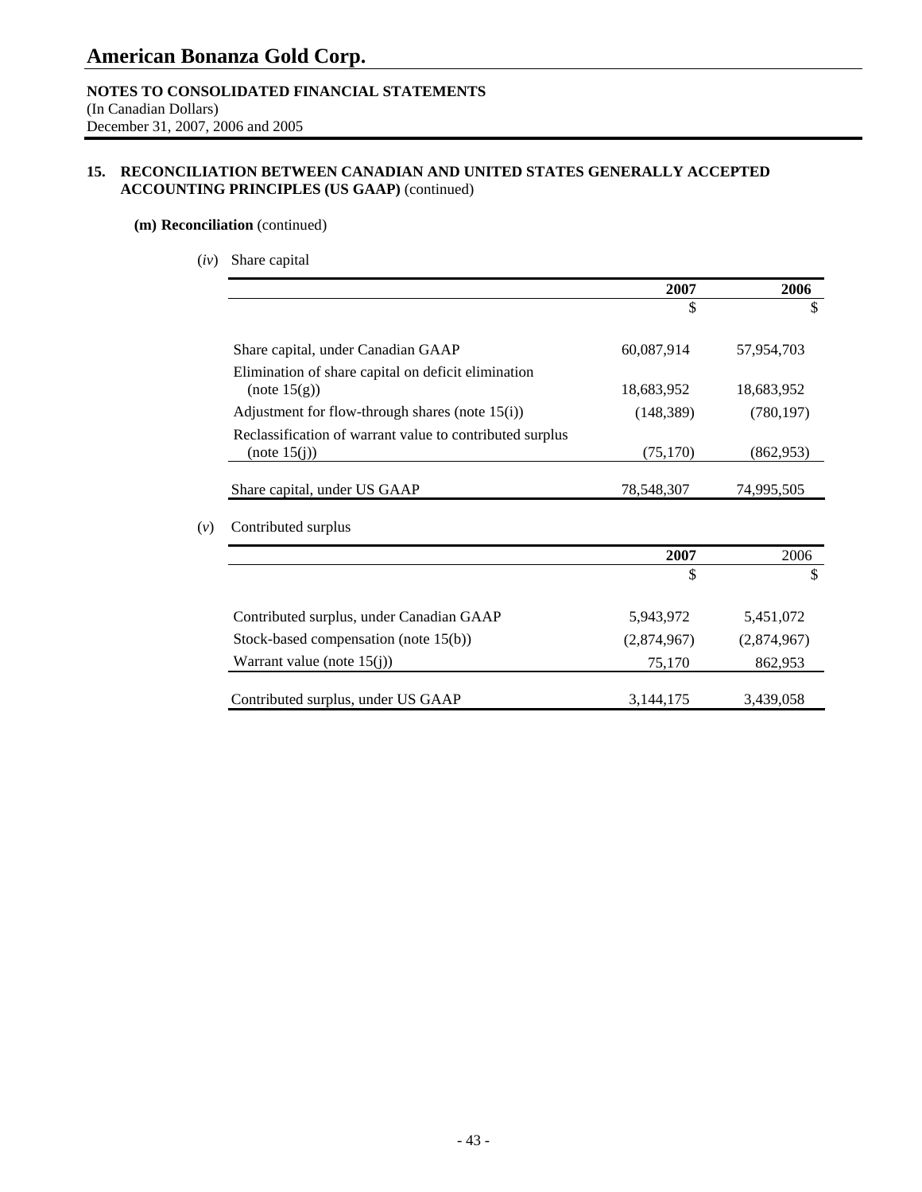# American Bonanza Gold Corp.

**NOTES TO CONSOLIDATED FINANCIAL STATEMENTS**
(In Canadian Dollars)
December 31, 2007, 2006 and 2005

## 15. RECONCILIATION BETWEEN CANADIAN AND UNITED STATES GENERALLY ACCEPTED ACCOUNTING PRINCIPLES (US GAAP) (continued)

### (m) Reconciliation (continued)

(*iv*) Share capital

| | 2007 | 2006 |
|---|---|---|
| | $ | $ |
| Share capital, under Canadian GAAP | 60,087,914 | 57,954,703 |
| Elimination of share capital on deficit elimination (note 15(g)) | 18,683,952 | 18,683,952 |
| Adjustment for flow-through shares (note 15(i)) | (148,389) | (780,197) |
| Reclassification of warrant value to contributed surplus (note 15(j)) | (75,170) | (862,953) |
| Share capital, under US GAAP | 78,548,307 | 74,995,505 |

(*v*) Contributed surplus

| | 2007 | 2006 |
|---|---|---|
| | $ | $ |
| Contributed surplus, under Canadian GAAP | 5,943,972 | 5,451,072 |
| Stock-based compensation (note 15(b)) | (2,874,967) | (2,874,967) |
| Warrant value (note 15(j)) | 75,170 | 862,953 |
| Contributed surplus, under US GAAP | 3,144,175 | 3,439,058 |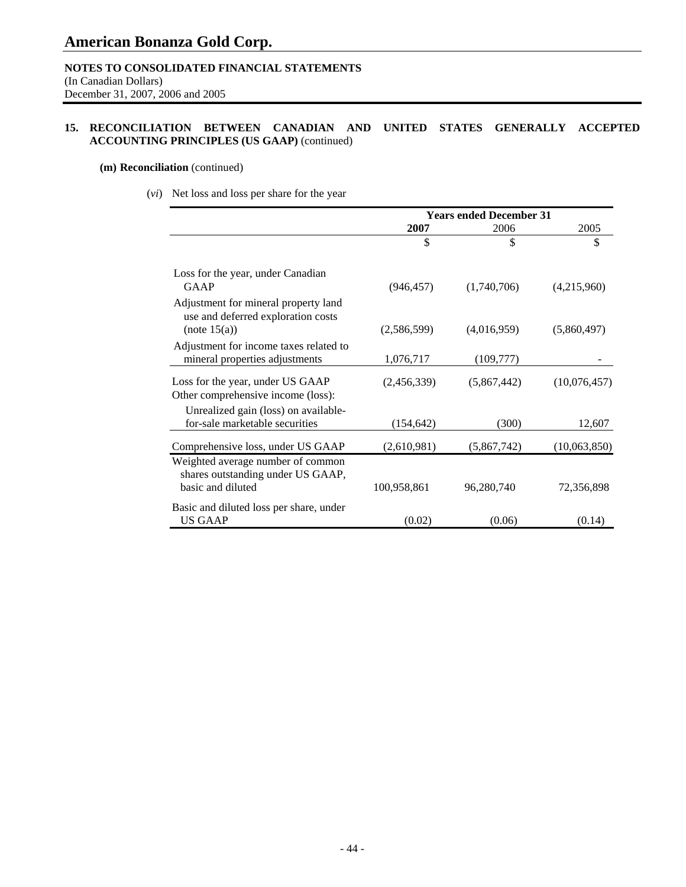# American Bonanza Gold Corp.

**NOTES TO CONSOLIDATED FINANCIAL STATEMENTS**
(In Canadian Dollars)
December 31, 2007, 2006 and 2005

**15. RECONCILIATION BETWEEN CANADIAN AND UNITED STATES GENERALLY ACCEPTED ACCOUNTING PRINCIPLES (US GAAP)** (continued)

**(m) Reconciliation** (continued)

(*vi*) Net loss and loss per share for the year

| | Years ended December 31 | | |
|---|---|---|---|
| | **2007** | 2006 | 2005 |
| | $ | $ | $ |
| Loss for the year, under Canadian GAAP | (946,457) | (1,740,706) | (4,215,960) |
| Adjustment for mineral property land use and deferred exploration costs (note 15(a)) | (2,586,599) | (4,016,959) | (5,860,497) |
| Adjustment for income taxes related to mineral properties adjustments | 1,076,717 | (109,777) | - |
| Loss for the year, under US GAAP | (2,456,339) | (5,867,442) | (10,076,457) |
| Other comprehensive income (loss): | | | |
| Unrealized gain (loss) on available-for-sale marketable securities | (154,642) | (300) | 12,607 |
| Comprehensive loss, under US GAAP | (2,610,981) | (5,867,742) | (10,063,850) |
| Weighted average number of common shares outstanding under US GAAP, basic and diluted | 100,958,861 | 96,280,740 | 72,356,898 |
| Basic and diluted loss per share, under US GAAP | (0.02) | (0.06) | (0.14) |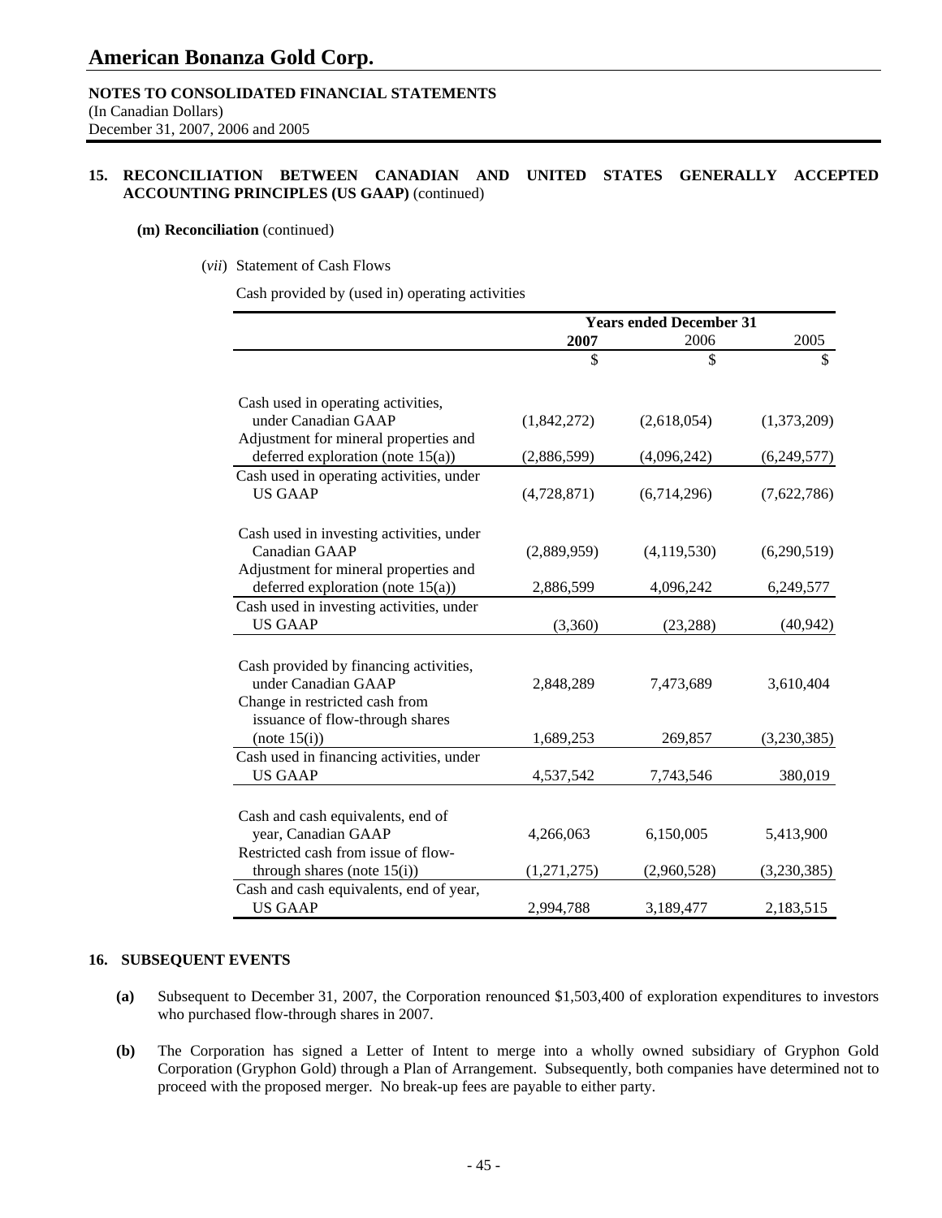# American Bonanza Gold Corp.

**NOTES TO CONSOLIDATED FINANCIAL STATEMENTS**
(In Canadian Dollars)
December 31, 2007, 2006 and 2005

## 15. RECONCILIATION BETWEEN CANADIAN AND UNITED STATES GENERALLY ACCEPTED ACCOUNTING PRINCIPLES (US GAAP) (continued)

**(m) Reconciliation** (continued)

(*vii*) Statement of Cash Flows

Cash provided by (used in) operating activities

| | Years ended December 31 | | |
|---|---|---|---|
| | **2007** | 2006 | 2005 |
| | $ | $ | $ |
| Cash used in operating activities, under Canadian GAAP | (1,842,272) | (2,618,054) | (1,373,209) |
| Adjustment for mineral properties and deferred exploration (note 15(a)) | (2,886,599) | (4,096,242) | (6,249,577) |
| Cash used in operating activities, under US GAAP | (4,728,871) | (6,714,296) | (7,622,786) |
| Cash used in investing activities, under Canadian GAAP | (2,889,959) | (4,119,530) | (6,290,519) |
| Adjustment for mineral properties and deferred exploration (note 15(a)) | 2,886,599 | 4,096,242 | 6,249,577 |
| Cash used in investing activities, under US GAAP | (3,360) | (23,288) | (40,942) |
| Cash provided by financing activities, under Canadian GAAP | 2,848,289 | 7,473,689 | 3,610,404 |
| Change in restricted cash from issuance of flow-through shares (note 15(i)) | 1,689,253 | 269,857 | (3,230,385) |
| Cash used in financing activities, under US GAAP | 4,537,542 | 7,743,546 | 380,019 |
| Cash and cash equivalents, end of year, Canadian GAAP | 4,266,063 | 6,150,005 | 5,413,900 |
| Restricted cash from issue of flow-through shares (note 15(i)) | (1,271,275) | (2,960,528) | (3,230,385) |
| Cash and cash equivalents, end of year, US GAAP | 2,994,788 | 3,189,477 | 2,183,515 |

## 16. SUBSEQUENT EVENTS

**(a)** Subsequent to December 31, 2007, the Corporation renounced $1,503,400 of exploration expenditures to investors who purchased flow-through shares in 2007.

**(b)** The Corporation has signed a Letter of Intent to merge into a wholly owned subsidiary of Gryphon Gold Corporation (Gryphon Gold) through a Plan of Arrangement. Subsequently, both companies have determined not to proceed with the proposed merger. No break-up fees are payable to either party.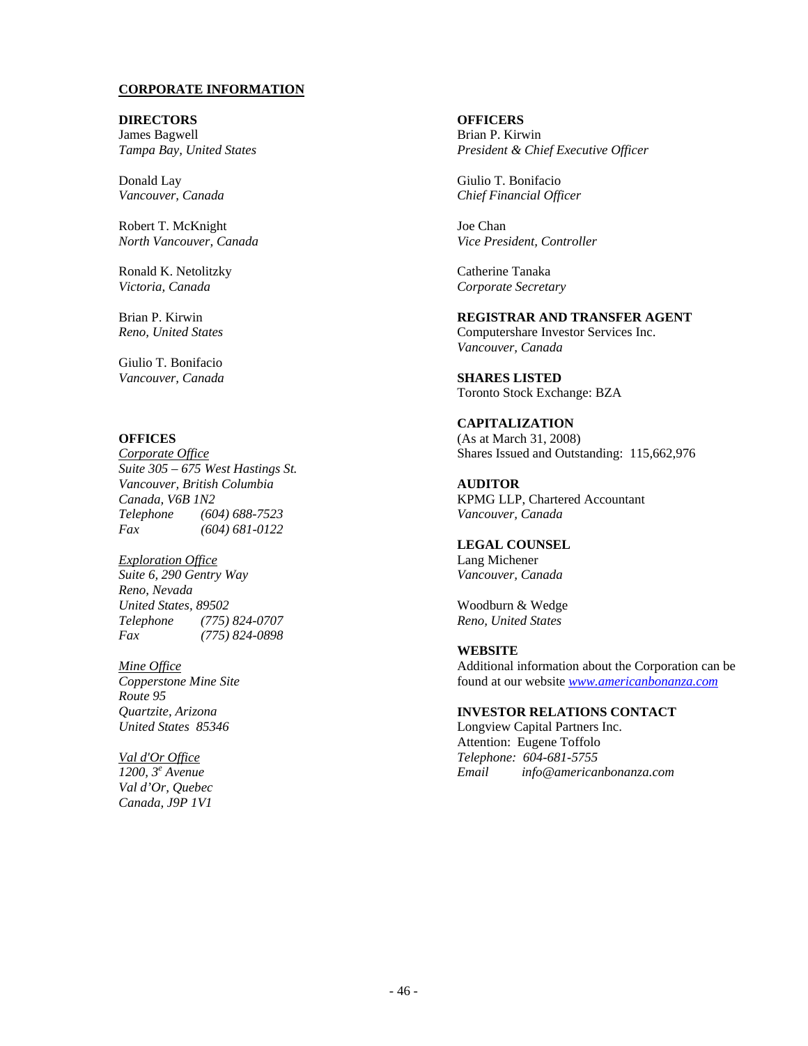## CORPORATE INFORMATION

**DIRECTORS**

James Bagwell
*Tampa Bay, United States*

Donald Lay
*Vancouver, Canada*

Robert T. McKnight
*North Vancouver, Canada*

Ronald K. Netolitzky
*Victoria, Canada*

Brian P. Kirwin
*Reno, United States*

Giulio T. Bonifacio
*Vancouver, Canada*

**OFFICES**

*Corporate Office*
*Suite 305 – 675 West Hastings St.*
*Vancouver, British Columbia*
*Canada, V6B 1N2*
*Telephone (604) 688-7523*
*Fax (604) 681-0122*

*Exploration Office*
*Suite 6, 290 Gentry Way*
*Reno, Nevada*
*United States, 89502*
*Telephone (775) 824-0707*
*Fax (775) 824-0898*

*Mine Office*
*Copperstone Mine Site*
*Route 95*
*Quartzite, Arizona*
*United States 85346*

*Val d'Or Office*
*1200, 3e Avenue*
*Val d'Or, Quebec*
*Canada, J9P 1V1*

**OFFICERS**

Brian P. Kirwin
*President & Chief Executive Officer*

Giulio T. Bonifacio
*Chief Financial Officer*

Joe Chan
*Vice President, Controller*

Catherine Tanaka
*Corporate Secretary*

**REGISTRAR AND TRANSFER AGENT**

Computershare Investor Services Inc.
*Vancouver, Canada*

**SHARES LISTED**

Toronto Stock Exchange: BZA

**CAPITALIZATION**

(As at March 31, 2008)
Shares Issued and Outstanding: 115,662,976

**AUDITOR**

KPMG LLP, Chartered Accountant
*Vancouver, Canada*

**LEGAL COUNSEL**

Lang Michener
*Vancouver, Canada*

Woodburn & Wedge
*Reno, United States*

**WEBSITE**

Additional information about the Corporation can be found at our website *www.americanbonanza.com*

**INVESTOR RELATIONS CONTACT**

Longview Capital Partners Inc.
Attention: Eugene Toffolo
*Telephone: 604-681-5755*
*Email info@americanbonanza.com*